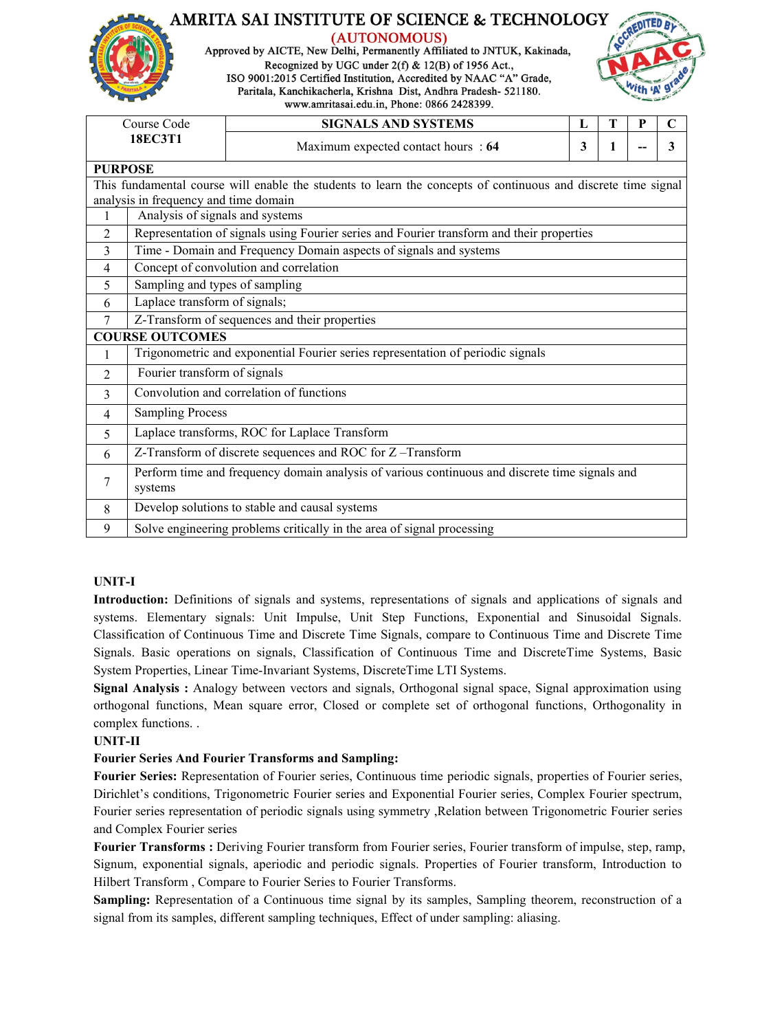# AMRITA SAI INSTITUTE OF SCIENCE & TECHNOLOGY

(AUTONOMOUS)

Approved by AICTE, New Delhi, Permanently Affiliated to JNTUK, Kakinada,
Recognized by UGC under 2(f) & 12(B) of 1956 Act.,
ISO 9001:2015 Certified Institution, Accredited by NAAC "A" Grade,
Paritala, Kanchikacherla, Krishna Dist, Andhra Pradesh- 521180.
www.amritasai.edu.in, Phone: 0866 2428399.

| Course Code | SIGNALS AND SYSTEMS | L | T | P | C |
|---|---|---|---|---|---|
| **18EC3T1** | Maximum expected contact hours : **64** | **3** | **1** | **--** | **3** |

**PURPOSE**

This fundamental course will enable the students to learn the concepts of continuous and discrete time signal analysis in frequency and time domain

| | |
|---|---|
| 1 | Analysis of signals and systems |
| 2 | Representation of signals using Fourier series and Fourier transform and their properties |
| 3 | Time - Domain and Frequency Domain aspects of signals and systems |
| 4 | Concept of convolution and correlation |
| 5 | Sampling and types of sampling |
| 6 | Laplace transform of signals; |
| 7 | Z-Transform of sequences and their properties |

**COURSE OUTCOMES**

| | |
|---|---|
| 1 | Trigonometric and exponential Fourier series representation of periodic signals |
| 2 | Fourier transform of signals |
| 3 | Convolution and correlation of functions |
| 4 | Sampling Process |
| 5 | Laplace transforms, ROC for Laplace Transform |
| 6 | Z-Transform of discrete sequences and ROC for Z –Transform |
| 7 | Perform time and frequency domain analysis of various continuous and discrete time signals and systems |
| 8 | Develop solutions to stable and causal systems |
| 9 | Solve engineering problems critically in the area of signal processing |

**UNIT-I**

**Introduction:** Definitions of signals and systems, representations of signals and applications of signals and systems. Elementary signals: Unit Impulse, Unit Step Functions, Exponential and Sinusoidal Signals. Classification of Continuous Time and Discrete Time Signals, compare to Continuous Time and Discrete Time Signals. Basic operations on signals, Classification of Continuous Time and DiscreteTime Systems, Basic System Properties, Linear Time-Invariant Systems, DiscreteTime LTI Systems.

**Signal Analysis :** Analogy between vectors and signals, Orthogonal signal space, Signal approximation using orthogonal functions, Mean square error, Closed or complete set of orthogonal functions, Orthogonality in complex functions. .

**UNIT-II**

**Fourier Series And Fourier Transforms and Sampling:**

**Fourier Series:** Representation of Fourier series, Continuous time periodic signals, properties of Fourier series, Dirichlet's conditions, Trigonometric Fourier series and Exponential Fourier series, Complex Fourier spectrum, Fourier series representation of periodic signals using symmetry ,Relation between Trigonometric Fourier series and Complex Fourier series

**Fourier Transforms :** Deriving Fourier transform from Fourier series, Fourier transform of impulse, step, ramp, Signum, exponential signals, aperiodic and periodic signals. Properties of Fourier transform, Introduction to Hilbert Transform , Compare to Fourier Series to Fourier Transforms.

**Sampling:** Representation of a Continuous time signal by its samples, Sampling theorem, reconstruction of a signal from its samples, different sampling techniques, Effect of under sampling: aliasing.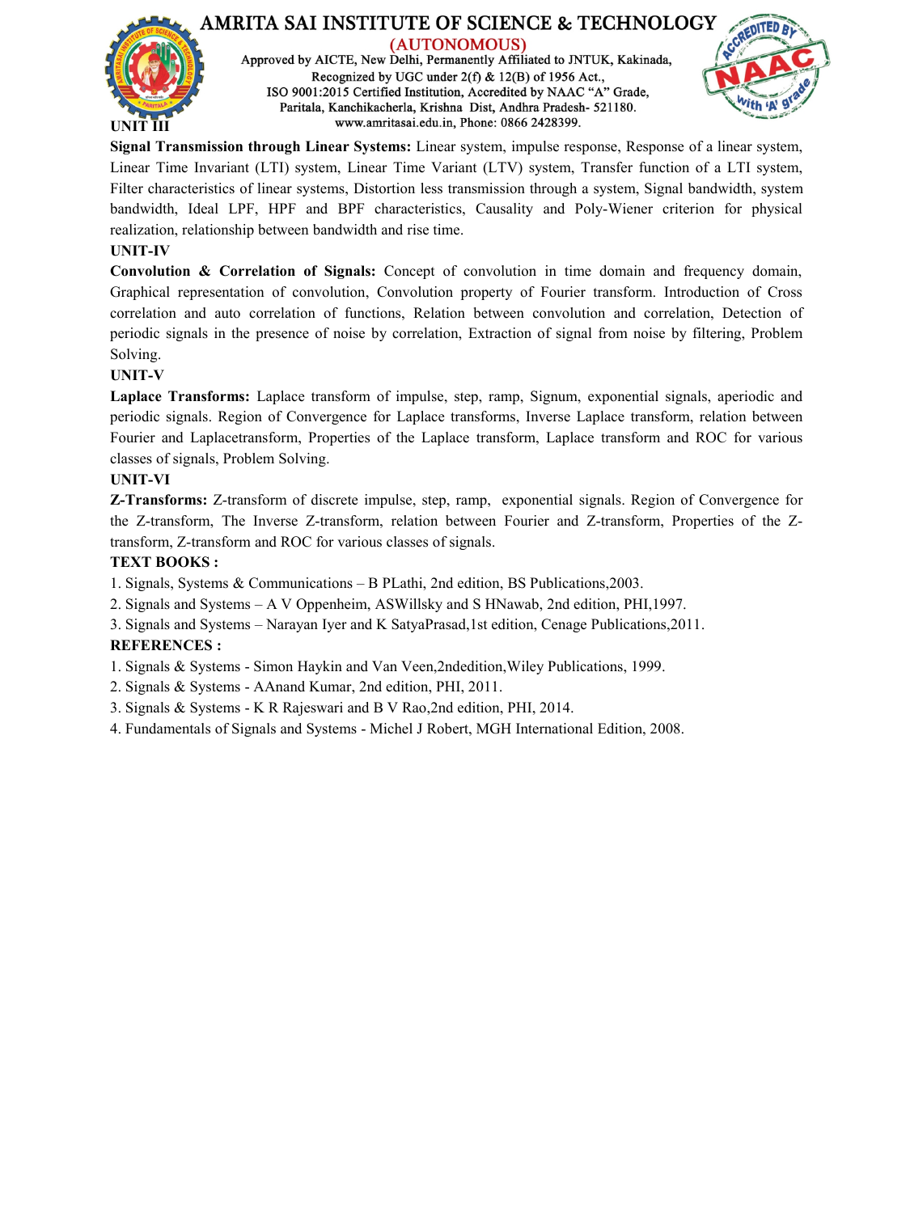## UNIT III

**Signal Transmission through Linear Systems:** Linear system, impulse response, Response of a linear system, Linear Time Invariant (LTI) system, Linear Time Variant (LTV) system, Transfer function of a LTI system, Filter characteristics of linear systems, Distortion less transmission through a system, Signal bandwidth, system bandwidth, Ideal LPF, HPF and BPF characteristics, Causality and Poly-Wiener criterion for physical realization, relationship between bandwidth and rise time.

## UNIT-IV

**Convolution & Correlation of Signals:** Concept of convolution in time domain and frequency domain, Graphical representation of convolution, Convolution property of Fourier transform. Introduction of Cross correlation and auto correlation of functions, Relation between convolution and correlation, Detection of periodic signals in the presence of noise by correlation, Extraction of signal from noise by filtering, Problem Solving.

## UNIT-V

**Laplace Transforms:** Laplace transform of impulse, step, ramp, Signum, exponential signals, aperiodic and periodic signals. Region of Convergence for Laplace transforms, Inverse Laplace transform, relation between Fourier and Laplacetransform, Properties of the Laplace transform, Laplace transform and ROC for various classes of signals, Problem Solving.

## UNIT-VI

**Z-Transforms:** Z-transform of discrete impulse, step, ramp, exponential signals. Region of Convergence for the Z-transform, The Inverse Z-transform, relation between Fourier and Z-transform, Properties of the Z-transform, Z-transform and ROC for various classes of signals.

## TEXT BOOKS :

1. Signals, Systems & Communications – B PLathi, 2nd edition, BS Publications,2003.
2. Signals and Systems – A V Oppenheim, ASWillsky and S HNawab, 2nd edition, PHI,1997.
3. Signals and Systems – Narayan Iyer and K SatyaPrasad,1st edition, Cenage Publications,2011.

## REFERENCES :

1. Signals & Systems - Simon Haykin and Van Veen,2ndedition,Wiley Publications, 1999.
2. Signals & Systems - AAnand Kumar, 2nd edition, PHI, 2011.
3. Signals & Systems - K R Rajeswari and B V Rao,2nd edition, PHI, 2014.
4. Fundamentals of Signals and Systems - Michel J Robert, MGH International Edition, 2008.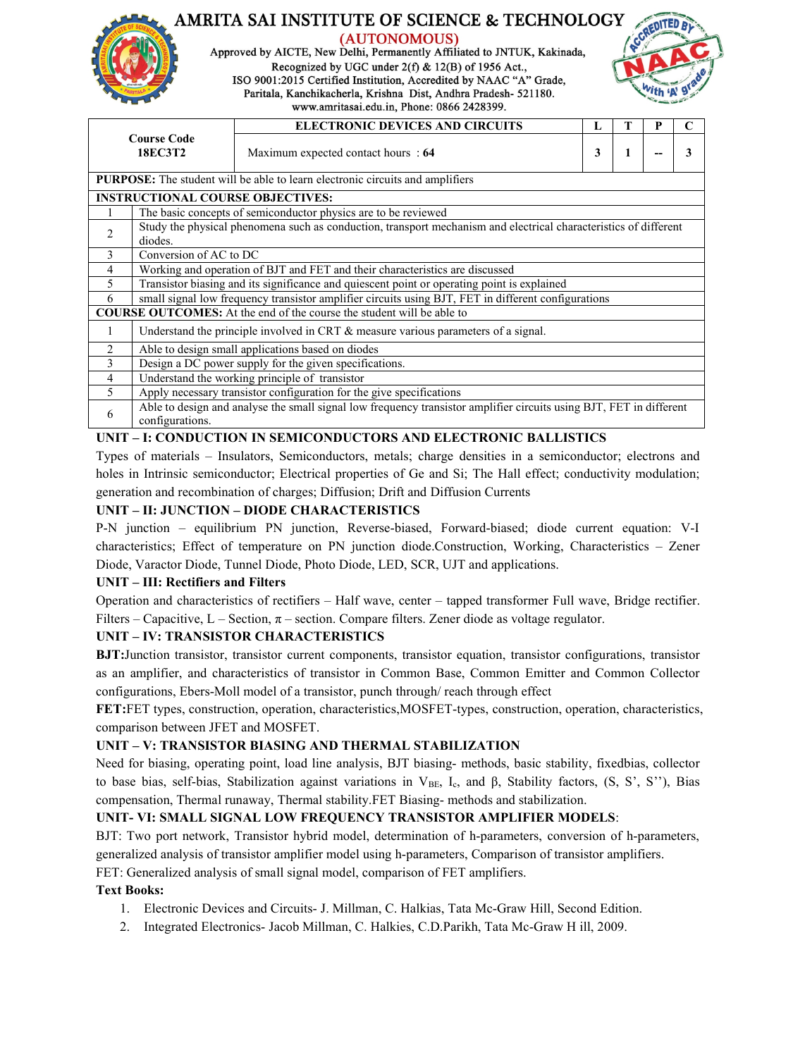# AMRITA SAI INSTITUTE OF SCIENCE & TECHNOLOGY

(AUTONOMOUS)

Approved by AICTE, New Delhi, Permanently Affiliated to JNTUK, Kakinada, Recognized by UGC under 2(f) & 12(B) of 1956 Act., ISO 9001:2015 Certified Institution, Accredited by NAAC "A" Grade, Paritala, Kanchikacherla, Krishna Dist, Andhra Pradesh- 521180. www.amritasai.edu.in, Phone: 0866 2428399.

| Course Code 18EC3T2 | ELECTRONIC DEVICES AND CIRCUITS | L | T | P | C |
|---|---|---|---|---|---|
| | Maximum expected contact hours : **64** | 3 | 1 | -- | 3 |

**PURPOSE:** The student will be able to learn electronic circuits and amplifiers

**INSTRUCTIONAL COURSE OBJECTIVES:**

| | |
|---|---|
| 1 | The basic concepts of semiconductor physics are to be reviewed |
| 2 | Study the physical phenomena such as conduction, transport mechanism and electrical characteristics of different diodes. |
| 3 | Conversion of AC to DC |
| 4 | Working and operation of BJT and FET and their characteristics are discussed |
| 5 | Transistor biasing and its significance and quiescent point or operating point is explained |
| 6 | small signal low frequency transistor amplifier circuits using BJT, FET in different configurations |

**COURSE OUTCOMES:** At the end of the course the student will be able to

| | |
|---|---|
| 1 | Understand the principle involved in CRT & measure various parameters of a signal. |
| 2 | Able to design small applications based on diodes |
| 3 | Design a DC power supply for the given specifications. |
| 4 | Understand the working principle of transistor |
| 5 | Apply necessary transistor configuration for the give specifications |
| 6 | Able to design and analyse the small signal low frequency transistor amplifier circuits using BJT, FET in different configurations. |

### UNIT – I: CONDUCTION IN SEMICONDUCTORS AND ELECTRONIC BALLISTICS

Types of materials – Insulators, Semiconductors, metals; charge densities in a semiconductor; electrons and holes in Intrinsic semiconductor; Electrical properties of Ge and Si; The Hall effect; conductivity modulation; generation and recombination of charges; Diffusion; Drift and Diffusion Currents

### UNIT – II: JUNCTION – DIODE CHARACTERISTICS

P-N junction – equilibrium PN junction, Reverse-biased, Forward-biased; diode current equation: V-I characteristics; Effect of temperature on PN junction diode.Construction, Working, Characteristics – Zener Diode, Varactor Diode, Tunnel Diode, Photo Diode, LED, SCR, UJT and applications.

### UNIT – III: Rectifiers and Filters

Operation and characteristics of rectifiers – Half wave, center – tapped transformer Full wave, Bridge rectifier. Filters – Capacitive, L – Section, π – section. Compare filters. Zener diode as voltage regulator.

### UNIT – IV: TRANSISTOR CHARACTERISTICS

**BJT:**Junction transistor, transistor current components, transistor equation, transistor configurations, transistor as an amplifier, and characteristics of transistor in Common Base, Common Emitter and Common Collector configurations, Ebers-Moll model of a transistor, punch through/ reach through effect

**FET:**FET types, construction, operation, characteristics,MOSFET-types, construction, operation, characteristics, comparison between JFET and MOSFET.

### UNIT – V: TRANSISTOR BIASING AND THERMAL STABILIZATION

Need for biasing, operating point, load line analysis, BJT biasing- methods, basic stability, fixedbias, collector to base bias, self-bias, Stabilization against variations in $V_{BE}$, $I_c$, and β, Stability factors, (S, S', S''), Bias compensation, Thermal runaway, Thermal stability.FET Biasing- methods and stabilization.

### UNIT- VI: SMALL SIGNAL LOW FREQUENCY TRANSISTOR AMPLIFIER MODELS:

BJT: Two port network, Transistor hybrid model, determination of h-parameters, conversion of h-parameters, generalized analysis of transistor amplifier model using h-parameters, Comparison of transistor amplifiers.

FET: Generalized analysis of small signal model, comparison of FET amplifiers.

**Text Books:**

1. Electronic Devices and Circuits- J. Millman, C. Halkias, Tata Mc-Graw Hill, Second Edition.
2. Integrated Electronics- Jacob Millman, C. Halkies, C.D.Parikh, Tata Mc-Graw H ill, 2009.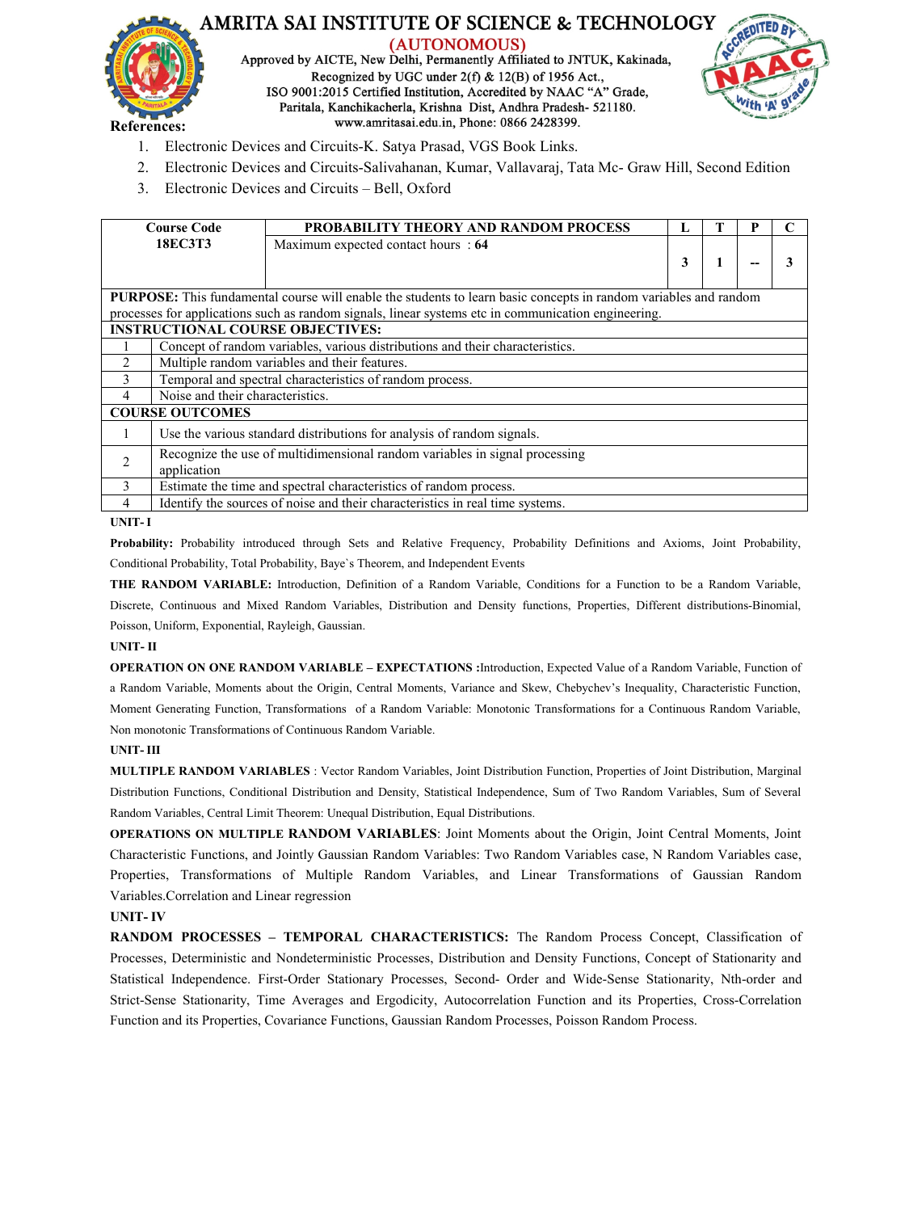**References:**

1. Electronic Devices and Circuits-K. Satya Prasad, VGS Book Links.
2. Electronic Devices and Circuits-Salivahanan, Kumar, Vallavaraj, Tata Mc- Graw Hill, Second Edition
3. Electronic Devices and Circuits – Bell, Oxford

| Course Code | PROBABILITY THEORY AND RANDOM PROCESS | L | T | P | C |
|---|---|---|---|---|---|
| 18EC3T3 | Maximum expected contact hours : **64** | 3 | 1 | -- | 3 |

**PURPOSE:** This fundamental course will enable the students to learn basic concepts in random variables and random processes for applications such as random signals, linear systems etc in communication engineering.

| **INSTRUCTIONAL COURSE OBJECTIVES:** | |
|---|---|
| 1 | Concept of random variables, various distributions and their characteristics. |
| 2 | Multiple random variables and their features. |
| 3 | Temporal and spectral characteristics of random process. |
| 4 | Noise and their characteristics. |

| **COURSE OUTCOMES** | |
|---|---|
| 1 | Use the various standard distributions for analysis of random signals. |
| 2 | Recognize the use of multidimensional random variables in signal processing application |
| 3 | Estimate the time and spectral characteristics of random process. |
| 4 | Identify the sources of noise and their characteristics in real time systems. |

**UNIT- I**

**Probability:** Probability introduced through Sets and Relative Frequency, Probability Definitions and Axioms, Joint Probability, Conditional Probability, Total Probability, Baye`s Theorem, and Independent Events

**THE RANDOM VARIABLE:** Introduction, Definition of a Random Variable, Conditions for a Function to be a Random Variable, Discrete, Continuous and Mixed Random Variables, Distribution and Density functions, Properties, Different distributions-Binomial, Poisson, Uniform, Exponential, Rayleigh, Gaussian.

**UNIT- II**

**OPERATION ON ONE RANDOM VARIABLE – EXPECTATIONS :**Introduction, Expected Value of a Random Variable, Function of a Random Variable, Moments about the Origin, Central Moments, Variance and Skew, Chebychev's Inequality, Characteristic Function, Moment Generating Function, Transformations of a Random Variable: Monotonic Transformations for a Continuous Random Variable, Non monotonic Transformations of Continuous Random Variable.

**UNIT- III**

**MULTIPLE RANDOM VARIABLES** : Vector Random Variables, Joint Distribution Function, Properties of Joint Distribution, Marginal Distribution Functions, Conditional Distribution and Density, Statistical Independence, Sum of Two Random Variables, Sum of Several Random Variables, Central Limit Theorem: Unequal Distribution, Equal Distributions.

**OPERATIONS ON MULTIPLE RANDOM VARIABLES**: Joint Moments about the Origin, Joint Central Moments, Joint Characteristic Functions, and Jointly Gaussian Random Variables: Two Random Variables case, N Random Variables case, Properties, Transformations of Multiple Random Variables, and Linear Transformations of Gaussian Random Variables.Correlation and Linear regression

**UNIT- IV**

**RANDOM PROCESSES – TEMPORAL CHARACTERISTICS:** The Random Process Concept, Classification of Processes, Deterministic and Nondeterministic Processes, Distribution and Density Functions, Concept of Stationarity and Statistical Independence. First-Order Stationary Processes, Second- Order and Wide-Sense Stationarity, Nth-order and Strict-Sense Stationarity, Time Averages and Ergodicity, Autocorrelation Function and its Properties, Cross-Correlation Function and its Properties, Covariance Functions, Gaussian Random Processes, Poisson Random Process.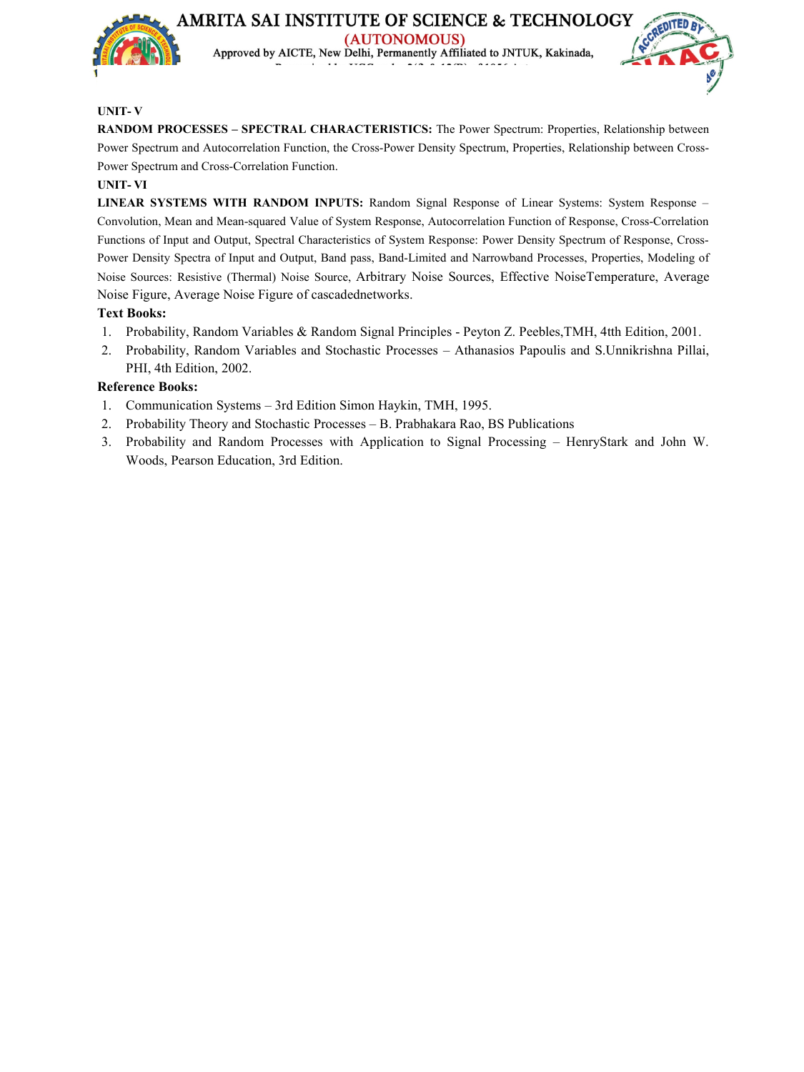**UNIT- V**

**RANDOM PROCESSES – SPECTRAL CHARACTERISTICS:** The Power Spectrum: Properties, Relationship between Power Spectrum and Autocorrelation Function, the Cross-Power Density Spectrum, Properties, Relationship between Cross-Power Spectrum and Cross-Correlation Function.

**UNIT- VI**

**LINEAR SYSTEMS WITH RANDOM INPUTS:** Random Signal Response of Linear Systems: System Response – Convolution, Mean and Mean-squared Value of System Response, Autocorrelation Function of Response, Cross-Correlation Functions of Input and Output, Spectral Characteristics of System Response: Power Density Spectrum of Response, Cross-Power Density Spectra of Input and Output, Band pass, Band-Limited and Narrowband Processes, Properties, Modeling of Noise Sources: Resistive (Thermal) Noise Source, Arbitrary Noise Sources, Effective NoiseTemperature, Average Noise Figure, Average Noise Figure of cascadednetworks.

**Text Books:**

1. Probability, Random Variables & Random Signal Principles - Peyton Z. Peebles,TMH, 4tth Edition, 2001.
2. Probability, Random Variables and Stochastic Processes – Athanasios Papoulis and S.Unnikrishna Pillai, PHI, 4th Edition, 2002.

**Reference Books:**

1. Communication Systems – 3rd Edition Simon Haykin, TMH, 1995.
2. Probability Theory and Stochastic Processes – B. Prabhakara Rao, BS Publications
3. Probability and Random Processes with Application to Signal Processing – HenryStark and John W. Woods, Pearson Education, 3rd Edition.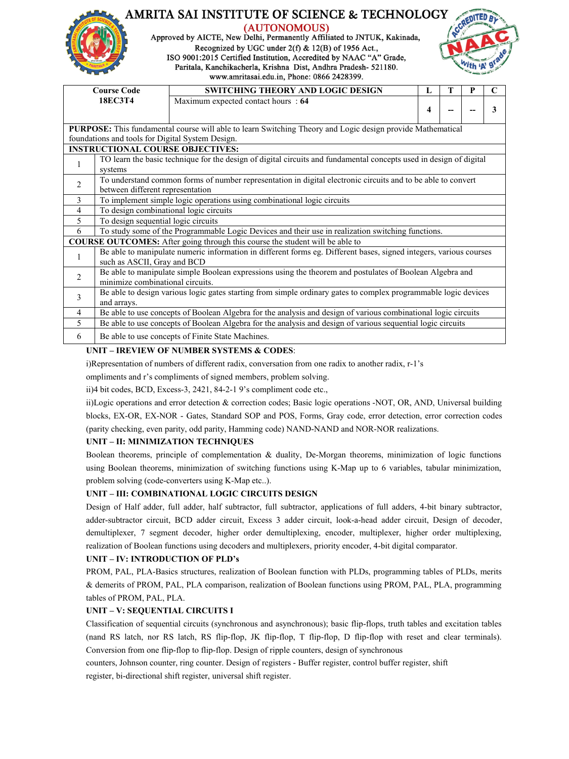# AMRITA SAI INSTITUTE OF SCIENCE & TECHNOLOGY

**(AUTONOMOUS)**

Approved by AICTE, New Delhi, Permanently Affiliated to JNTUK, Kakinada,
Recognized by UGC under 2(f) & 12(B) of 1956 Act.,
ISO 9001:2015 Certified Institution, Accredited by NAAC "A" Grade,
Paritala, Kanchikacherla, Krishna Dist, Andhra Pradesh- 521180.
www.amritasai.edu.in, Phone: 0866 2428399.

| Course Code | SWITCHING THEORY AND LOGIC DESIGN | L | T | P | C |
|---|---|---|---|---|---|
| 18EC3T4 | Maximum expected contact hours : **64** | 4 | -- | -- | 3 |

**PURPOSE:** This fundamental course will able to learn Switching Theory and Logic design provide Mathematical foundations and tools for Digital System Design.

**INSTRUCTIONAL COURSE OBJECTIVES:**

| | |
|---|---|
| 1 | TO learn the basic technique for the design of digital circuits and fundamental concepts used in design of digital systems |
| 2 | To understand common forms of number representation in digital electronic circuits and to be able to convert between different representation |
| 3 | To implement simple logic operations using combinational logic circuits |
| 4 | To design combinational logic circuits |
| 5 | To design sequential logic circuits |
| 6 | To study some of the Programmable Logic Devices and their use in realization switching functions. |

**COURSE OUTCOMES:** After going through this course the student will be able to

| | |
|---|---|
| 1 | Be able to manipulate numeric information in different forms eg. Different bases, signed integers, various courses such as ASCII, Gray and BCD |
| 2 | Be able to manipulate simple Boolean expressions using the theorem and postulates of Boolean Algebra and minimize combinational circuits. |
| 3 | Be able to design various logic gates starting from simple ordinary gates to complex programmable logic devices and arrays. |
| 4 | Be able to use concepts of Boolean Algebra for the analysis and design of various combinational logic circuits |
| 5 | Be able to use concepts of Boolean Algebra for the analysis and design of various sequential logic circuits |
| 6 | Be able to use concepts of Finite State Machines. |

**UNIT – IREVIEW OF NUMBER SYSTEMS & CODES**:

i)Representation of numbers of different radix, conversation from one radix to another radix, r-1's ompliments and r's compliments of signed members, problem solving.

ii)4 bit codes, BCD, Excess-3, 2421, 84-2-1 9's compliment code etc.,

ii)Logic operations and error detection & correction codes; Basic logic operations -NOT, OR, AND, Universal building blocks, EX-OR, EX-NOR - Gates, Standard SOP and POS, Forms, Gray code, error detection, error correction codes (parity checking, even parity, odd parity, Hamming code) NAND-NAND and NOR-NOR realizations.

**UNIT – II: MINIMIZATION TECHNIQUES**

Boolean theorems, principle of complementation & duality, De-Morgan theorems, minimization of logic functions using Boolean theorems, minimization of switching functions using K-Map up to 6 variables, tabular minimization, problem solving (code-converters using K-Map etc..).

**UNIT – III: COMBINATIONAL LOGIC CIRCUITS DESIGN**

Design of Half adder, full adder, half subtractor, full subtractor, applications of full adders, 4-bit binary subtractor, adder-subtractor circuit, BCD adder circuit, Excess 3 adder circuit, look-a-head adder circuit, Design of decoder, demultiplexer, 7 segment decoder, higher order demultiplexing, encoder, multiplexer, higher order multiplexing, realization of Boolean functions using decoders and multiplexers, priority encoder, 4-bit digital comparator.

**UNIT – IV: INTRODUCTION OF PLD's**

PROM, PAL, PLA-Basics structures, realization of Boolean function with PLDs, programming tables of PLDs, merits & demerits of PROM, PAL, PLA comparison, realization of Boolean functions using PROM, PAL, PLA, programming tables of PROM, PAL, PLA.

**UNIT – V: SEQUENTIAL CIRCUITS I**

Classification of sequential circuits (synchronous and asynchronous); basic flip-flops, truth tables and excitation tables (nand RS latch, nor RS latch, RS flip-flop, JK flip-flop, T flip-flop, D flip-flop with reset and clear terminals). Conversion from one flip-flop to flip-flop. Design of ripple counters, design of synchronous counters, Johnson counter, ring counter. Design of registers - Buffer register, control buffer register, shift register, bi-directional shift register, universal shift register.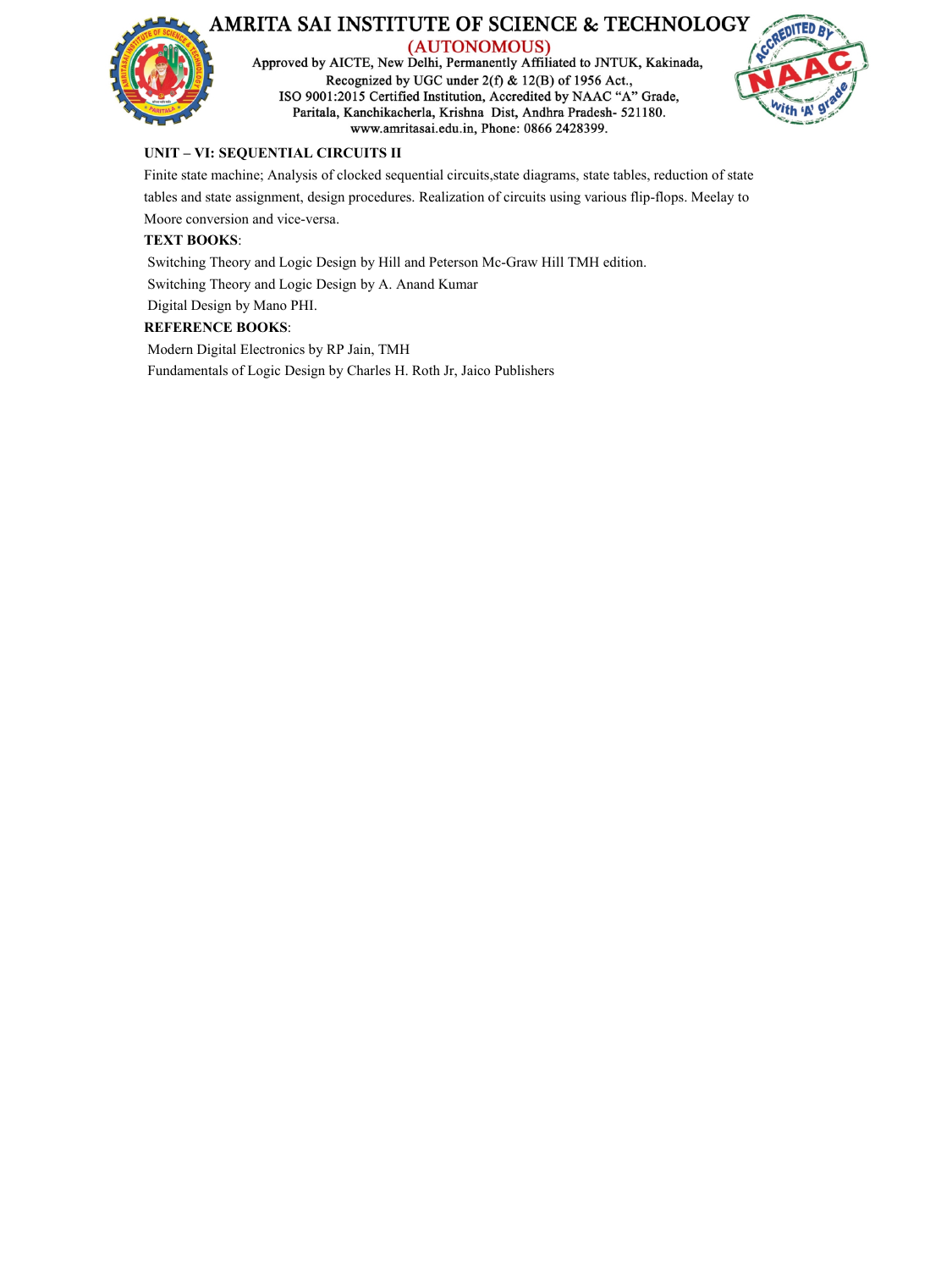**UNIT – VI: SEQUENTIAL CIRCUITS II**

Finite state machine; Analysis of clocked sequential circuits,state diagrams, state tables, reduction of state tables and state assignment, design procedures. Realization of circuits using various flip-flops. Meelay to Moore conversion and vice-versa.

**TEXT BOOKS**:

Switching Theory and Logic Design by Hill and Peterson Mc-Graw Hill TMH edition.

Switching Theory and Logic Design by A. Anand Kumar

Digital Design by Mano PHI.

**REFERENCE BOOKS**:

Modern Digital Electronics by RP Jain, TMH

Fundamentals of Logic Design by Charles H. Roth Jr, Jaico Publishers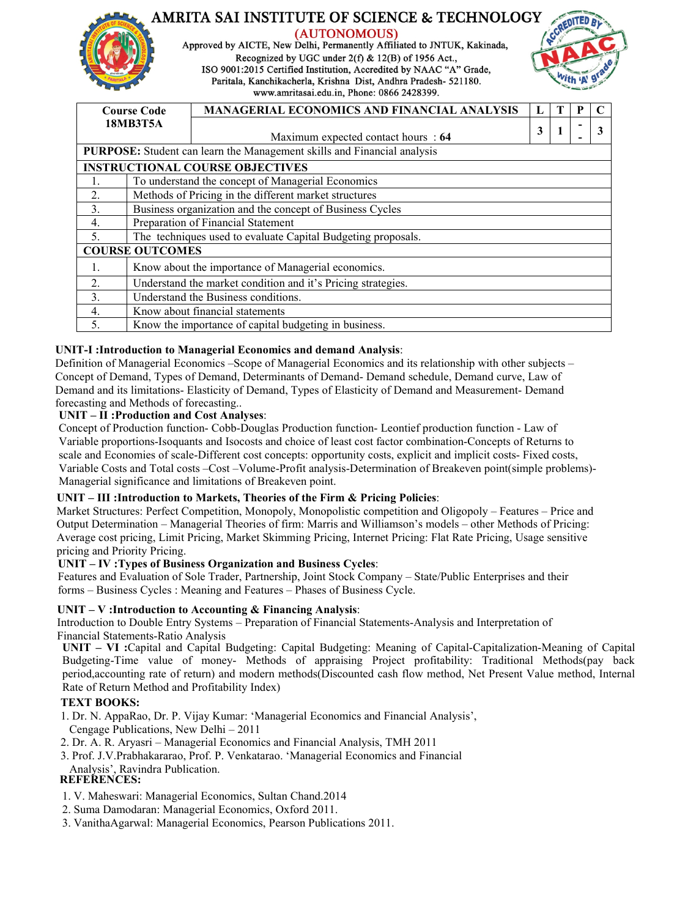# AMRITA SAI INSTITUTE OF SCIENCE & TECHNOLOGY

**(AUTONOMOUS)**

Approved by AICTE, New Delhi, Permanently Affiliated to JNTUK, Kakinada,
Recognized by UGC under 2(f) & 12(B) of 1956 Act.,
ISO 9001:2015 Certified Institution, Accredited by NAAC "A" Grade,
Paritala, Kanchikacherla, Krishna Dist, Andhra Pradesh- 521180.
www.amritasai.edu.in, Phone: 0866 2428399.

| Course Code 18MB3T5A | MANAGERIAL ECONOMICS AND FINANCIAL ANALYSIS | L | T | P | C |
|---|---|---|---|---|---|
| | Maximum expected contact hours : **64** | 3 | 1 | - - | 3 |

**PURPOSE:** Student can learn the Management skills and Financial analysis

| INSTRUCTIONAL COURSE OBJECTIVES | |
|---|---|
| 1. | To understand the concept of Managerial Economics |
| 2. | Methods of Pricing in the different market structures |
| 3. | Business organization and the concept of Business Cycles |
| 4. | Preparation of Financial Statement |
| 5. | The techniques used to evaluate Capital Budgeting proposals. |

| COURSE OUTCOMES | |
|---|---|
| 1. | Know about the importance of Managerial economics. |
| 2. | Understand the market condition and it's Pricing strategies. |
| 3. | Understand the Business conditions. |
| 4. | Know about financial statements |
| 5. | Know the importance of capital budgeting in business. |

**UNIT-I :Introduction to Managerial Economics and demand Analysis**:
Definition of Managerial Economics –Scope of Managerial Economics and its relationship with other subjects – Concept of Demand, Types of Demand, Determinants of Demand- Demand schedule, Demand curve, Law of Demand and its limitations- Elasticity of Demand, Types of Elasticity of Demand and Measurement- Demand forecasting and Methods of forecasting..

**UNIT – II :Production and Cost Analyses**:
Concept of Production function- Cobb-Douglas Production function- Leontief production function - Law of Variable proportions-Isoquants and Isocosts and choice of least cost factor combination-Concepts of Returns to scale and Economies of scale-Different cost concepts: opportunity costs, explicit and implicit costs- Fixed costs, Variable Costs and Total costs –Cost –Volume-Profit analysis-Determination of Breakeven point(simple problems)-Managerial significance and limitations of Breakeven point.

**UNIT – III :Introduction to Markets, Theories of the Firm & Pricing Policies**:
Market Structures: Perfect Competition, Monopoly, Monopolistic competition and Oligopoly – Features – Price and Output Determination – Managerial Theories of firm: Marris and Williamson's models – other Methods of Pricing: Average cost pricing, Limit Pricing, Market Skimming Pricing, Internet Pricing: Flat Rate Pricing, Usage sensitive pricing and Priority Pricing.

**UNIT – IV :Types of Business Organization and Business Cycles**:
Features and Evaluation of Sole Trader, Partnership, Joint Stock Company – State/Public Enterprises and their forms – Business Cycles : Meaning and Features – Phases of Business Cycle.

**UNIT – V :Introduction to Accounting & Financing Analysis**:
Introduction to Double Entry Systems – Preparation of Financial Statements-Analysis and Interpretation of Financial Statements-Ratio Analysis

**UNIT – VI :**Capital and Capital Budgeting: Capital Budgeting: Meaning of Capital-Capitalization-Meaning of Capital Budgeting-Time value of money- Methods of appraising Project profitability: Traditional Methods(pay back period,accounting rate of return) and modern methods(Discounted cash flow method, Net Present Value method, Internal Rate of Return Method and Profitability Index)

**TEXT BOOKS:**

1. Dr. N. AppaRao, Dr. P. Vijay Kumar: 'Managerial Economics and Financial Analysis', Cengage Publications, New Delhi – 2011
2. Dr. A. R. Aryasri – Managerial Economics and Financial Analysis, TMH 2011
3. Prof. J.V.Prabhakararao, Prof. P. Venkatarao. 'Managerial Economics and Financial Analysis', Ravindra Publication.

**REFERENCES:**

1. V. Maheswari: Managerial Economics, Sultan Chand.2014
2. Suma Damodaran: Managerial Economics, Oxford 2011.
3. VanithaAgarwal: Managerial Economics, Pearson Publications 2011.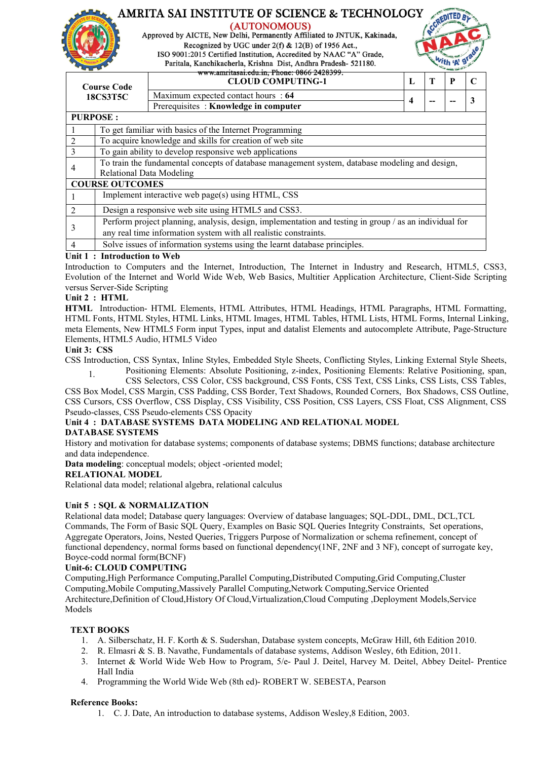# AMRITA SAI INSTITUTE OF SCIENCE & TECHNOLOGY

(AUTONOMOUS)

Approved by AICTE, New Delhi, Permanently Affiliated to JNTUK, Kakinada,
Recognized by UGC under 2(f) & 12(B) of 1956 Act.,
ISO 9001:2015 Certified Institution, Accredited by NAAC "A" Grade,
Paritala, Kanchikacherla, Krishna Dist, Andhra Pradesh- 521180.
www.amritasai.edu.in, Phone: 0866 2428399.

| Course Code 18CS3T5C | CLOUD COMPUTING-1 | L | T | P | C |
|---|---|---|---|---|---|
| | Maximum expected contact hours : **64** | 4 | -- | -- | 3 |
| | Prerequisites : **Knowledge in computer** | | | | |

| **PURPOSE :** | |
|---|---|
| 1 | To get familiar with basics of the Internet Programming |
| 2 | To acquire knowledge and skills for creation of web site |
| 3 | To gain ability to develop responsive web applications |
| 4 | To train the fundamental concepts of database management system, database modeling and design, Relational Data Modeling |
| **COURSE OUTCOMES** | |
| 1 | Implement interactive web page(s) using HTML, CSS |
| 2 | Design a responsive web site using HTML5 and CSS3. |
| 3 | Perform project planning, analysis, design, implementation and testing in group / as an individual for any real time information system with all realistic constraints. |
| 4 | Solve issues of information systems using the learnt database principles. |

**Unit 1 : Introduction to Web**

Introduction to Computers and the Internet, Introduction, The Internet in Industry and Research, HTML5, CSS3, Evolution of the Internet and World Wide Web, Web Basics, Multitier Application Architecture, Client-Side Scripting versus Server-Side Scripting

**Unit 2 : HTML**

**HTML** Introduction- HTML Elements, HTML Attributes, HTML Headings, HTML Paragraphs, HTML Formatting, HTML Fonts, HTML Styles, HTML Links, HTML Images, HTML Tables, HTML Lists, HTML Forms, Internal Linking, meta Elements, New HTML5 Form input Types, input and datalist Elements and autocomplete Attribute, Page-Structure Elements, HTML5 Audio, HTML5 Video

**Unit 3: CSS**

CSS Introduction, CSS Syntax, Inline Styles, Embedded Style Sheets, Conflicting Styles, Linking External Style Sheets,

1. Positioning Elements: Absolute Positioning, z-index, Positioning Elements: Relative Positioning, span, CSS Selectors, CSS Color, CSS background, CSS Fonts, CSS Text, CSS Links, CSS Lists, CSS Tables,

CSS Box Model, CSS Margin, CSS Padding, CSS Border, Text Shadows, Rounded Corners, Box Shadows, CSS Outline, CSS Cursors, CSS Overflow, CSS Display, CSS Visibility, CSS Position, CSS Layers, CSS Float, CSS Alignment, CSS Pseudo-classes, CSS Pseudo-elements CSS Opacity

**Unit 4 : DATABASE SYSTEMS DATA MODELING AND RELATIONAL MODEL**

**DATABASE SYSTEMS**

History and motivation for database systems; components of database systems; DBMS functions; database architecture and data independence.

**Data modeling**: conceptual models; object -oriented model;

**RELATIONAL MODEL**

Relational data model; relational algebra, relational calculus

**Unit 5 : SQL & NORMALIZATION**

Relational data model; Database query languages: Overview of database languages; SQL-DDL, DML, DCL,TCL Commands, The Form of Basic SQL Query, Examples on Basic SQL Queries Integrity Constraints, Set operations, Aggregate Operators, Joins, Nested Queries, Triggers Purpose of Normalization or schema refinement, concept of functional dependency, normal forms based on functional dependency(1NF, 2NF and 3 NF), concept of surrogate key, Boyce-codd normal form(BCNF)

**Unit-6: CLOUD COMPUTING**

Computing,High Performance Computing,Parallel Computing,Distributed Computing,Grid Computing,Cluster Computing,Mobile Computing,Massively Parallel Computing,Network Computing,Service Oriented Architecture,Definition of Cloud,History Of Cloud,Virtualization,Cloud Computing ,Deployment Models,Service Models

**TEXT BOOKS**

1. A. Silberschatz, H. F. Korth & S. Sudershan, Database system concepts, McGraw Hill, 6th Edition 2010.
2. R. Elmasri & S. B. Navathe, Fundamentals of database systems, Addison Wesley, 6th Edition, 2011.
3. Internet & World Wide Web How to Program, 5/e- Paul J. Deitel, Harvey M. Deitel, Abbey Deitel- Prentice Hall India
4. Programming the World Wide Web (8th ed)- ROBERT W. SEBESTA, Pearson

**Reference Books:**

1. C. J. Date, An introduction to database systems, Addison Wesley,8 Edition, 2003.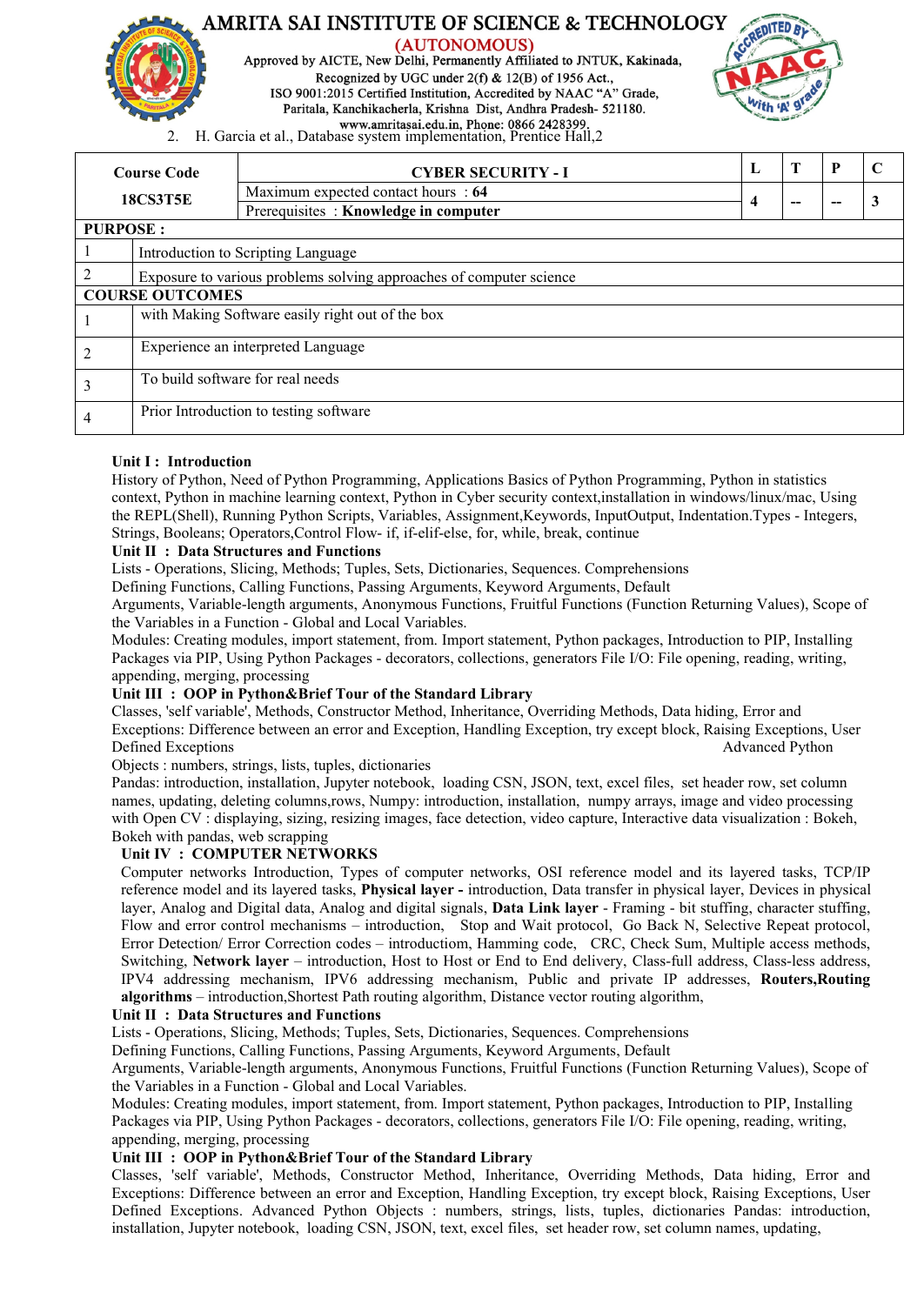2. H. Garcia et al., Database system implementation, Prentice Hall,2

| Course Code | CYBER SECURITY - I | L | T | P | C |
|---|---|---|---|---|---|
| 18CS3T5E | Maximum expected contact hours : **64** | 4 | -- | -- | 3 |
| | Prerequisites : **Knowledge in computer** | | | | |

**PURPOSE :**

| | |
|---|---|
| 1 | Introduction to Scripting Language |
| 2 | Exposure to various problems solving approaches of computer science |

**COURSE OUTCOMES**

| | |
|---|---|
| 1 | with Making Software easily right out of the box |
| 2 | Experience an interpreted Language |
| 3 | To build software for real needs |
| 4 | Prior Introduction to testing software |

**Unit I : Introduction**

History of Python, Need of Python Programming, Applications Basics of Python Programming, Python in statistics context, Python in machine learning context, Python in Cyber security context,installation in windows/linux/mac, Using the REPL(Shell), Running Python Scripts, Variables, Assignment,Keywords, InputOutput, Indentation.Types - Integers, Strings, Booleans; Operators,Control Flow- if, if-elif-else, for, while, break, continue

**Unit II : Data Structures and Functions**

Lists - Operations, Slicing, Methods; Tuples, Sets, Dictionaries, Sequences. Comprehensions

Defining Functions, Calling Functions, Passing Arguments, Keyword Arguments, Default Arguments, Variable-length arguments, Anonymous Functions, Fruitful Functions (Function Returning Values), Scope of the Variables in a Function - Global and Local Variables.

Modules: Creating modules, import statement, from. Import statement, Python packages, Introduction to PIP, Installing Packages via PIP, Using Python Packages - decorators, collections, generators File I/O: File opening, reading, writing, appending, merging, processing

**Unit III : OOP in Python&Brief Tour of the Standard Library**

Classes, 'self variable', Methods, Constructor Method, Inheritance, Overriding Methods, Data hiding, Error and Exceptions: Difference between an error and Exception, Handling Exception, try except block, Raising Exceptions, User Defined Exceptions Advanced Python

Objects : numbers, strings, lists, tuples, dictionaries

Pandas: introduction, installation, Jupyter notebook, loading CSN, JSON, text, excel files, set header row, set column names, updating, deleting columns,rows, Numpy: introduction, installation, numpy arrays, image and video processing with Open CV : displaying, sizing, resizing images, face detection, video capture, Interactive data visualization : Bokeh, Bokeh with pandas, web scrapping

**Unit IV : COMPUTER NETWORKS**

Computer networks Introduction, Types of computer networks, OSI reference model and its layered tasks, TCP/IP reference model and its layered tasks, **Physical layer -** introduction, Data transfer in physical layer, Devices in physical layer, Analog and Digital data, Analog and digital signals, **Data Link layer** - Framing - bit stuffing, character stuffing, Flow and error control mechanisms – introduction, Stop and Wait protocol, Go Back N, Selective Repeat protocol, Error Detection/ Error Correction codes – introductiom, Hamming code, CRC, Check Sum, Multiple access methods, Switching, **Network layer** – introduction, Host to Host or End to End delivery, Class-full address, Class-less address, IPV4 addressing mechanism, IPV6 addressing mechanism, Public and private IP addresses, **Routers,Routing algorithms** – introduction,Shortest Path routing algorithm, Distance vector routing algorithm,

**Unit II : Data Structures and Functions**

Lists - Operations, Slicing, Methods; Tuples, Sets, Dictionaries, Sequences. Comprehensions

Defining Functions, Calling Functions, Passing Arguments, Keyword Arguments, Default Arguments, Variable-length arguments, Anonymous Functions, Fruitful Functions (Function Returning Values), Scope of the Variables in a Function - Global and Local Variables.

Modules: Creating modules, import statement, from. Import statement, Python packages, Introduction to PIP, Installing Packages via PIP, Using Python Packages - decorators, collections, generators File I/O: File opening, reading, writing, appending, merging, processing

**Unit III : OOP in Python&Brief Tour of the Standard Library**

Classes, 'self variable', Methods, Constructor Method, Inheritance, Overriding Methods, Data hiding, Error and Exceptions: Difference between an error and Exception, Handling Exception, try except block, Raising Exceptions, User Defined Exceptions. Advanced Python Objects : numbers, strings, lists, tuples, dictionaries Pandas: introduction, installation, Jupyter notebook, loading CSN, JSON, text, excel files, set header row, set column names, updating,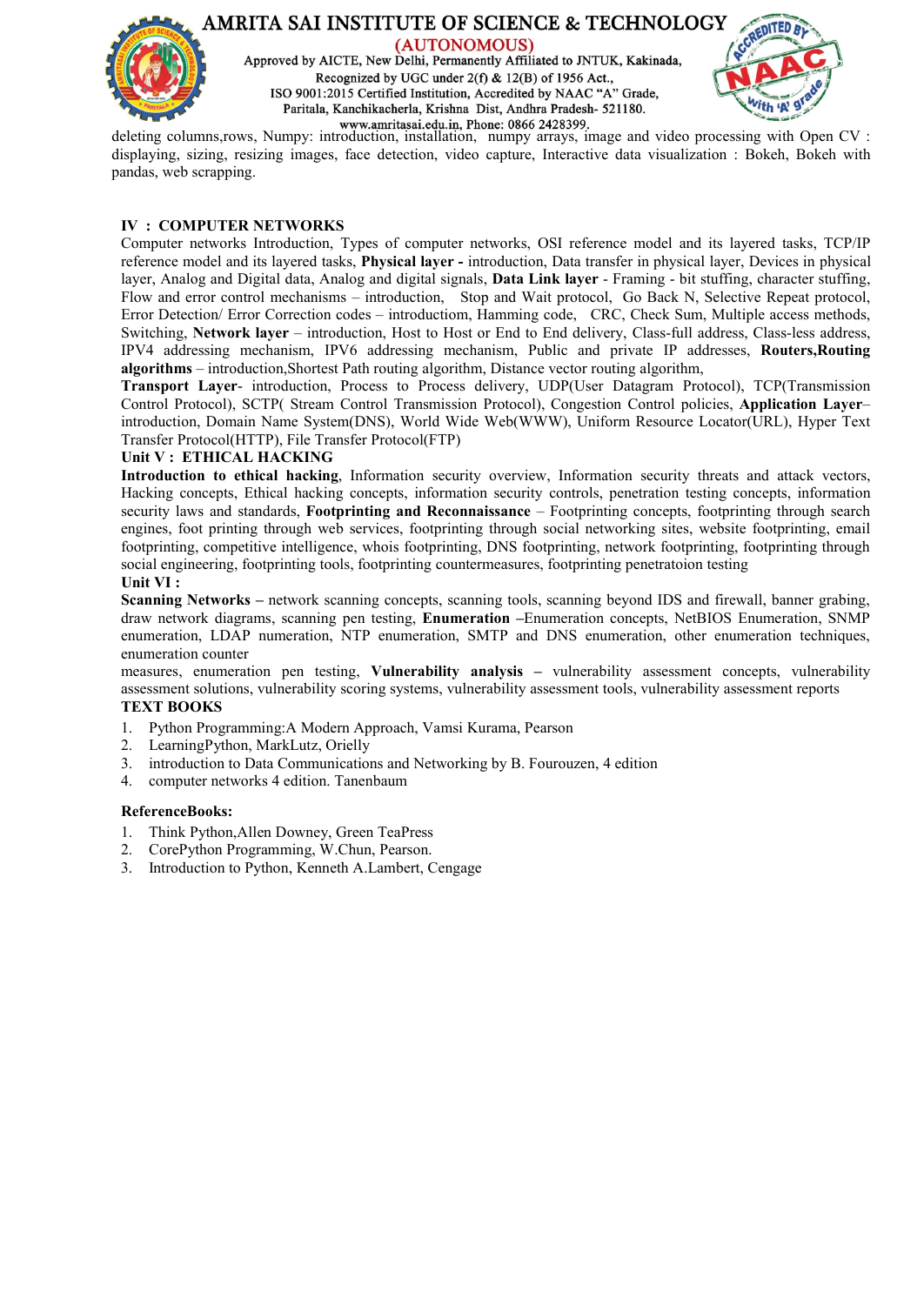deleting columns,rows, Numpy: introduction, installation, numpy arrays, image and video processing with Open CV : displaying, sizing, resizing images, face detection, video capture, Interactive data visualization : Bokeh, Bokeh with pandas, web scrapping.

**IV : COMPUTER NETWORKS**

Computer networks Introduction, Types of computer networks, OSI reference model and its layered tasks, TCP/IP reference model and its layered tasks, **Physical layer -** introduction, Data transfer in physical layer, Devices in physical layer, Analog and Digital data, Analog and digital signals, **Data Link layer** - Framing - bit stuffing, character stuffing, Flow and error control mechanisms – introduction, Stop and Wait protocol, Go Back N, Selective Repeat protocol, Error Detection/ Error Correction codes – introductiom, Hamming code, CRC, Check Sum, Multiple access methods, Switching, **Network layer** – introduction, Host to Host or End to End delivery, Class-full address, Class-less address, IPV4 addressing mechanism, IPV6 addressing mechanism, Public and private IP addresses, **Routers,Routing algorithms** – introduction,Shortest Path routing algorithm, Distance vector routing algorithm,

**Transport Layer**- introduction, Process to Process delivery, UDP(User Datagram Protocol), TCP(Transmission Control Protocol), SCTP( Stream Control Transmission Protocol), Congestion Control policies, **Application Layer**– introduction, Domain Name System(DNS), World Wide Web(WWW), Uniform Resource Locator(URL), Hyper Text Transfer Protocol(HTTP), File Transfer Protocol(FTP)

**Unit V : ETHICAL HACKING**

**Introduction to ethical hacking**, Information security overview, Information security threats and attack vectors, Hacking concepts, Ethical hacking concepts, information security controls, penetration testing concepts, information security laws and standards, **Footprinting and Reconnaissance** – Footprinting concepts, footprinting through search engines, foot printing through web services, footprinting through social networking sites, website footprinting, email footprinting, competitive intelligence, whois footprinting, DNS footprinting, network footprinting, footprinting through social engineering, footprinting tools, footprinting countermeasures, footprinting penetratoion testing

**Unit VI :**

**Scanning Networks –** network scanning concepts, scanning tools, scanning beyond IDS and firewall, banner grabing, draw network diagrams, scanning pen testing, **Enumeration –**Enumeration concepts, NetBIOS Enumeration, SNMP enumeration, LDAP numeration, NTP enumeration, SMTP and DNS enumeration, other enumeration techniques, enumeration counter

measures, enumeration pen testing, **Vulnerability analysis –** vulnerability assessment concepts, vulnerability assessment solutions, vulnerability scoring systems, vulnerability assessment tools, vulnerability assessment reports

**TEXT BOOKS**

1. Python Programming:A Modern Approach, Vamsi Kurama, Pearson
2. LearningPython, MarkLutz, Orielly
3. introduction to Data Communications and Networking by B. Fourouzen, 4 edition
4. computer networks 4 edition. Tanenbaum

**ReferenceBooks:**

1. Think Python,Allen Downey, Green TeaPress
2. CorePython Programming, W.Chun, Pearson.
3. Introduction to Python, Kenneth A.Lambert, Cengage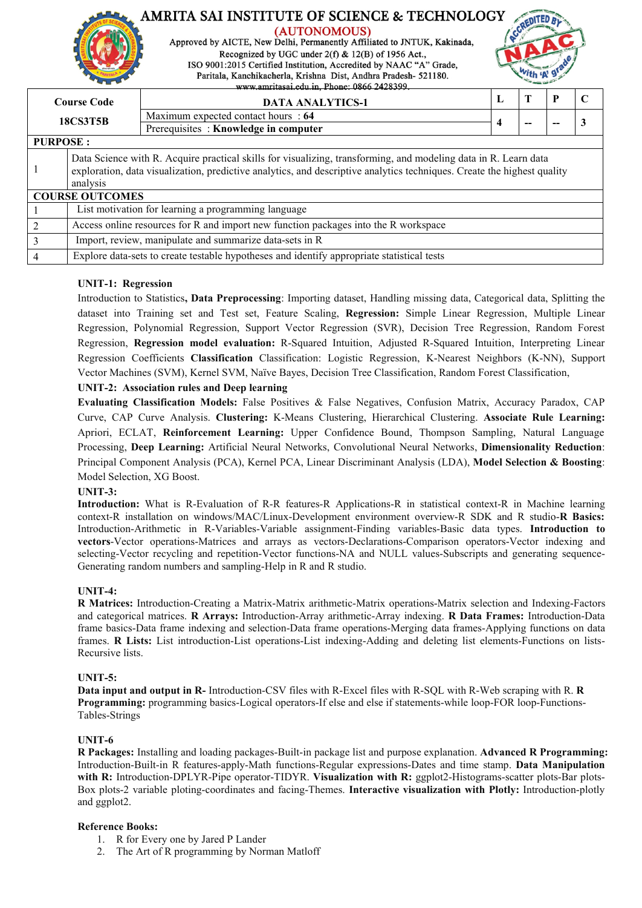# AMRITA SAI INSTITUTE OF SCIENCE & TECHNOLOGY

(AUTONOMOUS)

Approved by AICTE, New Delhi, Permanently Affiliated to JNTUK, Kakinada,
Recognized by UGC under 2(f) & 12(B) of 1956 Act.,
ISO 9001:2015 Certified Institution, Accredited by NAAC "A" Grade,
Paritala, Kanchikacherla, Krishna Dist, Andhra Pradesh- 521180.
www.amritasai.edu.in, Phone: 0866 2428399.

| Course Code | DATA ANALYTICS-1 | L | T | P | C |
|---|---|---|---|---|---|
| 18CS3T5B | Maximum expected contact hours : **64**<br>Prerequisites : **Knowledge in computer** | 4 | -- | -- | 3 |

| **PURPOSE :** | |
|---|---|
| 1 | Data Science with R. Acquire practical skills for visualizing, transforming, and modeling data in R. Learn data exploration, data visualization, predictive analytics, and descriptive analytics techniques. Create the highest quality analysis |
| **COURSE OUTCOMES** | |
| 1 | List motivation for learning a programming language |
| 2 | Access online resources for R and import new function packages into the R workspace |
| 3 | Import, review, manipulate and summarize data-sets in R |
| 4 | Explore data-sets to create testable hypotheses and identify appropriate statistical tests |

**UNIT-1: Regression**

Introduction to Statistics**, Data Preprocessing**: Importing dataset, Handling missing data, Categorical data, Splitting the dataset into Training set and Test set, Feature Scaling, **Regression:** Simple Linear Regression, Multiple Linear Regression, Polynomial Regression, Support Vector Regression (SVR), Decision Tree Regression, Random Forest Regression, **Regression model evaluation:** R-Squared Intuition, Adjusted R-Squared Intuition, Interpreting Linear Regression Coefficients **Classification** Classification: Logistic Regression, K-Nearest Neighbors (K-NN), Support Vector Machines (SVM), Kernel SVM, Naïve Bayes, Decision Tree Classification, Random Forest Classification,

**UNIT-2: Association rules and Deep learning**

**Evaluating Classification Models:** False Positives & False Negatives, Confusion Matrix, Accuracy Paradox, CAP Curve, CAP Curve Analysis. **Clustering:** K-Means Clustering, Hierarchical Clustering. **Associate Rule Learning:** Apriori, ECLAT, **Reinforcement Learning:** Upper Confidence Bound, Thompson Sampling, Natural Language Processing, **Deep Learning:** Artificial Neural Networks, Convolutional Neural Networks, **Dimensionality Reduction**: Principal Component Analysis (PCA), Kernel PCA, Linear Discriminant Analysis (LDA), **Model Selection & Boosting**: Model Selection, XG Boost.

**UNIT-3:**

**Introduction:** What is R-Evaluation of R-R features-R Applications-R in statistical context-R in Machine learning context-R installation on windows/MAC/Linux-Development environment overview-R SDK and R studio-**R Basics:** Introduction-Arithmetic in R-Variables-Variable assignment-Finding variables-Basic data types. **Introduction to vectors**-Vector operations-Matrices and arrays as vectors-Declarations-Comparison operators-Vector indexing and selecting-Vector recycling and repetition-Vector functions-NA and NULL values-Subscripts and generating sequence-Generating random numbers and sampling-Help in R and R studio.

**UNIT-4:**

**R Matrices:** Introduction-Creating a Matrix-Matrix arithmetic-Matrix operations-Matrix selection and Indexing-Factors and categorical matrices. **R Arrays:** Introduction-Array arithmetic-Array indexing. **R Data Frames:** Introduction-Data frame basics-Data frame indexing and selection-Data frame operations-Merging data frames-Applying functions on data frames. **R Lists:** List introduction-List operations-List indexing-Adding and deleting list elements-Functions on lists-Recursive lists.

**UNIT-5:**

**Data input and output in R-** Introduction-CSV files with R-Excel files with R-SQL with R-Web scraping with R. **R Programming:** programming basics-Logical operators-If else and else if statements-while loop-FOR loop-Functions-Tables-Strings

**UNIT-6**

**R Packages:** Installing and loading packages-Built-in package list and purpose explanation. **Advanced R Programming:** Introduction-Built-in R features-apply-Math functions-Regular expressions-Dates and time stamp. **Data Manipulation with R:** Introduction-DPLYR-Pipe operator-TIDYR. **Visualization with R:** ggplot2-Histograms-scatter plots-Bar plots-Box plots-2 variable ploting-coordinates and facing-Themes. **Interactive visualization with Plotly:** Introduction-plotly and ggplot2.

**Reference Books:**

1. R for Every one by Jared P Lander
2. The Art of R programming by Norman Matloff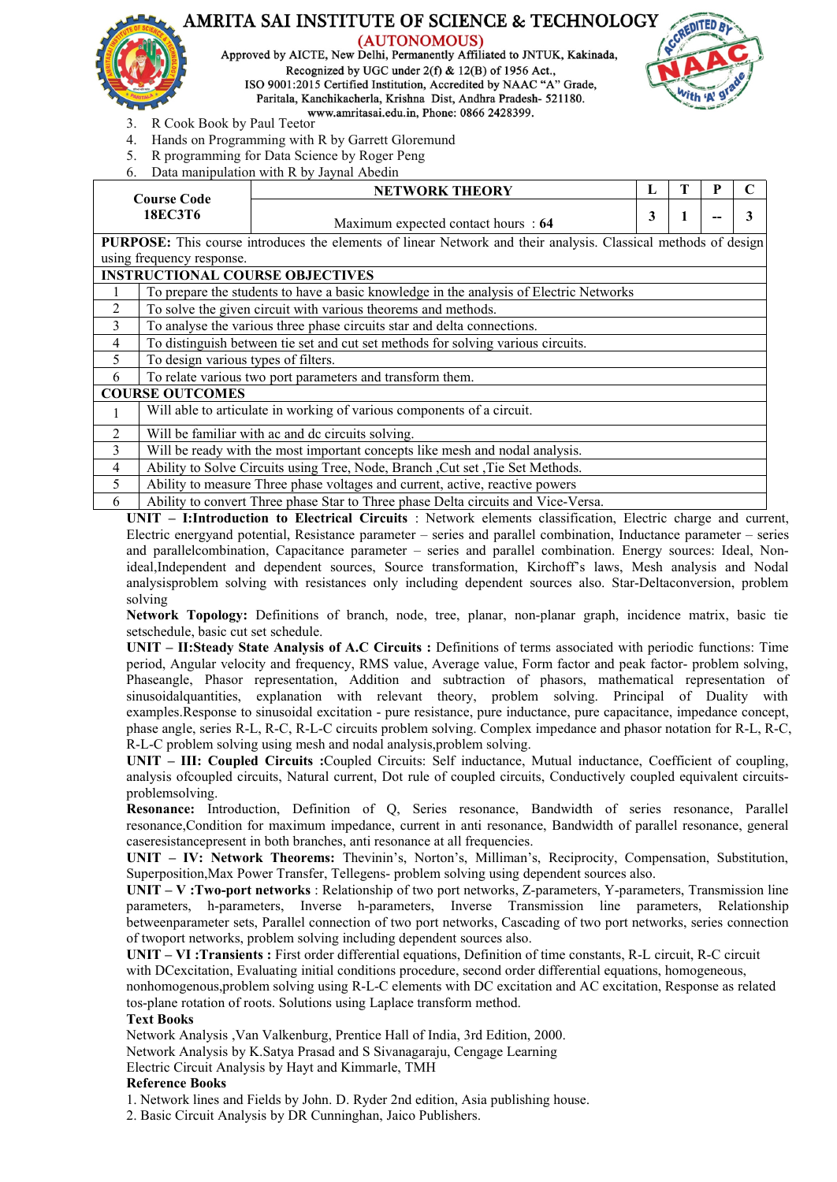3. R Cook Book by Paul Teetor
4. Hands on Programming with R by Garrett Gloremund
5. R programming for Data Science by Roger Peng
6. Data manipulation with R by Jaynal Abedin

| Course Code 18EC3T6 | NETWORK THEORY | L | T | P | C |
|---|---|---|---|---|---|
| | Maximum expected contact hours : **64** | 3 | 1 | -- | 3 |

**PURPOSE:** This course introduces the elements of linear Network and their analysis. Classical methods of design using frequency response.

| **INSTRUCTIONAL COURSE OBJECTIVES** | |
|---|---|
| 1 | To prepare the students to have a basic knowledge in the analysis of Electric Networks |
| 2 | To solve the given circuit with various theorems and methods. |
| 3 | To analyse the various three phase circuits star and delta connections. |
| 4 | To distinguish between tie set and cut set methods for solving various circuits. |
| 5 | To design various types of filters. |
| 6 | To relate various two port parameters and transform them. |

| **COURSE OUTCOMES** | |
|---|---|
| 1 | Will able to articulate in working of various components of a circuit. |
| 2 | Will be familiar with ac and dc circuits solving. |
| 3 | Will be ready with the most important concepts like mesh and nodal analysis. |
| 4 | Ability to Solve Circuits using Tree, Node, Branch ,Cut set ,Tie Set Methods. |
| 5 | Ability to measure Three phase voltages and current, active, reactive powers |
| 6 | Ability to convert Three phase Star to Three phase Delta circuits and Vice-Versa. |

**UNIT – I:Introduction to Electrical Circuits** : Network elements classification, Electric charge and current, Electric energyand potential, Resistance parameter – series and parallel combination, Inductance parameter – series and parallelcombination, Capacitance parameter – series and parallel combination. Energy sources: Ideal, Non-ideal,Independent and dependent sources, Source transformation, Kirchoff's laws, Mesh analysis and Nodal analysisproblem solving with resistances only including dependent sources also. Star-Deltaconversion, problem solving

**Network Topology:** Definitions of branch, node, tree, planar, non-planar graph, incidence matrix, basic tie setschedule, basic cut set schedule.

**UNIT – II:Steady State Analysis of A.C Circuits :** Definitions of terms associated with periodic functions: Time period, Angular velocity and frequency, RMS value, Average value, Form factor and peak factor- problem solving, Phaseangle, Phasor representation, Addition and subtraction of phasors, mathematical representation of sinusoidalquantities, explanation with relevant theory, problem solving. Principal of Duality with examples.Response to sinusoidal excitation - pure resistance, pure inductance, pure capacitance, impedance concept, phase angle, series R-L, R-C, R-L-C circuits problem solving. Complex impedance and phasor notation for R-L, R-C, R-L-C problem solving using mesh and nodal analysis,problem solving.

**UNIT – III: Coupled Circuits :**Coupled Circuits: Self inductance, Mutual inductance, Coefficient of coupling, analysis ofcoupled circuits, Natural current, Dot rule of coupled circuits, Conductively coupled equivalent circuits-problemsolving.

**Resonance:** Introduction, Definition of Q, Series resonance, Bandwidth of series resonance, Parallel resonance,Condition for maximum impedance, current in anti resonance, Bandwidth of parallel resonance, general caseresistancepresent in both branches, anti resonance at all frequencies.

**UNIT – IV: Network Theorems:** Thevinin's, Norton's, Milliman's, Reciprocity, Compensation, Substitution, Superposition,Max Power Transfer, Tellegens- problem solving using dependent sources also.

**UNIT – V :Two-port networks** : Relationship of two port networks, Z-parameters, Y-parameters, Transmission line parameters, h-parameters, Inverse h-parameters, Inverse Transmission line parameters, Relationship betweenparameter sets, Parallel connection of two port networks, Cascading of two port networks, series connection of twoport networks, problem solving including dependent sources also.

**UNIT – VI :Transients :** First order differential equations, Definition of time constants, R-L circuit, R-C circuit with DCexcitation, Evaluating initial conditions procedure, second order differential equations, homogeneous, nonhomogenous,problem solving using R-L-C elements with DC excitation and AC excitation, Response as related tos-plane rotation of roots. Solutions using Laplace transform method.

**Text Books**

Network Analysis ,Van Valkenburg, Prentice Hall of India, 3rd Edition, 2000.
Network Analysis by K.Satya Prasad and S Sivanagaraju, Cengage Learning
Electric Circuit Analysis by Hayt and Kimmarle, TMH

**Reference Books**

1. Network lines and Fields by John. D. Ryder 2nd edition, Asia publishing house.
2. Basic Circuit Analysis by DR Cunninghan, Jaico Publishers.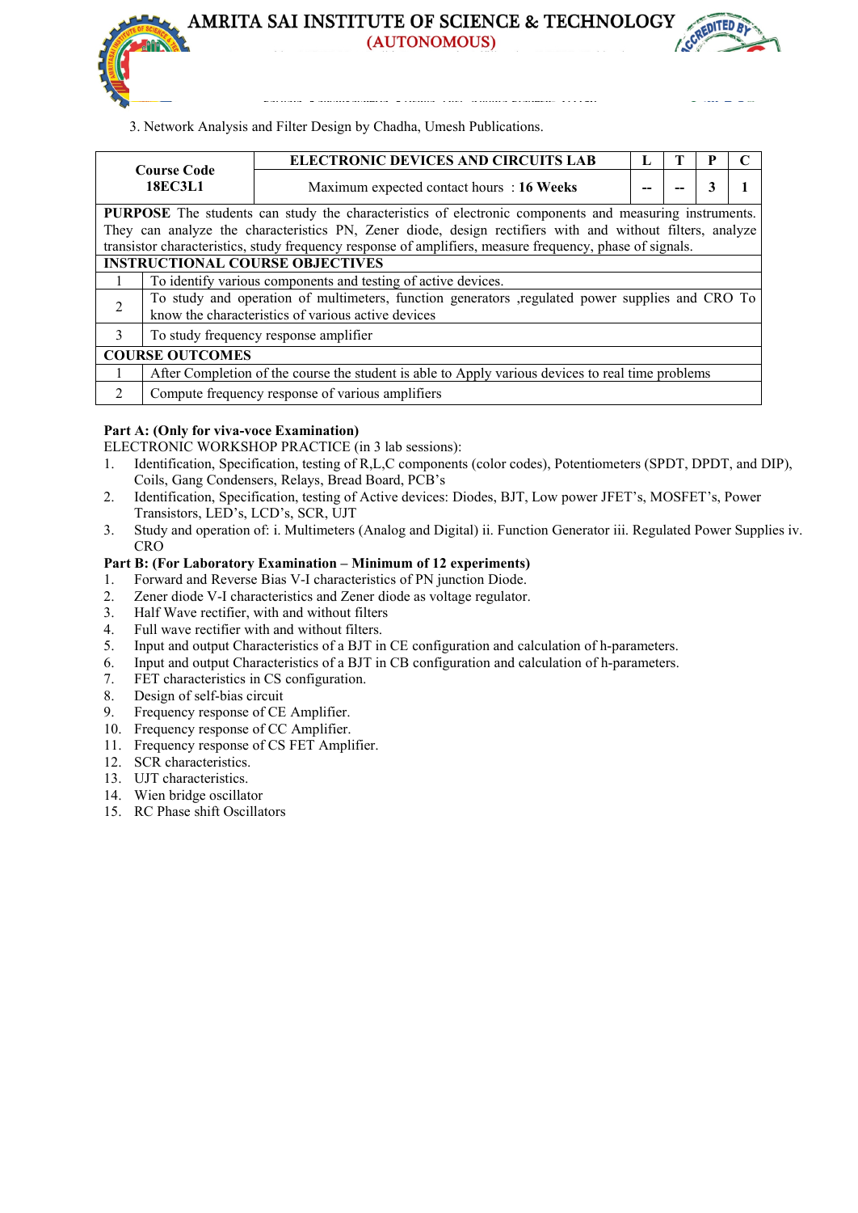3. Network Analysis and Filter Design by Chadha, Umesh Publications.

| Course Code 18EC3L1 | ELECTRONIC DEVICES AND CIRCUITS LAB | L | T | P | C |
|---|---|---|---|---|---|
| | Maximum expected contact hours : **16 Weeks** | -- | -- | 3 | 1 |

**PURPOSE** The students can study the characteristics of electronic components and measuring instruments. They can analyze the characteristics PN, Zener diode, design rectifiers with and without filters, analyze transistor characteristics, study frequency response of amplifiers, measure frequency, phase of signals.

| INSTRUCTIONAL COURSE OBJECTIVES | |
|---|---|
| 1 | To identify various components and testing of active devices. |
| 2 | To study and operation of multimeters, function generators ,regulated power supplies and CRO To know the characteristics of various active devices |
| 3 | To study frequency response amplifier |

| COURSE OUTCOMES | |
|---|---|
| 1 | After Completion of the course the student is able to Apply various devices to real time problems |
| 2 | Compute frequency response of various amplifiers |

**Part A: (Only for viva-voce Examination)**

ELECTRONIC WORKSHOP PRACTICE (in 3 lab sessions):

1. Identification, Specification, testing of R,L,C components (color codes), Potentiometers (SPDT, DPDT, and DIP), Coils, Gang Condensers, Relays, Bread Board, PCB's
2. Identification, Specification, testing of Active devices: Diodes, BJT, Low power JFET's, MOSFET's, Power Transistors, LED's, LCD's, SCR, UJT
3. Study and operation of: i. Multimeters (Analog and Digital) ii. Function Generator iii. Regulated Power Supplies iv. CRO

**Part B: (For Laboratory Examination – Minimum of 12 experiments)**

1. Forward and Reverse Bias V-I characteristics of PN junction Diode.
2. Zener diode V-I characteristics and Zener diode as voltage regulator.
3. Half Wave rectifier, with and without filters
4. Full wave rectifier with and without filters.
5. Input and output Characteristics of a BJT in CE configuration and calculation of h-parameters.
6. Input and output Characteristics of a BJT in CB configuration and calculation of h-parameters.
7. FET characteristics in CS configuration.
8. Design of self-bias circuit
9. Frequency response of CE Amplifier.
10. Frequency response of CC Amplifier.
11. Frequency response of CS FET Amplifier.
12. SCR characteristics.
13. UJT characteristics.
14. Wien bridge oscillator
15. RC Phase shift Oscillators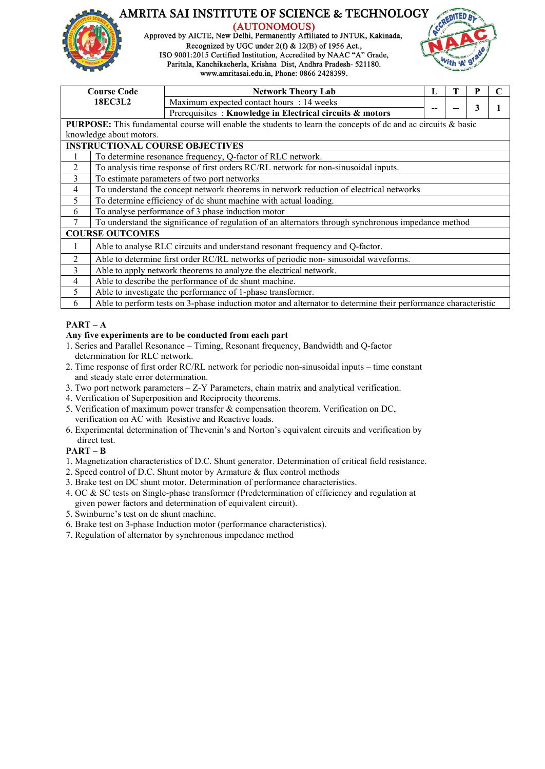# AMRITA SAI INSTITUTE OF SCIENCE & TECHNOLOGY

(AUTONOMOUS)

Approved by AICTE, New Delhi, Permanently Affiliated to JNTUK, Kakinada,
Recognized by UGC under 2(f) & 12(B) of 1956 Act.,
ISO 9001:2015 Certified Institution, Accredited by NAAC "A" Grade,
Paritala, Kanchikacherla, Krishna Dist, Andhra Pradesh- 521180.
www.amritasai.edu.in, Phone: 0866 2428399.

| Course Code 18EC3L2 | Network Theory Lab | L | T | P | C |
|---|---|---|---|---|---|
| | Maximum expected contact hours : 14 weeks | -- | -- | 3 | 1 |
| | Prerequisites : **Knowledge in Electrical circuits & motors** | | | | |

**PURPOSE:** This fundamental course will enable the students to learn the concepts of dc and ac circuits & basic knowledge about motors.

| INSTRUCTIONAL COURSE OBJECTIVES | |
|---|---|
| 1 | To determine resonance frequency, Q-factor of RLC network. |
| 2 | To analysis time response of first orders RC/RL network for non-sinusoidal inputs. |
| 3 | To estimate parameters of two port networks |
| 4 | To understand the concept network theorems in network reduction of electrical networks |
| 5 | To determine efficiency of dc shunt machine with actual loading. |
| 6 | To analyse performance of 3 phase induction motor |
| 7 | To understand the significance of regulation of an alternators through synchronous impedance method |

| COURSE OUTCOMES | |
|---|---|
| 1 | Able to analyse RLC circuits and understand resonant frequency and Q-factor. |
| 2 | Able to determine first order RC/RL networks of periodic non- sinusoidal waveforms. |
| 3 | Able to apply network theorems to analyze the electrical network. |
| 4 | Able to describe the performance of dc shunt machine. |
| 5 | Able to investigate the performance of 1-phase transformer. |
| 6 | Able to perform tests on 3-phase induction motor and alternator to determine their performance characteristic |

**PART – A**

**Any five experiments are to be conducted from each part**

1. Series and Parallel Resonance – Timing, Resonant frequency, Bandwidth and Q-factor determination for RLC network.
2. Time response of first order RC/RL network for periodic non-sinusoidal inputs – time constant and steady state error determination.
3. Two port network parameters – Z-Y Parameters, chain matrix and analytical verification.
4. Verification of Superposition and Reciprocity theorems.
5. Verification of maximum power transfer & compensation theorem. Verification on DC, verification on AC with Resistive and Reactive loads.
6. Experimental determination of Thevenin's and Norton's equivalent circuits and verification by direct test.

**PART – B**

1. Magnetization characteristics of D.C. Shunt generator. Determination of critical field resistance.
2. Speed control of D.C. Shunt motor by Armature & flux control methods
3. Brake test on DC shunt motor. Determination of performance characteristics.
4. OC & SC tests on Single-phase transformer (Predetermination of efficiency and regulation at given power factors and determination of equivalent circuit).
5. Swinburne's test on dc shunt machine.
6. Brake test on 3-phase Induction motor (performance characteristics).
7. Regulation of alternator by synchronous impedance method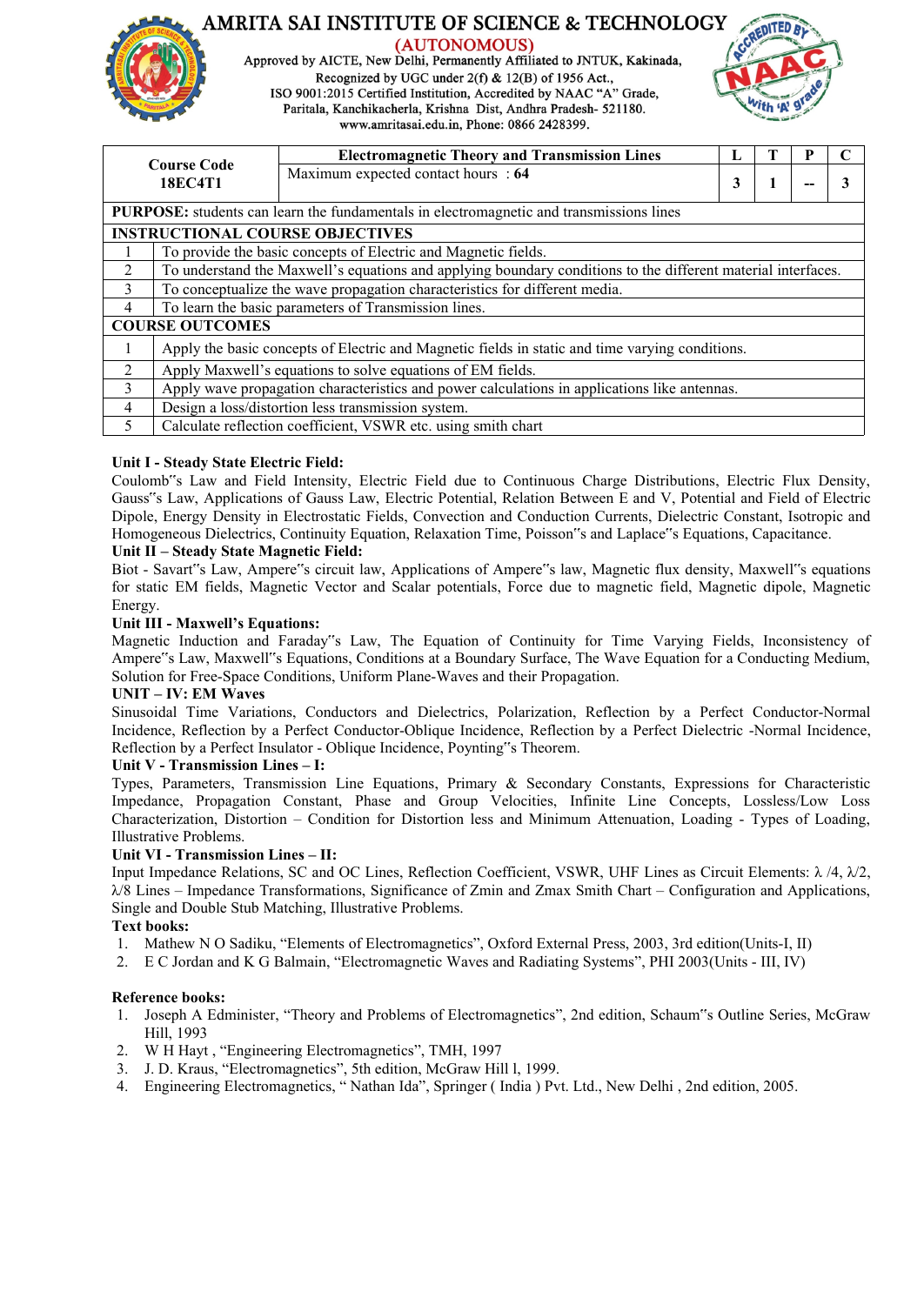# AMRITA SAI INSTITUTE OF SCIENCE & TECHNOLOGY

**(AUTONOMOUS)**

Approved by AICTE, New Delhi, Permanently Affiliated to JNTUK, Kakinada, Recognized by UGC under 2(f) & 12(B) of 1956 Act., ISO 9001:2015 Certified Institution, Accredited by NAAC "A" Grade, Paritala, Kanchikacherla, Krishna Dist, Andhra Pradesh- 521180. www.amritasai.edu.in, Phone: 0866 2428399.

| Course Code 18EC4T1 | Electromagnetic Theory and Transmission Lines | L | T | P | C |
|---|---|---|---|---|---|
| | Maximum expected contact hours : **64** | 3 | 1 | -- | 3 |

**PURPOSE:** students can learn the fundamentals in electromagnetic and transmissions lines

**INSTRUCTIONAL COURSE OBJECTIVES**

| | |
|---|---|
| 1 | To provide the basic concepts of Electric and Magnetic fields. |
| 2 | To understand the Maxwell's equations and applying boundary conditions to the different material interfaces. |
| 3 | To conceptualize the wave propagation characteristics for different media. |
| 4 | To learn the basic parameters of Transmission lines. |

**COURSE OUTCOMES**

| | |
|---|---|
| 1 | Apply the basic concepts of Electric and Magnetic fields in static and time varying conditions. |
| 2 | Apply Maxwell's equations to solve equations of EM fields. |
| 3 | Apply wave propagation characteristics and power calculations in applications like antennas. |
| 4 | Design a loss/distortion less transmission system. |
| 5 | Calculate reflection coefficient, VSWR etc. using smith chart |

**Unit I - Steady State Electric Field:**

Coulomb"s Law and Field Intensity, Electric Field due to Continuous Charge Distributions, Electric Flux Density, Gauss"s Law, Applications of Gauss Law, Electric Potential, Relation Between E and V, Potential and Field of Electric Dipole, Energy Density in Electrostatic Fields, Convection and Conduction Currents, Dielectric Constant, Isotropic and Homogeneous Dielectrics, Continuity Equation, Relaxation Time, Poisson"s and Laplace"s Equations, Capacitance.

**Unit II – Steady State Magnetic Field:**

Biot - Savart"s Law, Ampere"s circuit law, Applications of Ampere"s law, Magnetic flux density, Maxwell"s equations for static EM fields, Magnetic Vector and Scalar potentials, Force due to magnetic field, Magnetic dipole, Magnetic Energy.

**Unit III - Maxwell's Equations:**

Magnetic Induction and Faraday"s Law, The Equation of Continuity for Time Varying Fields, Inconsistency of Ampere"s Law, Maxwell"s Equations, Conditions at a Boundary Surface, The Wave Equation for a Conducting Medium, Solution for Free-Space Conditions, Uniform Plane-Waves and their Propagation.

**UNIT – IV: EM Waves**

Sinusoidal Time Variations, Conductors and Dielectrics, Polarization, Reflection by a Perfect Conductor-Normal Incidence, Reflection by a Perfect Conductor-Oblique Incidence, Reflection by a Perfect Dielectric -Normal Incidence, Reflection by a Perfect Insulator - Oblique Incidence, Poynting"s Theorem.

**Unit V - Transmission Lines – I:**

Types, Parameters, Transmission Line Equations, Primary & Secondary Constants, Expressions for Characteristic Impedance, Propagation Constant, Phase and Group Velocities, Infinite Line Concepts, Lossless/Low Loss Characterization, Distortion – Condition for Distortion less and Minimum Attenuation, Loading - Types of Loading, Illustrative Problems.

**Unit VI - Transmission Lines – II:**

Input Impedance Relations, SC and OC Lines, Reflection Coefficient, VSWR, UHF Lines as Circuit Elements: $\lambda/4$, $\lambda/2$, $\lambda/8$ Lines – Impedance Transformations, Significance of Zmin and Zmax Smith Chart – Configuration and Applications, Single and Double Stub Matching, Illustrative Problems.

**Text books:**

1. Mathew N O Sadiku, "Elements of Electromagnetics", Oxford External Press, 2003, 3rd edition(Units-I, II)
2. E C Jordan and K G Balmain, "Electromagnetic Waves and Radiating Systems", PHI 2003(Units - III, IV)

**Reference books:**

1. Joseph A Edminister, "Theory and Problems of Electromagnetics", 2nd edition, Schaum"s Outline Series, McGraw Hill, 1993
2. W H Hayt , "Engineering Electromagnetics", TMH, 1997
3. J. D. Kraus, "Electromagnetics", 5th edition, McGraw Hill l, 1999.
4. Engineering Electromagnetics, " Nathan Ida", Springer ( India ) Pvt. Ltd., New Delhi , 2nd edition, 2005.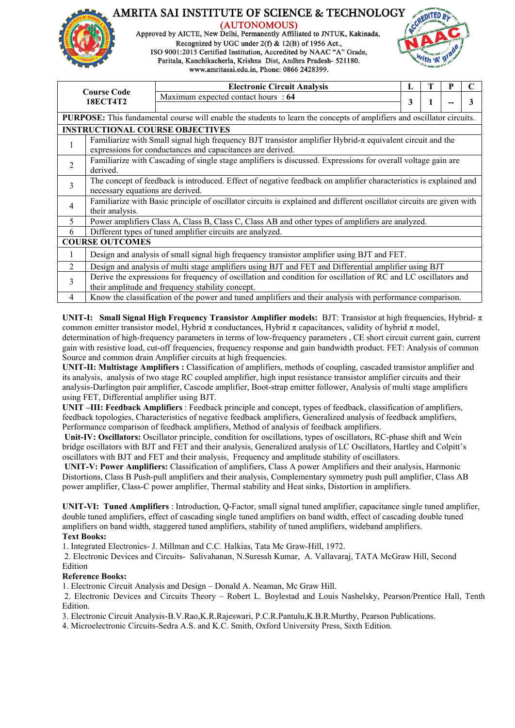# AMRITA SAI INSTITUTE OF SCIENCE & TECHNOLOGY

**(AUTONOMOUS)**

Approved by AICTE, New Delhi, Permanently Affiliated to JNTUK, Kakinada,
Recognized by UGC under 2(f) & 12(B) of 1956 Act.,
ISO 9001:2015 Certified Institution, Accredited by NAAC "A" Grade,
Paritala, Kanchikacherla, Krishna Dist, Andhra Pradesh- 521180.
www.amritasai.edu.in, Phone: 0866 2428399.

| Course Code 18ECT4T2 | Electronic Circuit Analysis | L | T | P | C |
|---|---|---|---|---|---|
| | Maximum expected contact hours : **64** | 3 | 1 | -- | 3 |

**PURPOSE:** This fundamental course will enable the students to learn the concepts of amplifiers and oscillator circuits.

**INSTRUCTIONAL COURSE OBJECTIVES**

| | |
|---|---|
| 1 | Familiarize with Small signal high frequency BJT transistor amplifier Hybrid-π equivalent circuit and the expressions for conductances and capacitances are derived. |
| 2 | Familiarize with Cascading of single stage amplifiers is discussed. Expressions for overall voltage gain are derived. |
| 3 | The concept of feedback is introduced. Effect of negative feedback on amplifier characteristics is explained and necessary equations are derived. |
| 4 | Familiarize with Basic principle of oscillator circuits is explained and different oscillator circuits are given with their analysis. |
| 5 | Power amplifiers Class A, Class B, Class C, Class AB and other types of amplifiers are analyzed. |
| 6 | Different types of tuned amplifier circuits are analyzed. |

**COURSE OUTCOMES**

| | |
|---|---|
| 1 | Design and analysis of small signal high frequency transistor amplifier using BJT and FET. |
| 2 | Design and analysis of multi stage amplifiers using BJT and FET and Differential amplifier using BJT |
| 3 | Derive the expressions for frequency of oscillation and condition for oscillation of RC and LC oscillators and their amplitude and frequency stability concept. |
| 4 | Know the classification of the power and tuned amplifiers and their analysis with performance comparison. |

**UNIT-I: Small Signal High Frequency Transistor Amplifier models:** BJT: Transistor at high frequencies, Hybrid- π common emitter transistor model, Hybrid π conductances, Hybrid π capacitances, validity of hybrid π model, determination of high-frequency parameters in terms of low-frequency parameters , CE short circuit current gain, current gain with resistive load, cut-off frequencies, frequency response and gain bandwidth product. FET: Analysis of common Source and common drain Amplifier circuits at high frequencies.

**UNIT-II: Multistage Amplifiers :** Classification of amplifiers, methods of coupling, cascaded transistor amplifier and its analysis, analysis of two stage RC coupled amplifier, high input resistance transistor amplifier circuits and their analysis-Darlington pair amplifier, Cascode amplifier, Boot-strap emitter follower, Analysis of multi stage amplifiers using FET, Differential amplifier using BJT.

**UNIT –III: Feedback Amplifiers** : Feedback principle and concept, types of feedback, classification of amplifiers, feedback topologies, Characteristics of negative feedback amplifiers, Generalized analysis of feedback amplifiers, Performance comparison of feedback amplifiers, Method of analysis of feedback amplifiers.

**Unit-IV: Oscillators:** Oscillator principle, condition for oscillations, types of oscillators, RC-phase shift and Wein bridge oscillators with BJT and FET and their analysis, Generalized analysis of LC Oscillators, Hartley and Colpitt's oscillators with BJT and FET and their analysis, Frequency and amplitude stability of oscillators.

**UNIT-V: Power Amplifiers:** Classification of amplifiers, Class A power Amplifiers and their analysis, Harmonic Distortions, Class B Push-pull amplifiers and their analysis, Complementary symmetry push pull amplifier, Class AB power amplifier, Class-C power amplifier, Thermal stability and Heat sinks, Distortion in amplifiers.

**UNIT-VI: Tuned Amplifiers** : Introduction, Q-Factor, small signal tuned amplifier, capacitance single tuned amplifier, double tuned amplifiers, effect of cascading single tuned amplifiers on band width, effect of cascading double tuned amplifiers on band width, staggered tuned amplifiers, stability of tuned amplifiers, wideband amplifiers.

**Text Books:**

1. Integrated Electronics- J. Millman and C.C. Halkias, Tata Mc Graw-Hill, 1972.
2. Electronic Devices and Circuits- Salivahanan, N.Suressh Kumar, A. Vallavaraj, TATA McGraw Hill, Second Edition

**Reference Books:**

1. Electronic Circuit Analysis and Design – Donald A. Neaman, Mc Graw Hill.
2. Electronic Devices and Circuits Theory – Robert L. Boylestad and Louis Nashelsky, Pearson/Prentice Hall, Tenth Edition.
3. Electronic Circuit Analysis-B.V.Rao,K.R.Rajeswari, P.C.R.Pantulu,K.B.R.Murthy, Pearson Publications.
4. Microelectronic Circuits-Sedra A.S. and K.C. Smith, Oxford University Press, Sixth Edition.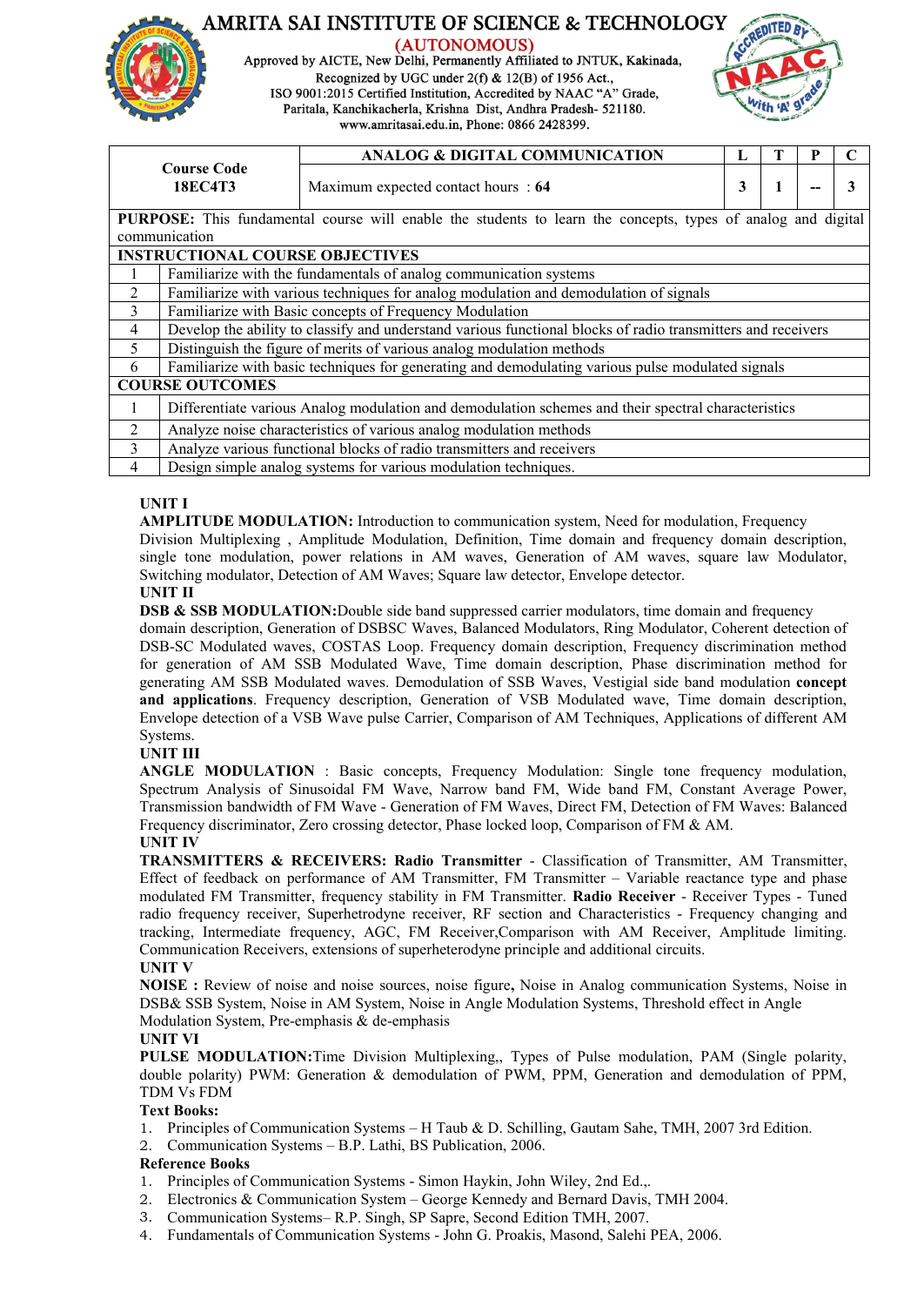# AMRITA SAI INSTITUTE OF SCIENCE & TECHNOLOGY

**(AUTONOMOUS)**

Approved by AICTE, New Delhi, Permanently Affiliated to JNTUK, Kakinada, Recognized by UGC under 2(f) & 12(B) of 1956 Act., ISO 9001:2015 Certified Institution, Accredited by NAAC "A" Grade, Paritala, Kanchikacherla, Krishna Dist, Andhra Pradesh- 521180. www.amritasai.edu.in, Phone: 0866 2428399.

| Course Code 18EC4T3 | ANALOG & DIGITAL COMMUNICATION | L | T | P | C |
|---|---|---|---|---|---|
| | Maximum expected contact hours : 64 | 3 | 1 | -- | 3 |

**PURPOSE:** This fundamental course will enable the students to learn the concepts, types of analog and digital communication

| INSTRUCTIONAL COURSE OBJECTIVES | |
|---|---|
| 1 | Familiarize with the fundamentals of analog communication systems |
| 2 | Familiarize with various techniques for analog modulation and demodulation of signals |
| 3 | Familiarize with Basic concepts of Frequency Modulation |
| 4 | Develop the ability to classify and understand various functional blocks of radio transmitters and receivers |
| 5 | Distinguish the figure of merits of various analog modulation methods |
| 6 | Familiarize with basic techniques for generating and demodulating various pulse modulated signals |

| COURSE OUTCOMES | |
|---|---|
| 1 | Differentiate various Analog modulation and demodulation schemes and their spectral characteristics |
| 2 | Analyze noise characteristics of various analog modulation methods |
| 3 | Analyze various functional blocks of radio transmitters and receivers |
| 4 | Design simple analog systems for various modulation techniques. |

**UNIT I**

**AMPLITUDE MODULATION:** Introduction to communication system, Need for modulation, Frequency Division Multiplexing , Amplitude Modulation, Definition, Time domain and frequency domain description, single tone modulation, power relations in AM waves, Generation of AM waves, square law Modulator, Switching modulator, Detection of AM Waves; Square law detector, Envelope detector.

**UNIT II**

**DSB & SSB MODULATION:**Double side band suppressed carrier modulators, time domain and frequency domain description, Generation of DSBSC Waves, Balanced Modulators, Ring Modulator, Coherent detection of DSB-SC Modulated waves, COSTAS Loop. Frequency domain description, Frequency discrimination method for generation of AM SSB Modulated Wave, Time domain description, Phase discrimination method for generating AM SSB Modulated waves. Demodulation of SSB Waves, Vestigial side band modulation **concept and applications**. Frequency description, Generation of VSB Modulated wave, Time domain description, Envelope detection of a VSB Wave pulse Carrier, Comparison of AM Techniques, Applications of different AM Systems.

**UNIT III**

**ANGLE MODULATION** : Basic concepts, Frequency Modulation: Single tone frequency modulation, Spectrum Analysis of Sinusoidal FM Wave, Narrow band FM, Wide band FM, Constant Average Power, Transmission bandwidth of FM Wave - Generation of FM Waves, Direct FM, Detection of FM Waves: Balanced Frequency discriminator, Zero crossing detector, Phase locked loop, Comparison of FM & AM.

**UNIT IV**

**TRANSMITTERS & RECEIVERS: Radio Transmitter** - Classification of Transmitter, AM Transmitter, Effect of feedback on performance of AM Transmitter, FM Transmitter – Variable reactance type and phase modulated FM Transmitter, frequency stability in FM Transmitter. **Radio Receiver** - Receiver Types - Tuned radio frequency receiver, Superhetrodyne receiver, RF section and Characteristics - Frequency changing and tracking, Intermediate frequency, AGC, FM Receiver,Comparison with AM Receiver, Amplitude limiting. Communication Receivers, extensions of superheterodyne principle and additional circuits.

**UNIT V**

**NOISE :** Review of noise and noise sources, noise figure**,** Noise in Analog communication Systems, Noise in DSB& SSB System, Noise in AM System, Noise in Angle Modulation Systems, Threshold effect in Angle Modulation System, Pre-emphasis & de-emphasis

**UNIT VI**

**PULSE MODULATION:**Time Division Multiplexing,, Types of Pulse modulation, PAM (Single polarity, double polarity) PWM: Generation & demodulation of PWM, PPM, Generation and demodulation of PPM, TDM Vs FDM

**Text Books:**

1. Principles of Communication Systems – H Taub & D. Schilling, Gautam Sahe, TMH, 2007 3rd Edition.
2. Communication Systems – B.P. Lathi, BS Publication, 2006.

**Reference Books**

1. Principles of Communication Systems - Simon Haykin, John Wiley, 2nd Ed.,.
2. Electronics & Communication System – George Kennedy and Bernard Davis, TMH 2004.
3. Communication Systems– R.P. Singh, SP Sapre, Second Edition TMH, 2007.
4. Fundamentals of Communication Systems - John G. Proakis, Masond, Salehi PEA, 2006.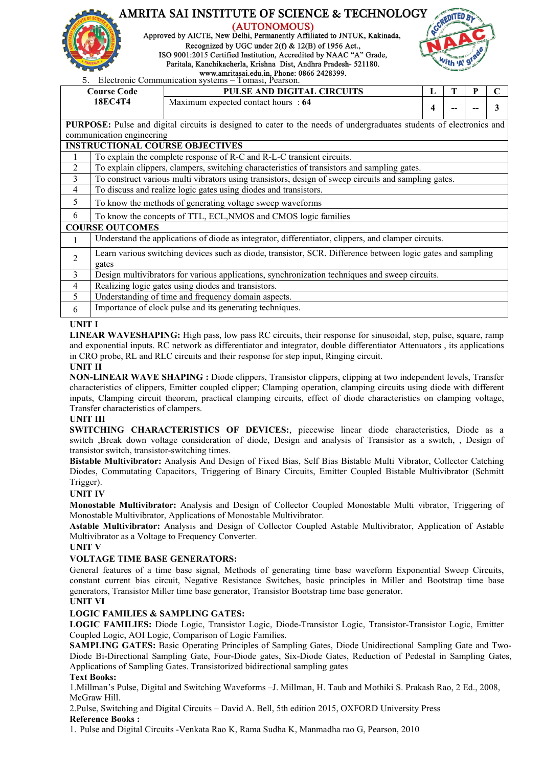5. Electronic Communication systems – Tomasi, Pearson.

| Course Code | PULSE AND DIGITAL CIRCUITS | L | T | P | C |
|---|---|---|---|---|---|
| 18EC4T4 | Maximum expected contact hours : 64 | 4 | -- | -- | 3 |

**PURPOSE:** Pulse and digital circuits is designed to cater to the needs of undergraduates students of electronics and communication engineering

**INSTRUCTIONAL COURSE OBJECTIVES**

| | |
|---|---|
| 1 | To explain the complete response of R-C and R-L-C transient circuits. |
| 2 | To explain clippers, clampers, switching characteristics of transistors and sampling gates. |
| 3 | To construct various multi vibrators using transistors, design of sweep circuits and sampling gates. |
| 4 | To discuss and realize logic gates using diodes and transistors. |
| 5 | To know the methods of generating voltage sweep waveforms |
| 6 | To know the concepts of TTL, ECL,NMOS and CMOS logic families |

**COURSE OUTCOMES**

| | |
|---|---|
| 1 | Understand the applications of diode as integrator, differentiator, clippers, and clamper circuits. |
| 2 | Learn various switching devices such as diode, transistor, SCR. Difference between logic gates and sampling gates |
| 3 | Design multivibrators for various applications, synchronization techniques and sweep circuits. |
| 4 | Realizing logic gates using diodes and transistors. |
| 5 | Understanding of time and frequency domain aspects. |
| 6 | Importance of clock pulse and its generating techniques. |

**UNIT I**

**LINEAR WAVESHAPING:** High pass, low pass RC circuits, their response for sinusoidal, step, pulse, square, ramp and exponential inputs. RC network as differentiator and integrator, double differentiator Attenuators , its applications in CRO probe, RL and RLC circuits and their response for step input, Ringing circuit.

**UNIT II**

**NON-LINEAR WAVE SHAPING :** Diode clippers, Transistor clippers, clipping at two independent levels, Transfer characteristics of clippers, Emitter coupled clipper; Clamping operation, clamping circuits using diode with different inputs, Clamping circuit theorem, practical clamping circuits, effect of diode characteristics on clamping voltage, Transfer characteristics of clampers.

**UNIT III**

**SWITCHING CHARACTERISTICS OF DEVICES:**, piecewise linear diode characteristics, Diode as a switch ,Break down voltage consideration of diode, Design and analysis of Transistor as a switch, , Design of transistor switch, transistor-switching times.

**Bistable Multivibrator:** Analysis And Design of Fixed Bias, Self Bias Bistable Multi Vibrator, Collector Catching Diodes, Commutating Capacitors, Triggering of Binary Circuits, Emitter Coupled Bistable Multivibrator (Schmitt Trigger).

**UNIT IV**

**Monostable Multivibrator:** Analysis and Design of Collector Coupled Monostable Multi vibrator, Triggering of Monostable Multivibrator, Applications of Monostable Multivibrator.

**Astable Multivibrator:** Analysis and Design of Collector Coupled Astable Multivibrator, Application of Astable Multivibrator as a Voltage to Frequency Converter.

**UNIT V**

**VOLTAGE TIME BASE GENERATORS:**

General features of a time base signal, Methods of generating time base waveform Exponential Sweep Circuits, constant current bias circuit, Negative Resistance Switches, basic principles in Miller and Bootstrap time base generators, Transistor Miller time base generator, Transistor Bootstrap time base generator.

**UNIT VI**

**LOGIC FAMILIES & SAMPLING GATES:**

**LOGIC FAMILIES:** Diode Logic, Transistor Logic, Diode-Transistor Logic, Transistor-Transistor Logic, Emitter Coupled Logic, AOI Logic, Comparison of Logic Families.

**SAMPLING GATES:** Basic Operating Principles of Sampling Gates, Diode Unidirectional Sampling Gate and Two-Diode Bi-Directional Sampling Gate, Four-Diode gates, Six-Diode Gates, Reduction of Pedestal in Sampling Gates, Applications of Sampling Gates. Transistorized bidirectional sampling gates

**Text Books:**

1.Millman's Pulse, Digital and Switching Waveforms –J. Millman, H. Taub and Mothiki S. Prakash Rao, 2 Ed., 2008, McGraw Hill.

2.Pulse, Switching and Digital Circuits – David A. Bell, 5th edition 2015, OXFORD University Press

**Reference Books :**

1. Pulse and Digital Circuits -Venkata Rao K, Rama Sudha K, Manmadha rao G, Pearson, 2010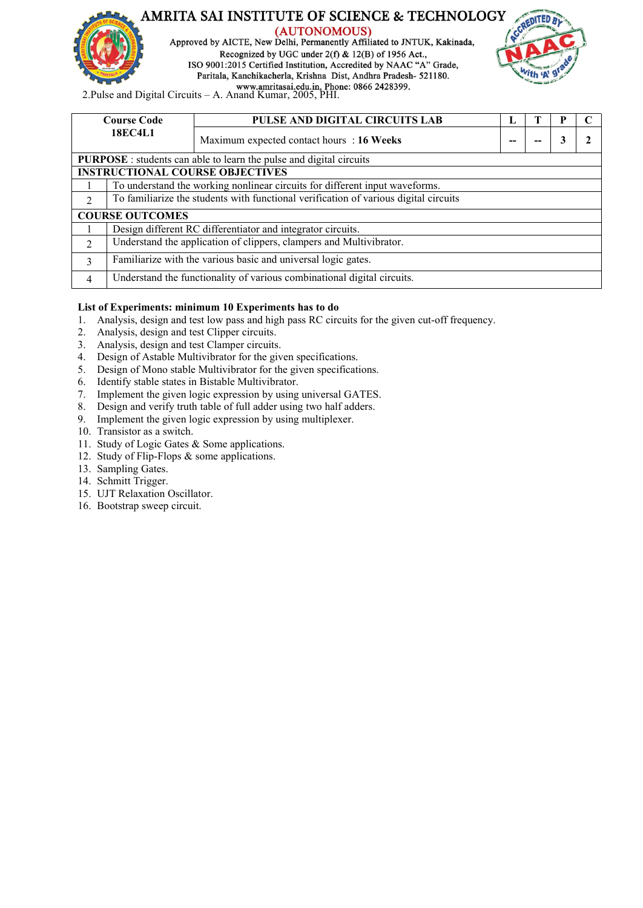2.Pulse and Digital Circuits – A. Anand Kumar, 2005, PHI.

| Course Code 18EC4L1 | PULSE AND DIGITAL CIRCUITS LAB | L | T | P | C |
|---|---|---|---|---|---|
| | Maximum expected contact hours : **16 Weeks** | -- | -- | 3 | 2 |
| **PURPOSE** : students can able to learn the pulse and digital circuits | | | | | |
| **INSTRUCTIONAL COURSE OBJECTIVES** | | | | | |
| 1 | To understand the working nonlinear circuits for different input waveforms. | | | | |
| 2 | To familiarize the students with functional verification of various digital circuits | | | | |
| **COURSE OUTCOMES** | | | | | |
| 1 | Design different RC differentiator and integrator circuits. | | | | |
| 2 | Understand the application of clippers, clampers and Multivibrator. | | | | |
| 3 | Familiarize with the various basic and universal logic gates. | | | | |
| 4 | Understand the functionality of various combinational digital circuits. | | | | |

**List of Experiments: minimum 10 Experiments has to do**

1. Analysis, design and test low pass and high pass RC circuits for the given cut-off frequency.
2. Analysis, design and test Clipper circuits.
3. Analysis, design and test Clamper circuits.
4. Design of Astable Multivibrator for the given specifications.
5. Design of Mono stable Multivibrator for the given specifications.
6. Identify stable states in Bistable Multivibrator.
7. Implement the given logic expression by using universal GATES.
8. Design and verify truth table of full adder using two half adders.
9. Implement the given logic expression by using multiplexer.
10. Transistor as a switch.
11. Study of Logic Gates & Some applications.
12. Study of Flip-Flops & some applications.
13. Sampling Gates.
14. Schmitt Trigger.
15. UJT Relaxation Oscillator.
16. Bootstrap sweep circuit.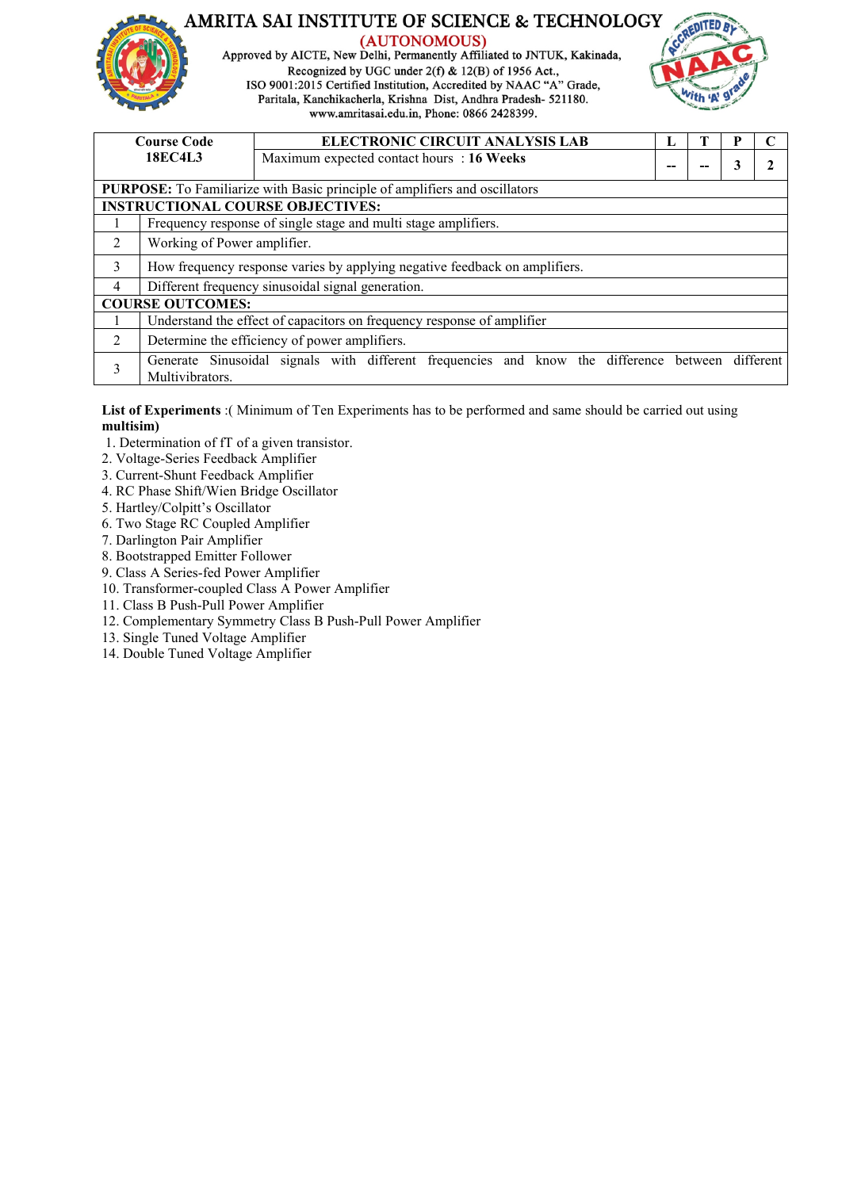# AMRITA SAI INSTITUTE OF SCIENCE & TECHNOLOGY

(AUTONOMOUS)

Approved by AICTE, New Delhi, Permanently Affiliated to JNTUK, Kakinada,
Recognized by UGC under 2(f) & 12(B) of 1956 Act.,
ISO 9001:2015 Certified Institution, Accredited by NAAC "A" Grade,
Paritala, Kanchikacherla, Krishna Dist, Andhra Pradesh- 521180.
www.amritasai.edu.in, Phone: 0866 2428399.

| Course Code 18EC4L3 | ELECTRONIC CIRCUIT ANALYSIS LAB | L | T | P | C |
|---|---|---|---|---|---|
| | Maximum expected contact hours : **16 Weeks** | -- | -- | 3 | 2 |

**PURPOSE:** To Familiarize with Basic principle of amplifiers and oscillators

**INSTRUCTIONAL COURSE OBJECTIVES:**

| | |
|---|---|
| 1 | Frequency response of single stage and multi stage amplifiers. |
| 2 | Working of Power amplifier. |
| 3 | How frequency response varies by applying negative feedback on amplifiers. |
| 4 | Different frequency sinusoidal signal generation. |

**COURSE OUTCOMES:**

| | |
|---|---|
| 1 | Understand the effect of capacitors on frequency response of amplifier |
| 2 | Determine the efficiency of power amplifiers. |
| 3 | Generate Sinusoidal signals with different frequencies and know the difference between different Multivibrators. |

**List of Experiments** :( Minimum of Ten Experiments has to be performed and same should be carried out using **multisim)**

1. Determination of fT of a given transistor.
2. Voltage-Series Feedback Amplifier
3. Current-Shunt Feedback Amplifier
4. RC Phase Shift/Wien Bridge Oscillator
5. Hartley/Colpitt's Oscillator
6. Two Stage RC Coupled Amplifier
7. Darlington Pair Amplifier
8. Bootstrapped Emitter Follower
9. Class A Series-fed Power Amplifier
10. Transformer-coupled Class A Power Amplifier
11. Class B Push-Pull Power Amplifier
12. Complementary Symmetry Class B Push-Pull Power Amplifier
13. Single Tuned Voltage Amplifier
14. Double Tuned Voltage Amplifier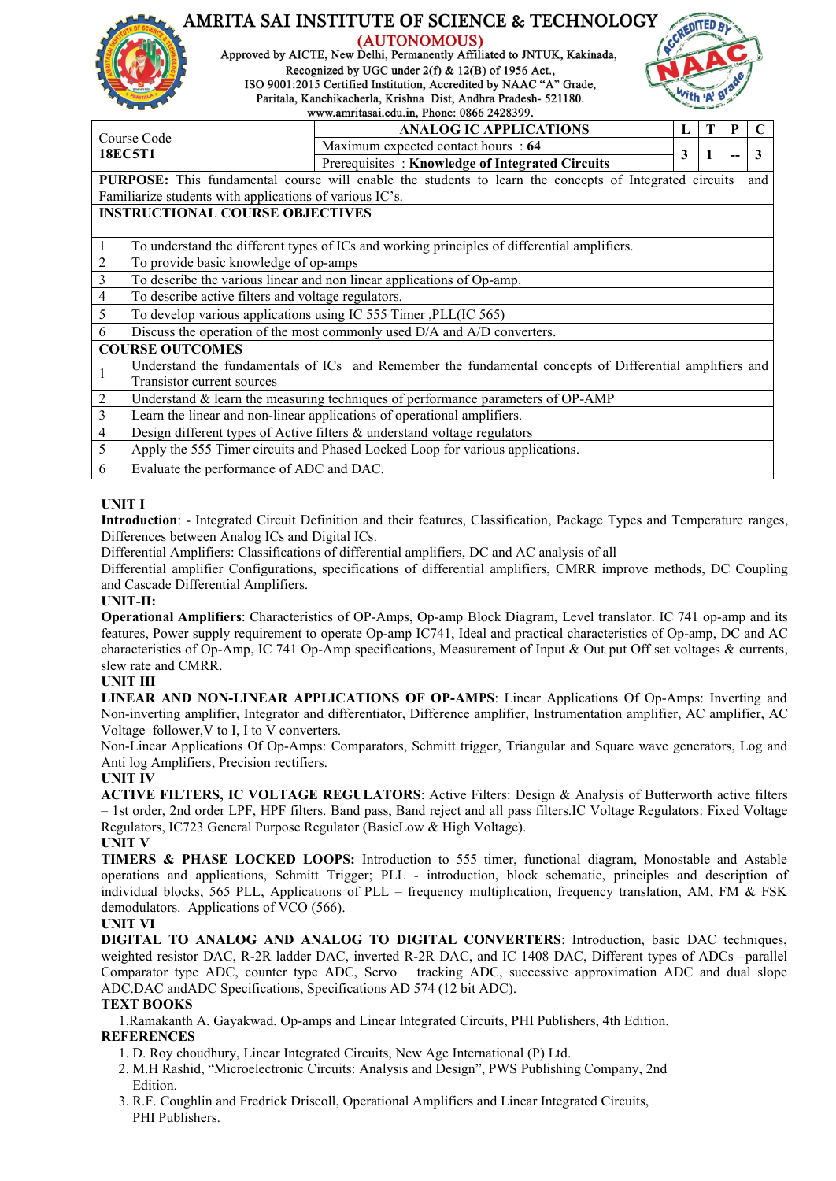# AMRITA SAI INSTITUTE OF SCIENCE & TECHNOLOGY

(AUTONOMOUS)

Approved by AICTE, New Delhi, Permanently Affiliated to JNTUK, Kakinada,
Recognized by UGC under 2(f) & 12(B) of 1956 Act.,
ISO 9001:2015 Certified Institution, Accredited by NAAC "A" Grade,
Paritala, Kanchikacherla, Krishna Dist, Andhra Pradesh- 521180.
www.amritasai.edu.in, Phone: 0866 2428399.

| Course Code **18EC5T1** | **ANALOG IC APPLICATIONS** | **L** | **T** | **P** | **C** |
|---|---|---|---|---|---|
| | Maximum expected contact hours : **64** | **3** | **1** | **--** | **3** |
| | Prerequisites : **Knowledge of Integrated Circuits** | | | | |

**PURPOSE:** This fundamental course will enable the students to learn the concepts of Integrated circuits and Familiarize students with applications of various IC's.

**INSTRUCTIONAL COURSE OBJECTIVES**

| | |
|---|---|
| 1 | To understand the different types of ICs and working principles of differential amplifiers. |
| 2 | To provide basic knowledge of op-amps |
| 3 | To describe the various linear and non linear applications of Op-amp. |
| 4 | To describe active filters and voltage regulators. |
| 5 | To develop various applications using IC 555 Timer ,PLL(IC 565) |
| 6 | Discuss the operation of the most commonly used D/A and A/D converters. |

**COURSE OUTCOMES**

| | |
|---|---|
| 1 | Understand the fundamentals of ICs and Remember the fundamental concepts of Differential amplifiers and Transistor current sources |
| 2 | Understand & learn the measuring techniques of performance parameters of OP-AMP |
| 3 | Learn the linear and non-linear applications of operational amplifiers. |
| 4 | Design different types of Active filters & understand voltage regulators |
| 5 | Apply the 555 Timer circuits and Phased Locked Loop for various applications. |
| 6 | Evaluate the performance of ADC and DAC. |

**UNIT I**

**Introduction**: - Integrated Circuit Definition and their features, Classification, Package Types and Temperature ranges, Differences between Analog ICs and Digital ICs.

Differential Amplifiers: Classifications of differential amplifiers, DC and AC analysis of all

Differential amplifier Configurations, specifications of differential amplifiers, CMRR improve methods, DC Coupling and Cascade Differential Amplifiers.

**UNIT-II:**

**Operational Amplifiers**: Characteristics of OP-Amps, Op-amp Block Diagram, Level translator. IC 741 op-amp and its features, Power supply requirement to operate Op-amp IC741, Ideal and practical characteristics of Op-amp, DC and AC characteristics of Op-Amp, IC 741 Op-Amp specifications, Measurement of Input & Out put Off set voltages & currents, slew rate and CMRR.

**UNIT III**

**LINEAR AND NON-LINEAR APPLICATIONS OF OP-AMPS**: Linear Applications Of Op-Amps: Inverting and Non-inverting amplifier, Integrator and differentiator, Difference amplifier, Instrumentation amplifier, AC amplifier, AC Voltage follower,V to I, I to V converters.

Non-Linear Applications Of Op-Amps: Comparators, Schmitt trigger, Triangular and Square wave generators, Log and Anti log Amplifiers, Precision rectifiers.

**UNIT IV**

**ACTIVE FILTERS, IC VOLTAGE REGULATORS**: Active Filters: Design & Analysis of Butterworth active filters – 1st order, 2nd order LPF, HPF filters. Band pass, Band reject and all pass filters.IC Voltage Regulators: Fixed Voltage Regulators, IC723 General Purpose Regulator (BasicLow & High Voltage).

**UNIT V**

**TIMERS & PHASE LOCKED LOOPS:** Introduction to 555 timer, functional diagram, Monostable and Astable operations and applications, Schmitt Trigger; PLL - introduction, block schematic, principles and description of individual blocks, 565 PLL, Applications of PLL – frequency multiplication, frequency translation, AM, FM & FSK demodulators. Applications of VCO (566).

**UNIT VI**

**DIGITAL TO ANALOG AND ANALOG TO DIGITAL CONVERTERS**: Introduction, basic DAC techniques, weighted resistor DAC, R-2R ladder DAC, inverted R-2R DAC, and IC 1408 DAC, Different types of ADCs –parallel Comparator type ADC, counter type ADC, Servo tracking ADC, successive approximation ADC and dual slope ADC.DAC andADC Specifications, Specifications AD 574 (12 bit ADC).

**TEXT BOOKS**

1. Ramakanth A. Gayakwad, Op-amps and Linear Integrated Circuits, PHI Publishers, 4th Edition.

**REFERENCES**

1. D. Roy choudhury, Linear Integrated Circuits, New Age International (P) Ltd.
2. M.H Rashid, "Microelectronic Circuits: Analysis and Design", PWS Publishing Company, 2nd Edition.
3. R.F. Coughlin and Fredrick Driscoll, Operational Amplifiers and Linear Integrated Circuits, PHI Publishers.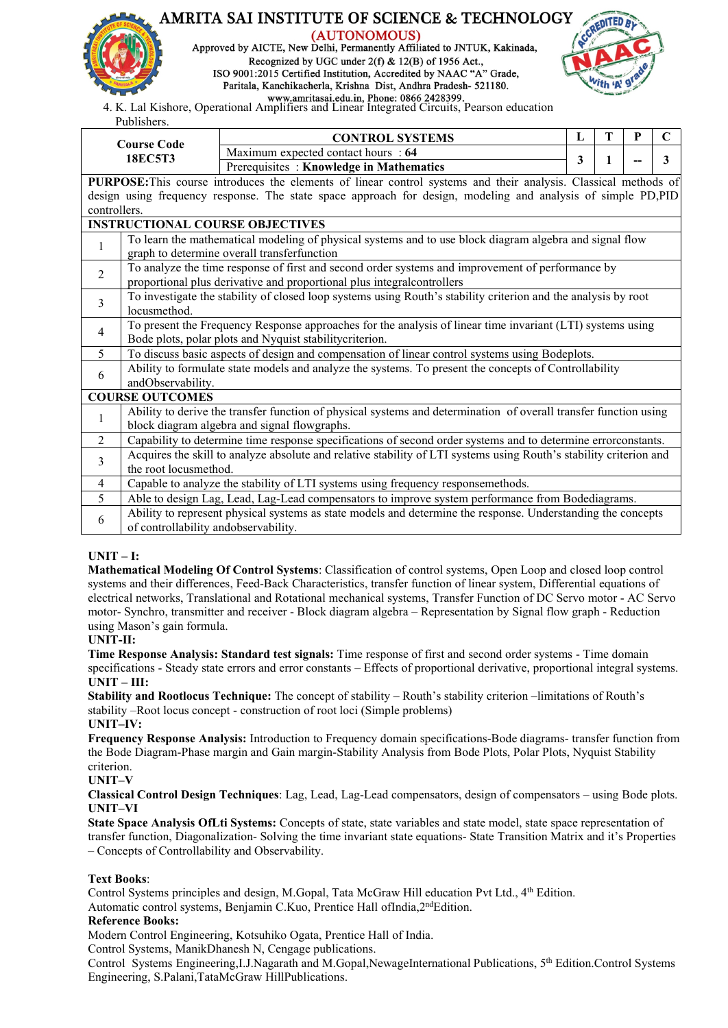4. K. Lal Kishore, Operational Amplifiers and Linear Integrated Circuits, Pearson education Publishers.

| Course Code 18EC5T3 | CONTROL SYSTEMS | L | T | P | C |
|---|---|---|---|---|---|
| | Maximum expected contact hours : **64** | 3 | 1 | -- | 3 |
| | Prerequisites : **Knowledge in Mathematics** | | | | |

**PURPOSE:** This course introduces the elements of linear control systems and their analysis. Classical methods of design using frequency response. The state space approach for design, modeling and analysis of simple PD,PID controllers.

**INSTRUCTIONAL COURSE OBJECTIVES**

| | |
|---|---|
| 1 | To learn the mathematical modeling of physical systems and to use block diagram algebra and signal flow graph to determine overall transferfunction |
| 2 | To analyze the time response of first and second order systems and improvement of performance by proportional plus derivative and proportional plus integralcontrollers |
| 3 | To investigate the stability of closed loop systems using Routh's stability criterion and the analysis by root locusmethod. |
| 4 | To present the Frequency Response approaches for the analysis of linear time invariant (LTI) systems using Bode plots, polar plots and Nyquist stabilitycriterion. |
| 5 | To discuss basic aspects of design and compensation of linear control systems using Bodeplots. |
| 6 | Ability to formulate state models and analyze the systems. To present the concepts of Controllability andObservability. |

**COURSE OUTCOMES**

| | |
|---|---|
| 1 | Ability to derive the transfer function of physical systems and determination of overall transfer function using block diagram algebra and signal flowgraphs. |
| 2 | Capability to determine time response specifications of second order systems and to determine errorconstants. |
| 3 | Acquires the skill to analyze absolute and relative stability of LTI systems using Routh's stability criterion and the root locusmethod. |
| 4 | Capable to analyze the stability of LTI systems using frequency responsemethods. |
| 5 | Able to design Lag, Lead, Lag-Lead compensators to improve system performance from Bodediagrams. |
| 6 | Ability to represent physical systems as state models and determine the response. Understanding the concepts of controllability andobservability. |

**UNIT – I:**

**Mathematical Modeling Of Control Systems**: Classification of control systems, Open Loop and closed loop control systems and their differences, Feed-Back Characteristics, transfer function of linear system, Differential equations of electrical networks, Translational and Rotational mechanical systems, Transfer Function of DC Servo motor - AC Servo motor- Synchro, transmitter and receiver - Block diagram algebra – Representation by Signal flow graph - Reduction using Mason's gain formula.

**UNIT-II:**

**Time Response Analysis: Standard test signals:** Time response of first and second order systems - Time domain specifications - Steady state errors and error constants – Effects of proportional derivative, proportional integral systems.

**UNIT – III:**

**Stability and Rootlocus Technique:** The concept of stability – Routh's stability criterion –limitations of Routh's stability –Root locus concept - construction of root loci (Simple problems)

**UNIT–IV:**

**Frequency Response Analysis:** Introduction to Frequency domain specifications-Bode diagrams- transfer function from the Bode Diagram-Phase margin and Gain margin-Stability Analysis from Bode Plots, Polar Plots, Nyquist Stability criterion.

**UNIT–V**

**Classical Control Design Techniques**: Lag, Lead, Lag-Lead compensators, design of compensators – using Bode plots.

**UNIT–VI**

**State Space Analysis OfLti Systems:** Concepts of state, state variables and state model, state space representation of transfer function, Diagonalization- Solving the time invariant state equations- State Transition Matrix and it's Properties – Concepts of Controllability and Observability.

**Text Books**:

Control Systems principles and design, M.Gopal, Tata McGraw Hill education Pvt Ltd., 4th Edition.

Automatic control systems, Benjamin C.Kuo, Prentice Hall ofIndia,2ndEdition.

**Reference Books:**

Modern Control Engineering, Kotsuhiko Ogata, Prentice Hall of India.

Control Systems, ManikDhanesh N, Cengage publications.

Control Systems Engineering,I.J.Nagarath and M.Gopal,NewageInternational Publications, 5th Edition.Control Systems Engineering, S.Palani,TataMcGraw HillPublications.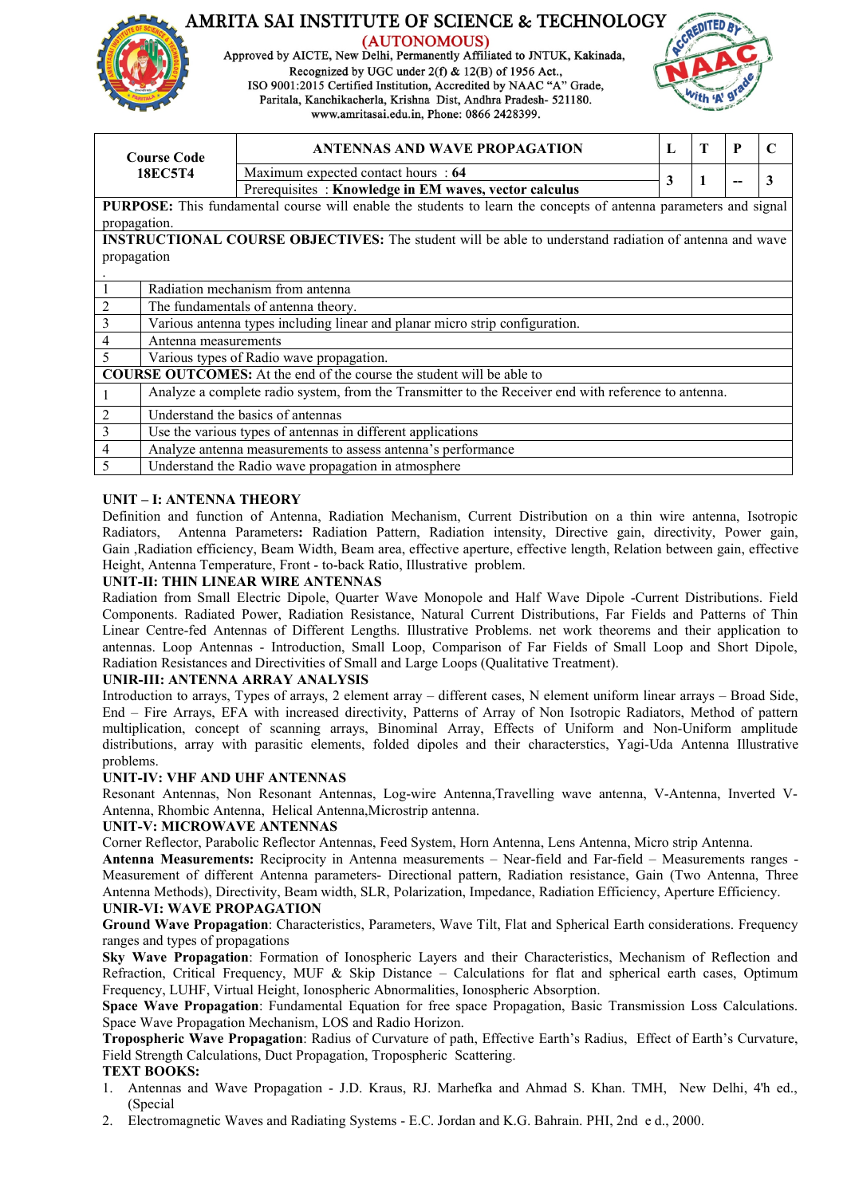# AMRITA SAI INSTITUTE OF SCIENCE & TECHNOLOGY

(AUTONOMOUS)

Approved by AICTE, New Delhi, Permanently Affiliated to JNTUK, Kakinada,
Recognized by UGC under 2(f) & 12(B) of 1956 Act.,
ISO 9001:2015 Certified Institution, Accredited by NAAC "A" Grade,
Paritala, Kanchikacherla, Krishna Dist, Andhra Pradesh- 521180.
www.amritasai.edu.in, Phone: 0866 2428399.

| Course Code 18EC5T4 | ANTENNAS AND WAVE PROPAGATION | L | T | P | C |
|---|---|---|---|---|---|
| | Maximum expected contact hours : **64** | 3 | 1 | -- | 3 |
| | Prerequisites : **Knowledge in EM waves, vector calculus** | | | | |

**PURPOSE:** This fundamental course will enable the students to learn the concepts of antenna parameters and signal propagation.

**INSTRUCTIONAL COURSE OBJECTIVES:** The student will be able to understand radiation of antenna and wave propagation

.

| | |
|---|---|
| 1 | Radiation mechanism from antenna |
| 2 | The fundamentals of antenna theory. |
| 3 | Various antenna types including linear and planar micro strip configuration. |
| 4 | Antenna measurements |
| 5 | Various types of Radio wave propagation. |

**COURSE OUTCOMES:** At the end of the course the student will be able to

| | |
|---|---|
| 1 | Analyze a complete radio system, from the Transmitter to the Receiver end with reference to antenna. |
| 2 | Understand the basics of antennas |
| 3 | Use the various types of antennas in different applications |
| 4 | Analyze antenna measurements to assess antenna's performance |
| 5 | Understand the Radio wave propagation in atmosphere |

**UNIT – I: ANTENNA THEORY**

Definition and function of Antenna, Radiation Mechanism, Current Distribution on a thin wire antenna, Isotropic Radiators, Antenna Parameters**:** Radiation Pattern, Radiation intensity, Directive gain, directivity, Power gain, Gain ,Radiation efficiency, Beam Width, Beam area, effective aperture, effective length, Relation between gain, effective Height, Antenna Temperature, Front - to-back Ratio, Illustrative problem.

**UNIT-II: THIN LINEAR WIRE ANTENNAS**

Radiation from Small Electric Dipole, Quarter Wave Monopole and Half Wave Dipole -Current Distributions. Field Components. Radiated Power, Radiation Resistance, Natural Current Distributions, Far Fields and Patterns of Thin Linear Centre-fed Antennas of Different Lengths. Illustrative Problems. net work theorems and their application to antennas. Loop Antennas - Introduction, Small Loop, Comparison of Far Fields of Small Loop and Short Dipole, Radiation Resistances and Directivities of Small and Large Loops (Qualitative Treatment).

**UNIR-III: ANTENNA ARRAY ANALYSIS**

Introduction to arrays, Types of arrays, 2 element array – different cases, N element uniform linear arrays – Broad Side, End – Fire Arrays, EFA with increased directivity, Patterns of Array of Non Isotropic Radiators, Method of pattern multiplication, concept of scanning arrays, Binominal Array, Effects of Uniform and Non-Uniform amplitude distributions, array with parasitic elements, folded dipoles and their characterstics, Yagi-Uda Antenna Illustrative problems.

**UNIT-IV: VHF AND UHF ANTENNAS**

Resonant Antennas, Non Resonant Antennas, Log-wire Antenna,Travelling wave antenna, V-Antenna, Inverted V-Antenna, Rhombic Antenna, Helical Antenna,Microstrip antenna.

**UNIT-V: MICROWAVE ANTENNAS**

Corner Reflector, Parabolic Reflector Antennas, Feed System, Horn Antenna, Lens Antenna, Micro strip Antenna.

**Antenna Measurements:** Reciprocity in Antenna measurements – Near-field and Far-field – Measurements ranges - Measurement of different Antenna parameters- Directional pattern, Radiation resistance, Gain (Two Antenna, Three Antenna Methods), Directivity, Beam width, SLR, Polarization, Impedance, Radiation Efficiency, Aperture Efficiency.

**UNIR-VI: WAVE PROPAGATION**

**Ground Wave Propagation**: Characteristics, Parameters, Wave Tilt, Flat and Spherical Earth considerations. Frequency ranges and types of propagations

**Sky Wave Propagation**: Formation of Ionospheric Layers and their Characteristics, Mechanism of Reflection and Refraction, Critical Frequency, MUF & Skip Distance – Calculations for flat and spherical earth cases, Optimum Frequency, LUHF, Virtual Height, Ionospheric Abnormalities, Ionospheric Absorption.

**Space Wave Propagation**: Fundamental Equation for free space Propagation, Basic Transmission Loss Calculations. Space Wave Propagation Mechanism, LOS and Radio Horizon.

**Tropospheric Wave Propagation**: Radius of Curvature of path, Effective Earth's Radius, Effect of Earth's Curvature, Field Strength Calculations, Duct Propagation, Tropospheric Scattering.

**TEXT BOOKS:**

1. Antennas and Wave Propagation - J.D. Kraus, RJ. Marhefka and Ahmad S. Khan. TMH, New Delhi, 4'h ed., (Special
2. Electromagnetic Waves and Radiating Systems - E.C. Jordan and K.G. Bahrain. PHI, 2nd e d., 2000.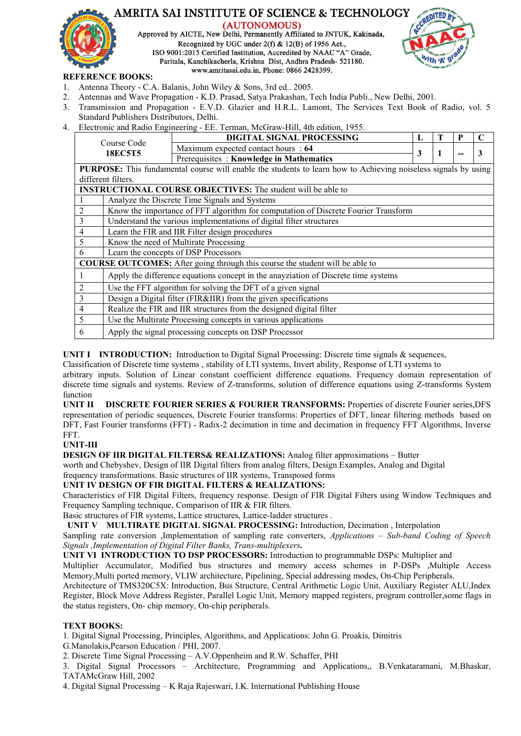**REFERENCE BOOKS:**

1. Antenna Theory - C.A. Balanis, John Wiley & Sons, 3rd ed.. 2005.
2. Antennas and Wave Propagation - K.D. Prasad, Satya Prakashan, Tech India Publi., New Delhi, 2001.
3. Transmission and Propagation - E.V.D. Glazier and H.R.L. Lamont, The Services Text Book of Radio, vol. 5 Standard Publishers Distributors, Delhi.
4. Electronic and Radio Engineering - EE. Terman, McGraw-Hill, 4th edition, 1955.

| Course Code **18EC5T5** | **DIGITAL SIGNAL PROCESSING** | **L** | **T** | **P** | **C** |
|---|---|---|---|---|---|
| | Maximum expected contact hours : **64** | 3 | 1 | -- | 3 |
| | Prerequisites : **Knowledge in Mathematics** | | | | |

**PURPOSE:** This fundamental course will enable the students to learn how to Achieving noiseless signals by using different filters.

**INSTRUCTIONAL COURSE OBJECTIVES:** The student will be able to

| | |
|---|---|
| 1 | Analyze the Discrete Time Signals and Systems |
| 2 | Know the importance of FFT algorithm for computation of Discrete Fourier Transform |
| 3 | Understand the various implementations of digital filter structures |
| 4 | Learn the FIR and IIR Filter design procedures |
| 5 | Know the need of Multirate Processing |
| 6 | Learn the concepts of DSP Processors |

**COURSE OUTCOMES:** After going through this course the student will be able to

| | |
|---|---|
| 1 | Apply the difference equations concept in the anayziation of Discrete time systems |
| 2 | Use the FFT algorithm for solving the DFT of a given signal |
| 3 | Design a Digital filter (FIR&IIR) from the given specifications |
| 4 | Realize the FIR and IIR structures from the designed digital filter |
| 5 | Use the Multirate Processing concepts in various applications |
| 6 | Apply the signal processing concepts on DSP Processor |

**UNIT I INTRODUCTION:** Introduction to Digital Signal Processing: Discrete time signals & sequences, Classification of Discrete time systems , stability of LTI systems, Invert ability, Response of LTI systems to arbitrary inputs. Solution of Linear constant coefficient difference equations. Frequency domain representation of discrete time signals and systems. Review of Z-transforms, solution of difference equations using Z-transforms System function

**UNIT II DISCRETE FOURIER SERIES & FOURIER TRANSFORMS:** Properties of discrete Fourier series,DFS representation of periodic sequences, Discrete Fourier transforms: Properties of DFT, linear filtering methods based on DFT, Fast Fourier transforms (FFT) - Radix-2 decimation in time and decimation in frequency FFT Algorithms, Inverse FFT.

**UNIT-III**

**DESIGN OF IIR DIGITAL FILTERS& REALIZATIONS:** Analog filter approximations – Butter worth and Chebyshev, Design of IIR Digital filters from analog filters, Design Examples, Analog and Digital frequency transformations. Basic structures of IIR systems, Transposed forms

**UNIT IV DESIGN OF FIR DIGITAL FILTERS & REALIZATIONS:**

Characteristics of FIR Digital Filters, frequency response. Design of FIR Digital Filters using Window Techniques and Frequency Sampling technique, Comparison of IIR & FIR filters.

Basic structures of FIR systems, Lattice structures, Lattice-ladder structures .

**UNIT V MULTIRATE DIGITAL SIGNAL PROCESSING:** Introduction, Decimation , Interpolation Sampling rate conversion ,Implementation of sampling rate converters, *Applications – Sub-band Coding of Speech Signals ,Implementation of Digital Filter Banks, Trans-multiplexers***.**

**UNIT VI INTRODUCTION TO DSP PROCESSORS:** Introduction to programmable DSPs: Multiplier and Multiplier Accumulator, Modified bus structures and memory access schemes in P-DSPs ,Multiple Access Memory,Multi ported memory, VLIW architecture, Pipelining, Special addressing modes, On-Chip Peripherals. Architecture of TMS320C5X: Introduction, Bus Structure, Central Arithmetic Logic Unit, Auxiliary Register ALU,Index Register, Block Move Address Register, Parallel Logic Unit, Memory mapped registers, program controller,some flags in the status registers, On- chip memory, On-chip peripherals.

**TEXT BOOKS:**

1. Digital Signal Processing, Principles, Algorithms, and Applications: John G. Proakis, Dimitris G.Manolakis,Pearson Education / PHI, 2007.
2. Discrete Time Signal Processing – A.V.Oppenheim and R.W. Schaffer, PHI
3. Digital Signal Processors – Architecture, Programming and Applications,, B.Venkataramani, M.Bhaskar, TATAMcGraw Hill, 2002
4. Digital Signal Processing – K Raja Rajeswari, I.K. International Publishing House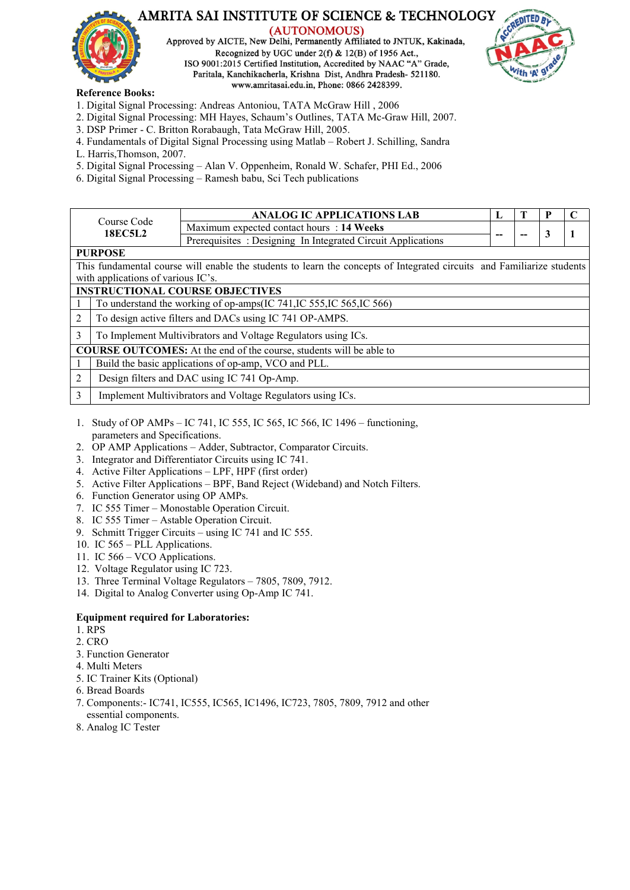**Reference Books:**

1. Digital Signal Processing: Andreas Antoniou, TATA McGraw Hill , 2006
2. Digital Signal Processing: MH Hayes, Schaum's Outlines, TATA Mc-Graw Hill, 2007.
3. DSP Primer - C. Britton Rorabaugh, Tata McGraw Hill, 2005.
4. Fundamentals of Digital Signal Processing using Matlab – Robert J. Schilling, Sandra L. Harris,Thomson, 2007.
5. Digital Signal Processing – Alan V. Oppenheim, Ronald W. Schafer, PHI Ed., 2006
6. Digital Signal Processing – Ramesh babu, Sci Tech publications

| Course Code **18EC5L2** | **ANALOG IC APPLICATIONS LAB** | L | T | P | C |
|---|---|---|---|---|---|
| | Maximum expected contact hours : **14 Weeks** | -- | -- | 3 | 1 |
| | Prerequisites : Designing In Integrated Circuit Applications | | | | |
| **PURPOSE** | | | | | |
| This fundamental course will enable the students to learn the concepts of Integrated circuits and Familiarize students with applications of various IC's. | | | | | |
| **INSTRUCTIONAL COURSE OBJECTIVES** | | | | | |
| 1 | To understand the working of op-amps(IC 741,IC 555,IC 565,IC 566) | | | | |
| 2 | To design active filters and DACs using IC 741 OP-AMPS. | | | | |
| 3 | To Implement Multivibrators and Voltage Regulators using ICs. | | | | |
| **COURSE OUTCOMES:** At the end of the course, students will be able to | | | | | |
| 1 | Build the basic applications of op-amp, VCO and PLL. | | | | |
| 2 | Design filters and DAC using IC 741 Op-Amp. | | | | |
| 3 | Implement Multivibrators and Voltage Regulators using ICs. | | | | |

1. Study of OP AMPs – IC 741, IC 555, IC 565, IC 566, IC 1496 – functioning, parameters and Specifications.
2. OP AMP Applications – Adder, Subtractor, Comparator Circuits.
3. Integrator and Differentiator Circuits using IC 741.
4. Active Filter Applications – LPF, HPF (first order)
5. Active Filter Applications – BPF, Band Reject (Wideband) and Notch Filters.
6. Function Generator using OP AMPs.
7. IC 555 Timer – Monostable Operation Circuit.
8. IC 555 Timer – Astable Operation Circuit.
9. Schmitt Trigger Circuits – using IC 741 and IC 555.
10. IC 565 – PLL Applications.
11. IC 566 – VCO Applications.
12. Voltage Regulator using IC 723.
13. Three Terminal Voltage Regulators – 7805, 7809, 7912.
14. Digital to Analog Converter using Op-Amp IC 741.

**Equipment required for Laboratories:**

1. RPS
2. CRO
3. Function Generator
4. Multi Meters
5. IC Trainer Kits (Optional)
6. Bread Boards
7. Components:- IC741, IC555, IC565, IC1496, IC723, 7805, 7809, 7912 and other essential components.
8. Analog IC Tester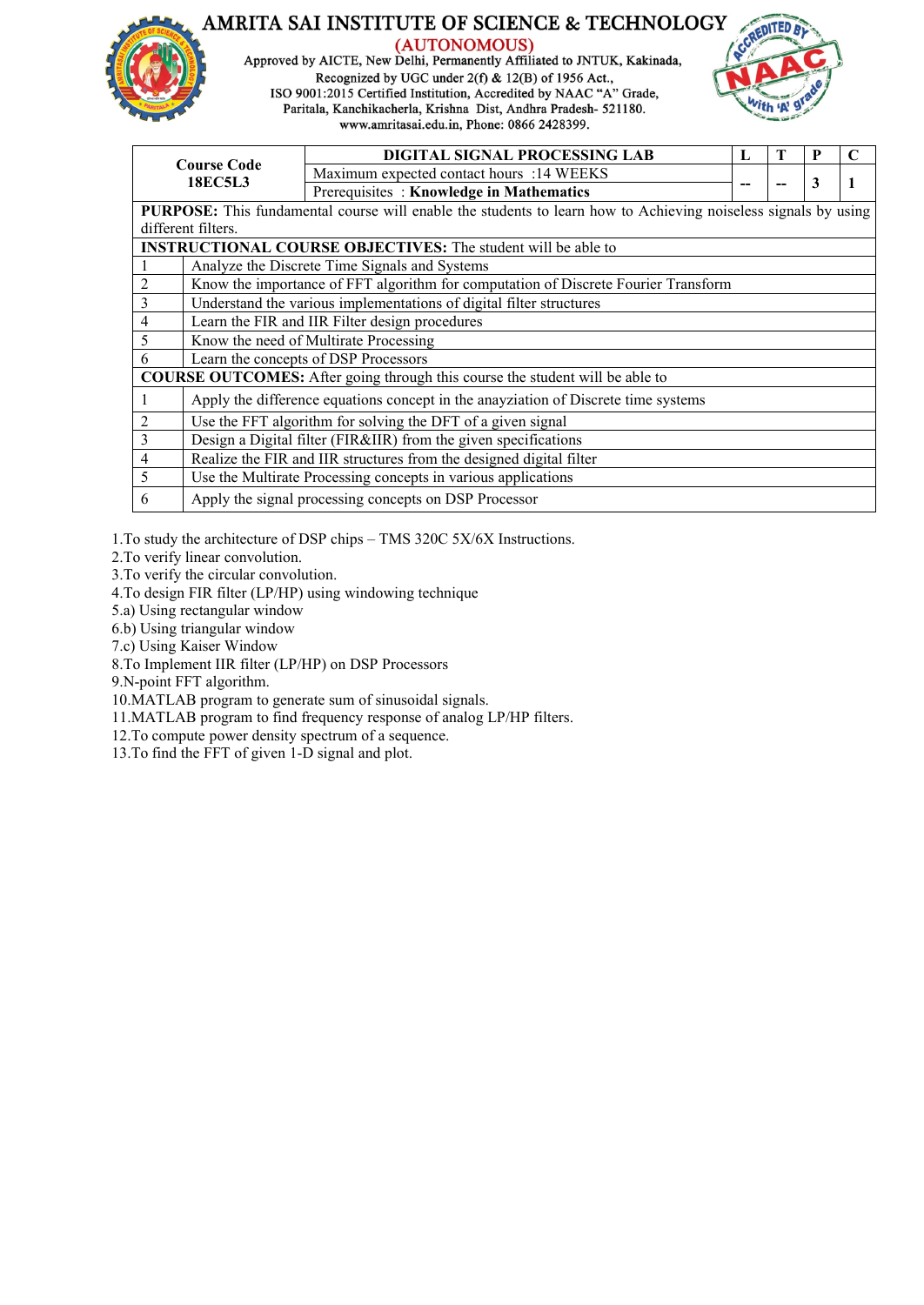# AMRITA SAI INSTITUTE OF SCIENCE & TECHNOLOGY

**(AUTONOMOUS)**

Approved by AICTE, New Delhi, Permanently Affiliated to JNTUK, Kakinada,
Recognized by UGC under 2(f) & 12(B) of 1956 Act.,
ISO 9001:2015 Certified Institution, Accredited by NAAC "A" Grade,
Paritala, Kanchikacherla, Krishna Dist, Andhra Pradesh- 521180.
www.amritasai.edu.in, Phone: 0866 2428399.

| Course Code 18EC5L3 | DIGITAL SIGNAL PROCESSING LAB | L | T | P | C |
|---|---|---|---|---|---|
| | Maximum expected contact hours :14 WEEKS | -- | -- | 3 | 1 |
| | Prerequisites : **Knowledge in Mathematics** | | | | |

| | |
|---|---|
| **PURPOSE:** This fundamental course will enable the students to learn how to Achieving noiseless signals by using different filters. | |
| **INSTRUCTIONAL COURSE OBJECTIVES:** The student will be able to | |
| 1 | Analyze the Discrete Time Signals and Systems |
| 2 | Know the importance of FFT algorithm for computation of Discrete Fourier Transform |
| 3 | Understand the various implementations of digital filter structures |
| 4 | Learn the FIR and IIR Filter design procedures |
| 5 | Know the need of Multirate Processing |
| 6 | Learn the concepts of DSP Processors |
| **COURSE OUTCOMES:** After going through this course the student will be able to | |
| 1 | Apply the difference equations concept in the anayziation of Discrete time systems |
| 2 | Use the FFT algorithm for solving the DFT of a given signal |
| 3 | Design a Digital filter (FIR&IIR) from the given specifications |
| 4 | Realize the FIR and IIR structures from the designed digital filter |
| 5 | Use the Multirate Processing concepts in various applications |
| 6 | Apply the signal processing concepts on DSP Processor |

1.To study the architecture of DSP chips – TMS 320C 5X/6X Instructions.
2.To verify linear convolution.
3.To verify the circular convolution.
4.To design FIR filter (LP/HP) using windowing technique
5.a) Using rectangular window
6.b) Using triangular window
7.c) Using Kaiser Window
8.To Implement IIR filter (LP/HP) on DSP Processors
9.N-point FFT algorithm.
10.MATLAB program to generate sum of sinusoidal signals.
11.MATLAB program to find frequency response of analog LP/HP filters.
12.To compute power density spectrum of a sequence.
13.To find the FFT of given 1-D signal and plot.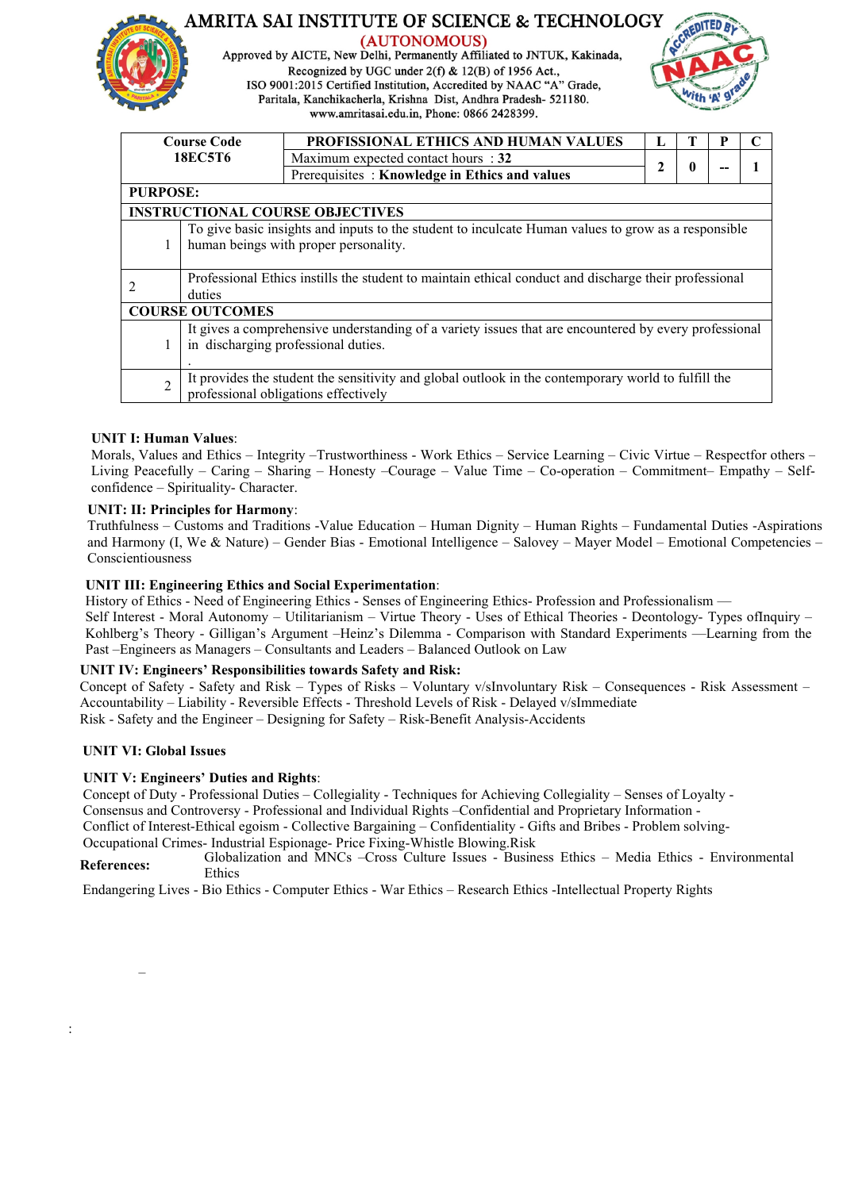# AMRITA SAI INSTITUTE OF SCIENCE & TECHNOLOGY

**(AUTONOMOUS)**

Approved by AICTE, New Delhi, Permanently Affiliated to JNTUK, Kakinada,
Recognized by UGC under 2(f) & 12(B) of 1956 Act.,
ISO 9001:2015 Certified Institution, Accredited by NAAC "A" Grade,
Paritala, Kanchikacherla, Krishna Dist, Andhra Pradesh- 521180.
www.amritasai.edu.in, Phone: 0866 2428399.

| Course Code 18EC5T6 | PROFISSIONAL ETHICS AND HUMAN VALUES | L | T | P | C |
|---|---|---|---|---|---|
| | Maximum expected contact hours : **32** | 2 | 0 | -- | 1 |
| | Prerequisites : **Knowledge in Ethics and values** | | | | |
| **PURPOSE:** | | | | | |
| **INSTRUCTIONAL COURSE OBJECTIVES** | | | | | |
| 1 | To give basic insights and inputs to the student to inculcate Human values to grow as a responsible human beings with proper personality. | | | | |
| 2 | Professional Ethics instills the student to maintain ethical conduct and discharge their professional duties | | | | |
| **COURSE OUTCOMES** | | | | | |
| 1 | It gives a comprehensive understanding of a variety issues that are encountered by every professional in discharging professional duties. . | | | | |
| 2 | It provides the student the sensitivity and global outlook in the contemporary world to fulfill the professional obligations effectively | | | | |

**UNIT I: Human Values**:
Morals, Values and Ethics – Integrity –Trustworthiness - Work Ethics – Service Learning – Civic Virtue – Respectfor others – Living Peacefully – Caring – Sharing – Honesty –Courage – Value Time – Co-operation – Commitment– Empathy – Self-confidence – Spirituality- Character.

**UNIT: II: Principles for Harmony**:
Truthfulness – Customs and Traditions -Value Education – Human Dignity – Human Rights – Fundamental Duties -Aspirations and Harmony (I, We & Nature) – Gender Bias - Emotional Intelligence – Salovey – Mayer Model – Emotional Competencies – Conscientiousness

**UNIT III: Engineering Ethics and Social Experimentation**:
History of Ethics - Need of Engineering Ethics - Senses of Engineering Ethics- Profession and Professionalism –– Self Interest - Moral Autonomy – Utilitarianism – Virtue Theory - Uses of Ethical Theories - Deontology- Types ofInquiry – Kohlberg's Theory - Gilligan's Argument –Heinz's Dilemma - Comparison with Standard Experiments ––Learning from the Past –Engineers as Managers – Consultants and Leaders – Balanced Outlook on Law

**UNIT IV: Engineers' Responsibilities towards Safety and Risk:**
Concept of Safety - Safety and Risk – Types of Risks – Voluntary v/sInvoluntary Risk – Consequences - Risk Assessment – Accountability – Liability - Reversible Effects - Threshold Levels of Risk - Delayed v/sImmediate Risk - Safety and the Engineer – Designing for Safety – Risk-Benefit Analysis-Accidents

**UNIT VI: Global Issues**

**UNIT V: Engineers' Duties and Rights**:
Concept of Duty - Professional Duties – Collegiality - Techniques for Achieving Collegiality – Senses of Loyalty - Consensus and Controversy - Professional and Individual Rights –Confidential and Proprietary Information - Conflict of Interest-Ethical egoism - Collective Bargaining – Confidentiality - Gifts and Bribes - Problem solving-Occupational Crimes- Industrial Espionage- Price Fixing-Whistle Blowing.Risk

**References:** Globalization and MNCs –Cross Culture Issues - Business Ethics – Media Ethics - Environmental Ethics

Endangering Lives - Bio Ethics - Computer Ethics - War Ethics – Research Ethics -Intellectual Property Rights

–

: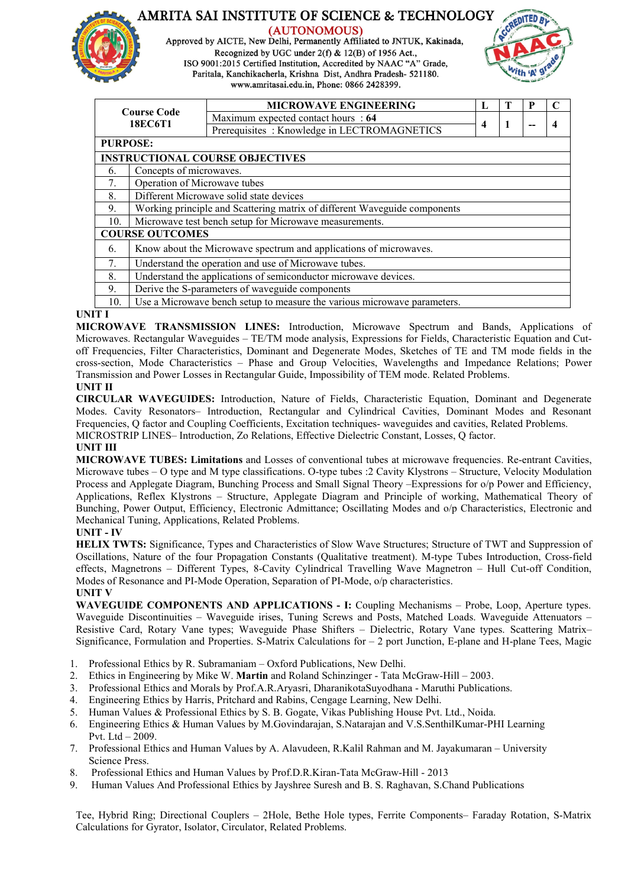# AMRITA SAI INSTITUTE OF SCIENCE & TECHNOLOGY

(AUTONOMOUS)

Approved by AICTE, New Delhi, Permanently Affiliated to JNTUK, Kakinada,
Recognized by UGC under 2(f) & 12(B) of 1956 Act.,
ISO 9001:2015 Certified Institution, Accredited by NAAC "A" Grade,
Paritala, Kanchikacherla, Krishna Dist, Andhra Pradesh- 521180.
www.amritasai.edu.in, Phone: 0866 2428399.

| Course Code 18EC6T1 | MICROWAVE ENGINEERING | L | T | P | C |
|---|---|---|---|---|---|
| | Maximum expected contact hours : **64** | 4 | 1 | -- | 4 |
| | Prerequisites : Knowledge in LECTROMAGNETICS | | | | |
| **PURPOSE:** | | | | | |
| **INSTRUCTIONAL COURSE OBJECTIVES** | | | | | |
| 6. | Concepts of microwaves. | | | | |
| 7. | Operation of Microwave tubes | | | | |
| 8. | Different Microwave solid state devices | | | | |
| 9. | Working principle and Scattering matrix of different Waveguide components | | | | |
| 10. | Microwave test bench setup for Microwave measurements. | | | | |
| **COURSE OUTCOMES** | | | | | |
| 6. | Know about the Microwave spectrum and applications of microwaves. | | | | |
| 7. | Understand the operation and use of Microwave tubes. | | | | |
| 8. | Understand the applications of semiconductor microwave devices. | | | | |
| 9. | Derive the S-parameters of waveguide components | | | | |
| 10. | Use a Microwave bench setup to measure the various microwave parameters. | | | | |

**UNIT I**

**MICROWAVE TRANSMISSION LINES:** Introduction, Microwave Spectrum and Bands, Applications of Microwaves. Rectangular Waveguides – TE/TM mode analysis, Expressions for Fields, Characteristic Equation and Cut-off Frequencies, Filter Characteristics, Dominant and Degenerate Modes, Sketches of TE and TM mode fields in the cross-section, Mode Characteristics – Phase and Group Velocities, Wavelengths and Impedance Relations; Power Transmission and Power Losses in Rectangular Guide, Impossibility of TEM mode. Related Problems.

**UNIT II**

**CIRCULAR WAVEGUIDES:** Introduction, Nature of Fields, Characteristic Equation, Dominant and Degenerate Modes. Cavity Resonators– Introduction, Rectangular and Cylindrical Cavities, Dominant Modes and Resonant Frequencies, Q factor and Coupling Coefficients, Excitation techniques- waveguides and cavities, Related Problems.
MICROSTRIP LINES– Introduction, Zo Relations, Effective Dielectric Constant, Losses, Q factor.

**UNIT III**

**MICROWAVE TUBES: Limitations** and Losses of conventional tubes at microwave frequencies. Re-entrant Cavities, Microwave tubes – O type and M type classifications. O-type tubes :2 Cavity Klystrons – Structure, Velocity Modulation Process and Applegate Diagram, Bunching Process and Small Signal Theory –Expressions for o/p Power and Efficiency, Applications, Reflex Klystrons – Structure, Applegate Diagram and Principle of working, Mathematical Theory of Bunching, Power Output, Efficiency, Electronic Admittance; Oscillating Modes and o/p Characteristics, Electronic and Mechanical Tuning, Applications, Related Problems.

**UNIT - IV**

**HELIX TWTS:** Significance, Types and Characteristics of Slow Wave Structures; Structure of TWT and Suppression of Oscillations, Nature of the four Propagation Constants (Qualitative treatment). M-type Tubes Introduction, Cross-field effects, Magnetrons – Different Types, 8-Cavity Cylindrical Travelling Wave Magnetron – Hull Cut-off Condition, Modes of Resonance and PI-Mode Operation, Separation of PI-Mode, o/p characteristics.

**UNIT V**

**WAVEGUIDE COMPONENTS AND APPLICATIONS - I:** Coupling Mechanisms – Probe, Loop, Aperture types. Waveguide Discontinuities – Waveguide irises, Tuning Screws and Posts, Matched Loads. Waveguide Attenuators – Resistive Card, Rotary Vane types; Waveguide Phase Shifters – Dielectric, Rotary Vane types. Scattering Matrix– Significance, Formulation and Properties. S-Matrix Calculations for – 2 port Junction, E-plane and H-plane Tees, Magic

1. Professional Ethics by R. Subramaniam – Oxford Publications, New Delhi.
2. Ethics in Engineering by Mike W. **Martin** and Roland Schinzinger - Tata McGraw-Hill – 2003.
3. Professional Ethics and Morals by Prof.A.R.Aryasri, DharanikotaSuyodhana - Maruthi Publications.
4. Engineering Ethics by Harris, Pritchard and Rabins, Cengage Learning, New Delhi.
5. Human Values & Professional Ethics by S. B. Gogate, Vikas Publishing House Pvt. Ltd., Noida.
6. Engineering Ethics & Human Values by M.Govindarajan, S.Natarajan and V.S.SenthilKumar-PHI Learning Pvt. Ltd – 2009.
7. Professional Ethics and Human Values by A. Alavudeen, R.Kalil Rahman and M. Jayakumaran – University Science Press.
8. Professional Ethics and Human Values by Prof.D.R.Kiran-Tata McGraw-Hill - 2013
9. Human Values And Professional Ethics by Jayshree Suresh and B. S. Raghavan, S.Chand Publications

Tee, Hybrid Ring; Directional Couplers – 2Hole, Bethe Hole types, Ferrite Components– Faraday Rotation, S-Matrix Calculations for Gyrator, Isolator, Circulator, Related Problems.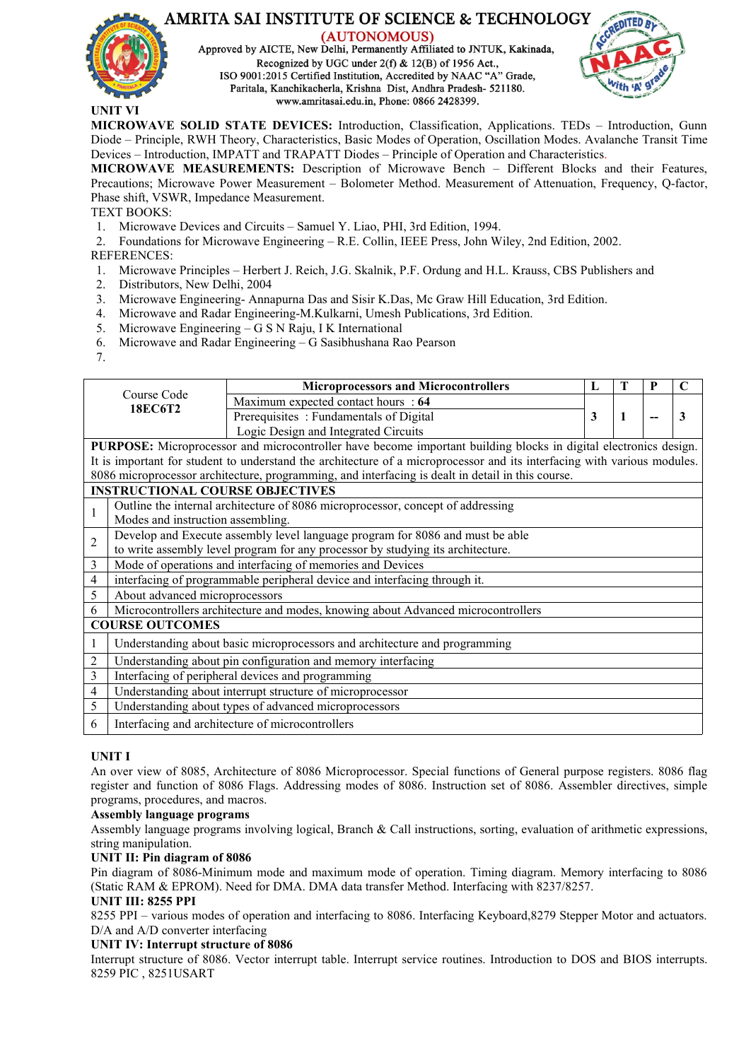UNIT VI

**MICROWAVE SOLID STATE DEVICES:** Introduction, Classification, Applications. TEDs – Introduction, Gunn Diode – Principle, RWH Theory, Characteristics, Basic Modes of Operation, Oscillation Modes. Avalanche Transit Time Devices – Introduction, IMPATT and TRAPATT Diodes – Principle of Operation and Characteristics.

**MICROWAVE MEASUREMENTS:** Description of Microwave Bench – Different Blocks and their Features, Precautions; Microwave Power Measurement – Bolometer Method. Measurement of Attenuation, Frequency, Q-factor, Phase shift, VSWR, Impedance Measurement.

TEXT BOOKS:

1. Microwave Devices and Circuits – Samuel Y. Liao, PHI, 3rd Edition, 1994.
2. Foundations for Microwave Engineering – R.E. Collin, IEEE Press, John Wiley, 2nd Edition, 2002.

REFERENCES:

1. Microwave Principles – Herbert J. Reich, J.G. Skalnik, P.F. Ordung and H.L. Krauss, CBS Publishers and
2. Distributors, New Delhi, 2004
3. Microwave Engineering- Annapurna Das and Sisir K.Das, Mc Graw Hill Education, 3rd Edition.
4. Microwave and Radar Engineering-M.Kulkarni, Umesh Publications, 3rd Edition.
5. Microwave Engineering – G S N Raju, I K International
6. Microwave and Radar Engineering – G Sasibhushana Rao Pearson
7. 

| Course Code **18EC6T2** | **Microprocessors and Microcontrollers** | L | T | P | C |
|---|---|---|---|---|---|
| | Maximum expected contact hours : **64** Prerequisites : Fundamentals of Digital Logic Design and Integrated Circuits | **3** | **1** | **--** | **3** |

**PURPOSE:** Microprocessor and microcontroller have become important building blocks in digital electronics design. It is important for student to understand the architecture of a microprocessor and its interfacing with various modules. 8086 microprocessor architecture, programming, and interfacing is dealt in detail in this course.

| **INSTRUCTIONAL COURSE OBJECTIVES** | |
|---|---|
| 1 | Outline the internal architecture of 8086 microprocessor, concept of addressing Modes and instruction assembling. |
| 2 | Develop and Execute assembly level language program for 8086 and must be able to write assembly level program for any processor by studying its architecture. |
| 3 | Mode of operations and interfacing of memories and Devices |
| 4 | interfacing of programmable peripheral device and interfacing through it. |
| 5 | About advanced microprocessors |
| 6 | Microcontrollers architecture and modes, knowing about Advanced microcontrollers |

| **COURSE OUTCOMES** | |
|---|---|
| 1 | Understanding about basic microprocessors and architecture and programming |
| 2 | Understanding about pin configuration and memory interfacing |
| 3 | Interfacing of peripheral devices and programming |
| 4 | Understanding about interrupt structure of microprocessor |
| 5 | Understanding about types of advanced microprocessors |
| 6 | Interfacing and architecture of microcontrollers |

**UNIT I**

An over view of 8085, Architecture of 8086 Microprocessor. Special functions of General purpose registers. 8086 flag register and function of 8086 Flags. Addressing modes of 8086. Instruction set of 8086. Assembler directives, simple programs, procedures, and macros.

**Assembly language programs**

Assembly language programs involving logical, Branch & Call instructions, sorting, evaluation of arithmetic expressions, string manipulation.

**UNIT II: Pin diagram of 8086**

Pin diagram of 8086-Minimum mode and maximum mode of operation. Timing diagram. Memory interfacing to 8086 (Static RAM & EPROM). Need for DMA. DMA data transfer Method. Interfacing with 8237/8257.

**UNIT III: 8255 PPI**

8255 PPI – various modes of operation and interfacing to 8086. Interfacing Keyboard,8279 Stepper Motor and actuators. D/A and A/D converter interfacing

**UNIT IV: Interrupt structure of 8086**

Interrupt structure of 8086. Vector interrupt table. Interrupt service routines. Introduction to DOS and BIOS interrupts. 8259 PIC , 8251USART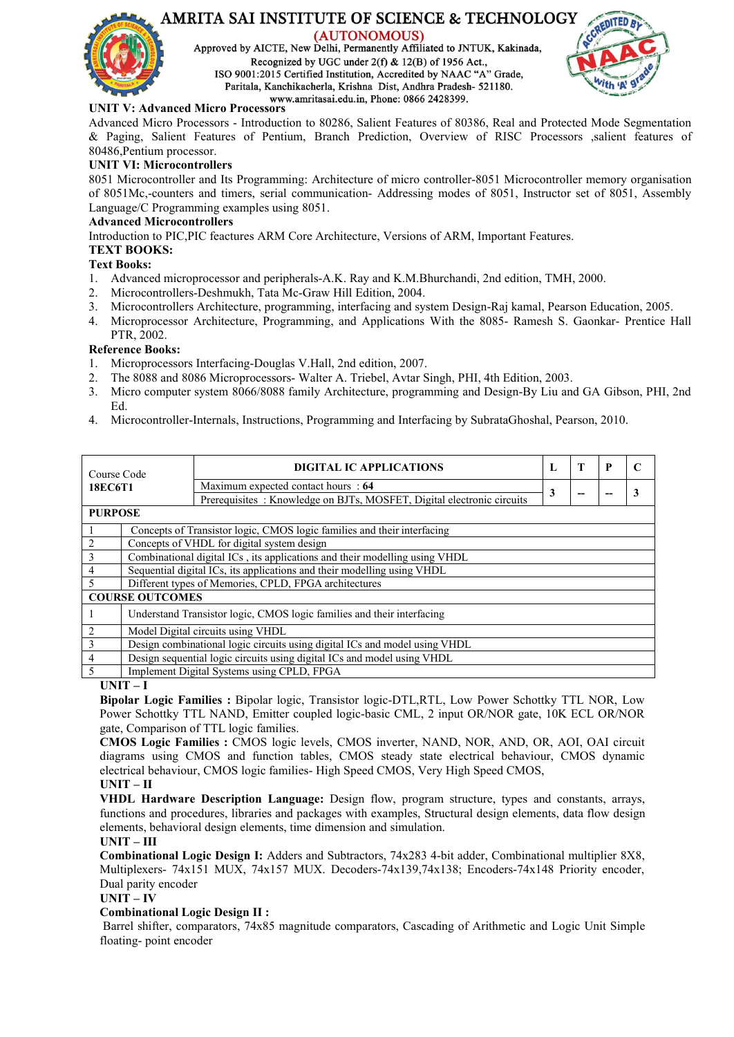**UNIT V: Advanced Micro Processors**

Advanced Micro Processors - Introduction to 80286, Salient Features of 80386, Real and Protected Mode Segmentation & Paging, Salient Features of Pentium, Branch Prediction, Overview of RISC Processors ,salient features of 80486,Pentium processor.

**UNIT VI: Microcontrollers**

8051 Microcontroller and Its Programming: Architecture of micro controller-8051 Microcontroller memory organisation of 8051Mc,-counters and timers, serial communication- Addressing modes of 8051, Instructor set of 8051, Assembly Language/C Programming examples using 8051.

**Advanced Microcontrollers**

Introduction to PIC,PIC feactures ARM Core Architecture, Versions of ARM, Important Features.

**TEXT BOOKS:**

**Text Books:**

1. Advanced microprocessor and peripherals-A.K. Ray and K.M.Bhurchandi, 2nd edition, TMH, 2000.
2. Microcontrollers-Deshmukh, Tata Mc-Graw Hill Edition, 2004.
3. Microcontrollers Architecture, programming, interfacing and system Design-Raj kamal, Pearson Education, 2005.
4. Microprocessor Architecture, Programming, and Applications With the 8085- Ramesh S. Gaonkar- Prentice Hall PTR, 2002.

**Reference Books:**

1. Microprocessors Interfacing-Douglas V.Hall, 2nd edition, 2007.
2. The 8088 and 8086 Microprocessors- Walter A. Triebel, Avtar Singh, PHI, 4th Edition, 2003.
3. Micro computer system 8066/8088 family Architecture, programming and Design-By Liu and GA Gibson, PHI, 2nd Ed.
4. Microcontroller-Internals, Instructions, Programming and Interfacing by SubrataGhoshal, Pearson, 2010.

| Course Code **18EC6T1** | **DIGITAL IC APPLICATIONS** | **L** | **T** | **P** | **C** |
|---|---|---|---|---|---|
| | Maximum expected contact hours : **64** <br> Prerequisites : Knowledge on BJTs, MOSFET, Digital electronic circuits | **3** | **--** | **--** | **3** |

| **PURPOSE** | |
|---|---|
| 1 | Concepts of Transistor logic, CMOS logic families and their interfacing |
| 2 | Concepts of VHDL for digital system design |
| 3 | Combinational digital ICs , its applications and their modelling using VHDL |
| 4 | Sequential digital ICs, its applications and their modelling using VHDL |
| 5 | Different types of Memories, CPLD, FPGA architectures |
| **COURSE OUTCOMES** | |
| 1 | Understand Transistor logic, CMOS logic families and their interfacing |
| 2 | Model Digital circuits using VHDL |
| 3 | Design combinational logic circuits using digital ICs and model using VHDL |
| 4 | Design sequential logic circuits using digital ICs and model using VHDL |
| 5 | Implement Digital Systems using CPLD, FPGA |

**UNIT – I**

**Bipolar Logic Families :** Bipolar logic, Transistor logic-DTL,RTL, Low Power Schottky TTL NOR, Low Power Schottky TTL NAND, Emitter coupled logic-basic CML, 2 input OR/NOR gate, 10K ECL OR/NOR gate, Comparison of TTL logic families.

**CMOS Logic Families :** CMOS logic levels, CMOS inverter, NAND, NOR, AND, OR, AOI, OAI circuit diagrams using CMOS and function tables, CMOS steady state electrical behaviour, CMOS dynamic electrical behaviour, CMOS logic families- High Speed CMOS, Very High Speed CMOS,

**UNIT – II**

**VHDL Hardware Description Language:** Design flow, program structure, types and constants, arrays, functions and procedures, libraries and packages with examples, Structural design elements, data flow design elements, behavioral design elements, time dimension and simulation.

**UNIT – III**

**Combinational Logic Design I:** Adders and Subtractors, 74x283 4-bit adder, Combinational multiplier 8X8, Multiplexers- 74x151 MUX, 74x157 MUX. Decoders-74x139,74x138; Encoders-74x148 Priority encoder, Dual parity encoder

**UNIT – IV**

**Combinational Logic Design II :**

Barrel shifter, comparators, 74x85 magnitude comparators, Cascading of Arithmetic and Logic Unit Simple floating- point encoder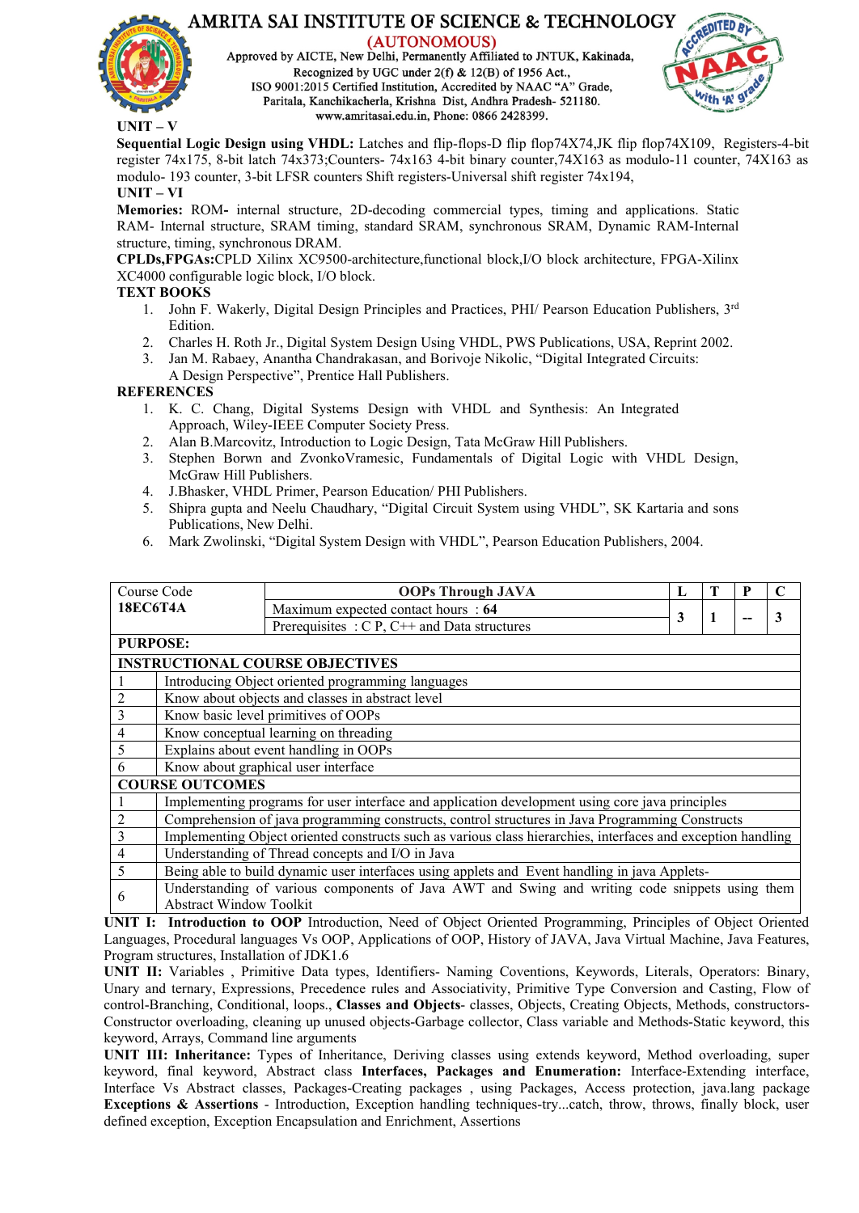**UNIT – V**

**Sequential Logic Design using VHDL:** Latches and flip-flops-D flip flop74X74,JK flip flop74X109, Registers-4-bit register 74x175, 8-bit latch 74x373;Counters- 74x163 4-bit binary counter,74X163 as modulo-11 counter, 74X163 as modulo- 193 counter, 3-bit LFSR counters Shift registers-Universal shift register 74x194,

**UNIT – VI**

**Memories:** ROM**-** internal structure, 2D-decoding commercial types, timing and applications. Static RAM- Internal structure, SRAM timing, standard SRAM, synchronous SRAM, Dynamic RAM-Internal structure, timing, synchronous DRAM.

**CPLDs,FPGAs:**CPLD Xilinx XC9500-architecture,functional block,I/O block architecture, FPGA-Xilinx XC4000 configurable logic block, I/O block.

**TEXT BOOKS**

1. John F. Wakerly, Digital Design Principles and Practices, PHI/ Pearson Education Publishers, 3rd Edition.
2. Charles H. Roth Jr., Digital System Design Using VHDL, PWS Publications, USA, Reprint 2002.
3. Jan M. Rabaey, Anantha Chandrakasan, and Borivoje Nikolic, "Digital Integrated Circuits: A Design Perspective", Prentice Hall Publishers.

**REFERENCES**

1. K. C. Chang, Digital Systems Design with VHDL and Synthesis: An Integrated Approach, Wiley-IEEE Computer Society Press.
2. Alan B.Marcovitz, Introduction to Logic Design, Tata McGraw Hill Publishers.
3. Stephen Borwn and ZvonkoVramesic, Fundamentals of Digital Logic with VHDL Design, McGraw Hill Publishers.
4. J.Bhasker, VHDL Primer, Pearson Education/ PHI Publishers.
5. Shipra gupta and Neelu Chaudhary, "Digital Circuit System using VHDL", SK Kartaria and sons Publications, New Delhi.
6. Mark Zwolinski, "Digital System Design with VHDL", Pearson Education Publishers, 2004.

| Course Code | OOPs Through JAVA | L | T | P | C |
|---|---|---|---|---|---|
| **18EC6T4A** | Maximum expected contact hours : **64** | 3 | 1 | -- | 3 |
| | Prerequisites : C P, C++ and Data structures | | | | |

| **PURPOSE:** | |
|---|---|
| **INSTRUCTIONAL COURSE OBJECTIVES** | |
| 1 | Introducing Object oriented programming languages |
| 2 | Know about objects and classes in abstract level |
| 3 | Know basic level primitives of OOPs |
| 4 | Know conceptual learning on threading |
| 5 | Explains about event handling in OOPs |
| 6 | Know about graphical user interface |
| **COURSE OUTCOMES** | |
| 1 | Implementing programs for user interface and application development using core java principles |
| 2 | Comprehension of java programming constructs, control structures in Java Programming Constructs |
| 3 | Implementing Object oriented constructs such as various class hierarchies, interfaces and exception handling |
| 4 | Understanding of Thread concepts and I/O in Java |
| 5 | Being able to build dynamic user interfaces using applets and Event handling in java Applets- |
| 6 | Understanding of various components of Java AWT and Swing and writing code snippets using them Abstract Window Toolkit |

**UNIT I: Introduction to OOP** Introduction, Need of Object Oriented Programming, Principles of Object Oriented Languages, Procedural languages Vs OOP, Applications of OOP, History of JAVA, Java Virtual Machine, Java Features, Program structures, Installation of JDK1.6

**UNIT II:** Variables , Primitive Data types, Identifiers- Naming Coventions, Keywords, Literals, Operators: Binary, Unary and ternary, Expressions, Precedence rules and Associativity, Primitive Type Conversion and Casting, Flow of control-Branching, Conditional, loops., **Classes and Objects**- classes, Objects, Creating Objects, Methods, constructors-Constructor overloading, cleaning up unused objects-Garbage collector, Class variable and Methods-Static keyword, this keyword, Arrays, Command line arguments

**UNIT III: Inheritance:** Types of Inheritance, Deriving classes using extends keyword, Method overloading, super keyword, final keyword, Abstract class **Interfaces, Packages and Enumeration:** Interface-Extending interface, Interface Vs Abstract classes, Packages-Creating packages , using Packages, Access protection, java.lang package **Exceptions & Assertions** - Introduction, Exception handling techniques-try...catch, throw, throws, finally block, user defined exception, Exception Encapsulation and Enrichment, Assertions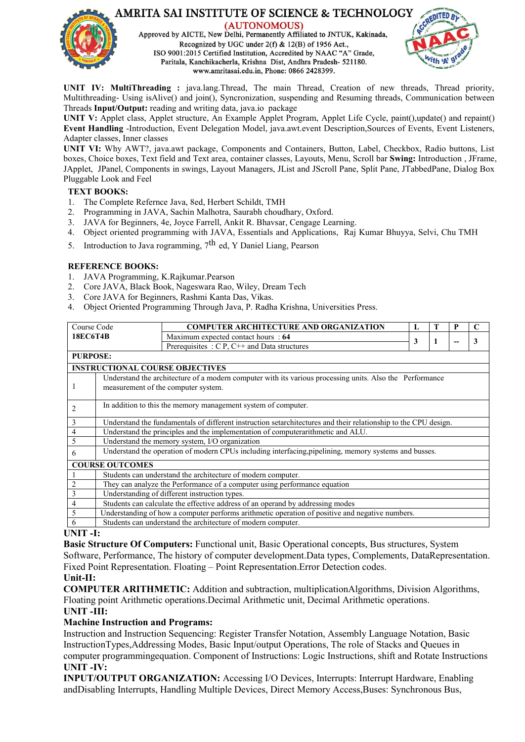**UNIT IV: MultiThreading :** java.lang.Thread, The main Thread, Creation of new threads, Thread priority, Multithreading- Using isAlive() and join(), Syncronization, suspending and Resuming threads, Communication between Threads **Input/Output:** reading and writing data, java.io package

**UNIT V:** Applet class, Applet structure, An Example Applet Program, Applet Life Cycle, paint(),update() and repaint() **Event Handling** -Introduction, Event Delegation Model, java.awt.event Description,Sources of Events, Event Listeners, Adapter classes, Inner classes

**UNIT VI:** Why AWT?, java.awt package, Components and Containers, Button, Label, Checkbox, Radio buttons, List boxes, Choice boxes, Text field and Text area, container classes, Layouts, Menu, Scroll bar **Swing:** Introduction , JFrame, JApplet, JPanel, Components in swings, Layout Managers, JList and JScroll Pane, Split Pane, JTabbedPane, Dialog Box Pluggable Look and Feel

**TEXT BOOKS:**

1. The Complete Refernce Java, 8ed, Herbert Schildt, TMH
2. Programming in JAVA, Sachin Malhotra, Saurabh choudhary, Oxford.
3. JAVA for Beginners, 4e, Joyce Farrell, Ankit R. Bhavsar, Cengage Learning.
4. Object oriented programming with JAVA, Essentials and Applications, Raj Kumar Bhuyya, Selvi, Chu TMH
5. Introduction to Java rogramming, 7th ed, Y Daniel Liang, Pearson

**REFERENCE BOOKS:**

1. JAVA Programming, K.Rajkumar.Pearson
2. Core JAVA, Black Book, Nageswara Rao, Wiley, Dream Tech
3. Core JAVA for Beginners, Rashmi Kanta Das, Vikas.
4. Object Oriented Programming Through Java, P. Radha Krishna, Universities Press.

| Course Code **18EC6T4B** | **COMPUTER ARCHITECTURE AND ORGANIZATION** | **L** | **T** | **P** | **C** |
|---|---|---|---|---|---|
| | Maximum expected contact hours : **64** Prerequisites : C P, C++ and Data structures | 3 | 1 | -- | 3 |

| **PURPOSE:** | |
|---|---|
| **INSTRUCTIONAL COURSE OBJECTIVES** | |
| 1 | Understand the architecture of a modern computer with its various processing units. Also the Performance measurement of the computer system. |
| 2 | In addition to this the memory management system of computer. |
| 3 | Understand the fundamentals of different instruction setarchitectures and their relationship to the CPU design. |
| 4 | Understand the principles and the implementation of computerarithmetic and ALU. |
| 5 | Understand the memory system, I/O organization |
| 6 | Understand the operation of modern CPUs including interfacing,pipelining, memory systems and busses. |
| **COURSE OUTCOMES** | |
| 1 | Students can understand the architecture of modern computer. |
| 2 | They can analyze the Performance of a computer using performance equation |
| 3 | Understanding of different instruction types. |
| 4 | Students can calculate the effective address of an operand by addressing modes |
| 5 | Understanding of how a computer performs arithmetic operation of positive and negative numbers. |
| 6 | Students can understand the architecture of modern computer. |

**UNIT -I:**

**Basic Structure Of Computers:** Functional unit, Basic Operational concepts, Bus structures, System Software, Performance, The history of computer development.Data types, Complements, DataRepresentation. Fixed Point Representation. Floating – Point Representation.Error Detection codes.

**Unit-II:**

**COMPUTER ARITHMETIC:** Addition and subtraction, multiplicationAlgorithms, Division Algorithms, Floating point Arithmetic operations.Decimal Arithmetic unit, Decimal Arithmetic operations.

**UNIT -III:**

**Machine Instruction and Programs:**

Instruction and Instruction Sequencing: Register Transfer Notation, Assembly Language Notation, Basic InstructionTypes,Addressing Modes, Basic Input/output Operations, The role of Stacks and Queues in computer programmingequation. Component of Instructions: Logic Instructions, shift and Rotate Instructions

**UNIT -IV:**

**INPUT/OUTPUT ORGANIZATION:** Accessing I/O Devices, Interrupts: Interrupt Hardware, Enabling andDisabling Interrupts, Handling Multiple Devices, Direct Memory Access,Buses: Synchronous Bus,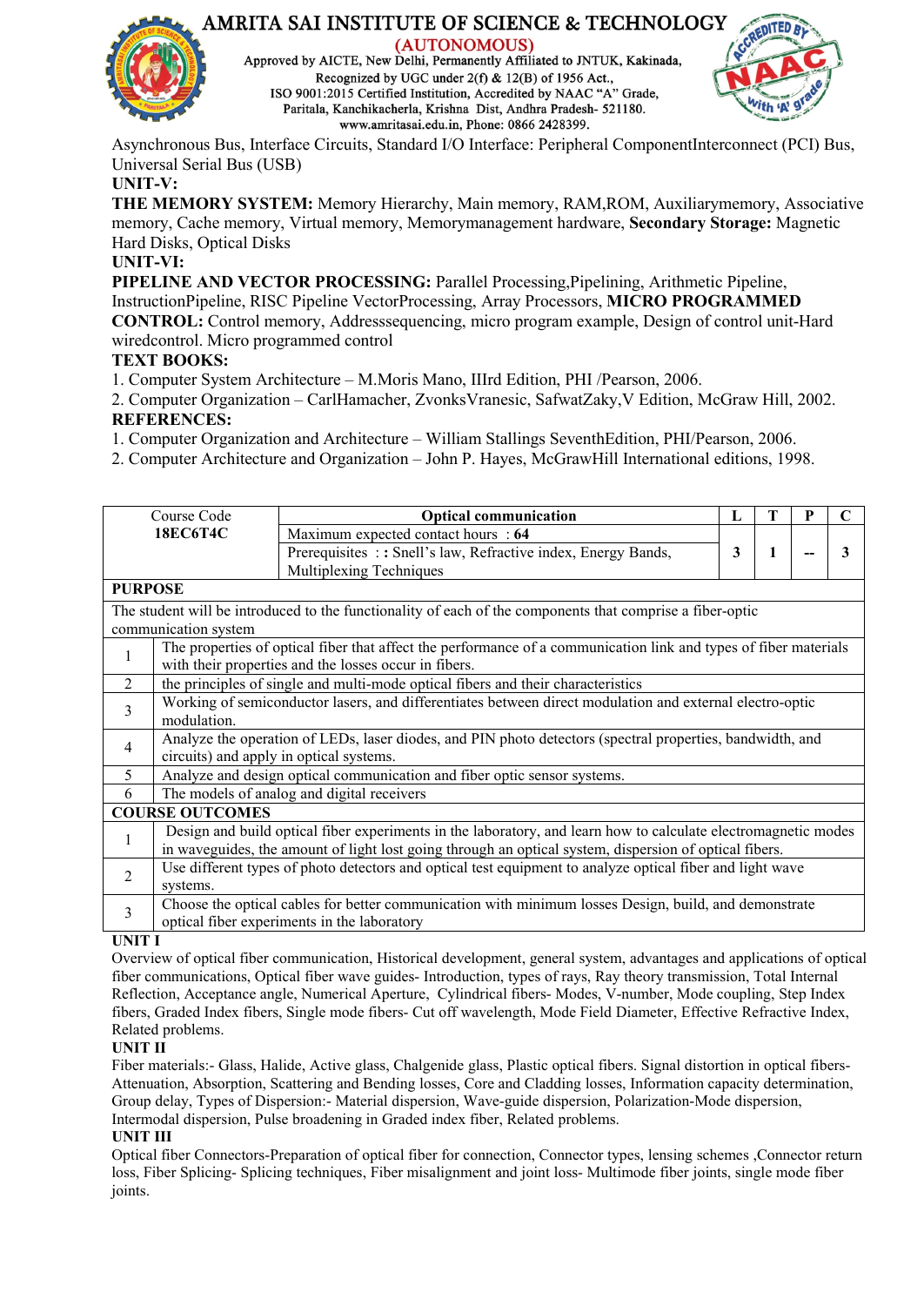Asynchronous Bus, Interface Circuits, Standard I/O Interface: Peripheral ComponentInterconnect (PCI) Bus, Universal Serial Bus (USB)

**UNIT-V:**

**THE MEMORY SYSTEM:** Memory Hierarchy, Main memory, RAM,ROM, Auxiliarymemory, Associative memory, Cache memory, Virtual memory, Memorymanagement hardware, **Secondary Storage:** Magnetic Hard Disks, Optical Disks

**UNIT-VI:**

**PIPELINE AND VECTOR PROCESSING:** Parallel Processing,Pipelining, Arithmetic Pipeline, InstructionPipeline, RISC Pipeline VectorProcessing, Array Processors, **MICRO PROGRAMMED CONTROL:** Control memory, Addresssequencing, micro program example, Design of control unit-Hard wiredcontrol. Micro programmed control

**TEXT BOOKS:**

1. Computer System Architecture – M.Moris Mano, IIIrd Edition, PHI /Pearson, 2006.
2. Computer Organization – CarlHamacher, ZvonksVranesic, SafwatZaky,V Edition, McGraw Hill, 2002.

**REFERENCES:**

1. Computer Organization and Architecture – William Stallings SeventhEdition, PHI/Pearson, 2006.
2. Computer Architecture and Organization – John P. Hayes, McGrawHill International editions, 1998.

| Course Code **18EC6T4C** | **Optical communication** | **L** | **T** | **P** | **C** |
|---|---|---|---|---|---|
| | Maximum expected contact hours : **64** | | | | |
| | Prerequisites : **:** Snell's law, Refractive index, Energy Bands, Multiplexing Techniques | **3** | **1** | **--** | **3** |

| **PURPOSE** | |
|---|---|
| The student will be introduced to the functionality of each of the components that comprise a fiber-optic communication system | |
| 1 | The properties of optical fiber that affect the performance of a communication link and types of fiber materials with their properties and the losses occur in fibers. |
| 2 | the principles of single and multi-mode optical fibers and their characteristics |
| 3 | Working of semiconductor lasers, and differentiates between direct modulation and external electro-optic modulation. |
| 4 | Analyze the operation of LEDs, laser diodes, and PIN photo detectors (spectral properties, bandwidth, and circuits) and apply in optical systems. |
| 5 | Analyze and design optical communication and fiber optic sensor systems. |
| 6 | The models of analog and digital receivers |
| **COURSE OUTCOMES** | |
| 1 | Design and build optical fiber experiments in the laboratory, and learn how to calculate electromagnetic modes in waveguides, the amount of light lost going through an optical system, dispersion of optical fibers. |
| 2 | Use different types of photo detectors and optical test equipment to analyze optical fiber and light wave systems. |
| 3 | Choose the optical cables for better communication with minimum losses Design, build, and demonstrate optical fiber experiments in the laboratory |

**UNIT I**

Overview of optical fiber communication, Historical development, general system, advantages and applications of optical fiber communications, Optical fiber wave guides- Introduction, types of rays, Ray theory transmission, Total Internal Reflection, Acceptance angle, Numerical Aperture, Cylindrical fibers- Modes, V-number, Mode coupling, Step Index fibers, Graded Index fibers, Single mode fibers- Cut off wavelength, Mode Field Diameter, Effective Refractive Index, Related problems.

**UNIT II**

Fiber materials:- Glass, Halide, Active glass, Chalgenide glass, Plastic optical fibers. Signal distortion in optical fibers-Attenuation, Absorption, Scattering and Bending losses, Core and Cladding losses, Information capacity determination, Group delay, Types of Dispersion:- Material dispersion, Wave-guide dispersion, Polarization-Mode dispersion, Intermodal dispersion, Pulse broadening in Graded index fiber, Related problems.

**UNIT III**

Optical fiber Connectors-Preparation of optical fiber for connection, Connector types, lensing schemes ,Connector return loss, Fiber Splicing- Splicing techniques, Fiber misalignment and joint loss- Multimode fiber joints, single mode fiber joints.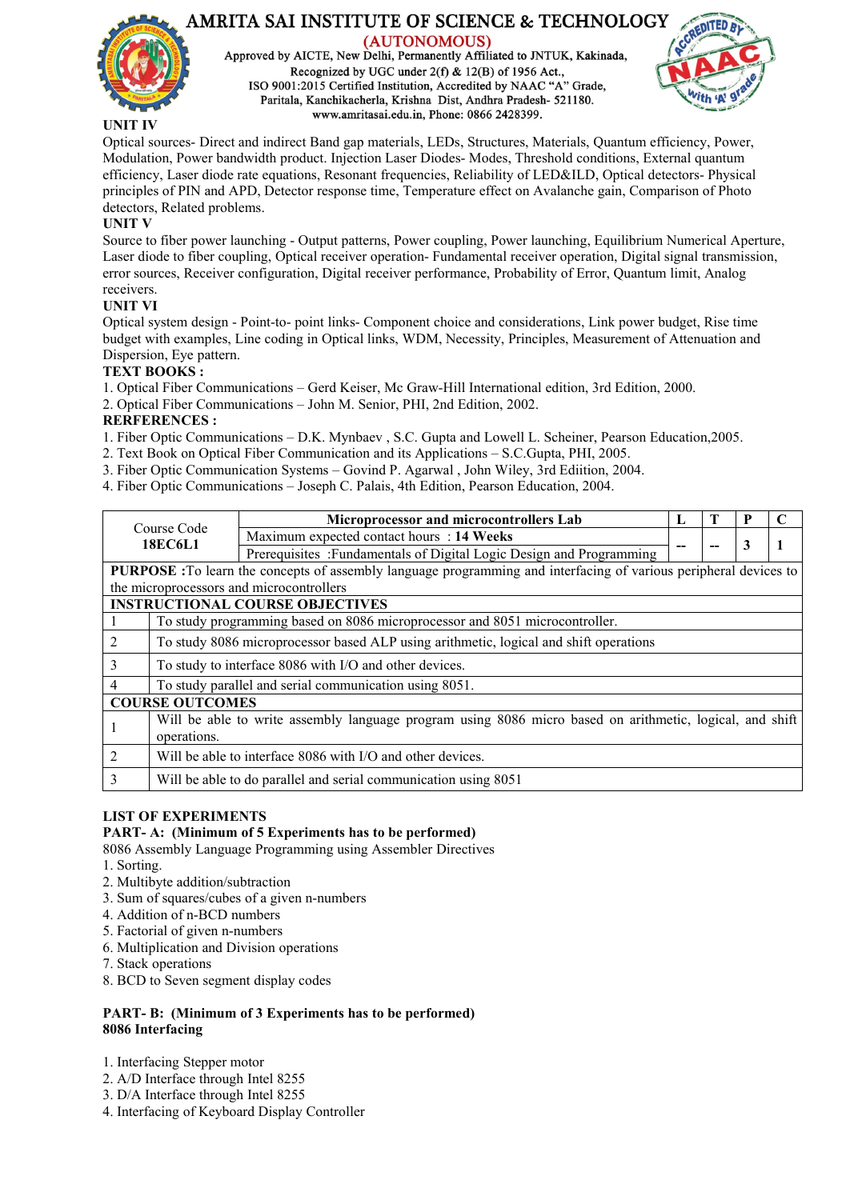**UNIT IV**

Optical sources- Direct and indirect Band gap materials, LEDs, Structures, Materials, Quantum efficiency, Power, Modulation, Power bandwidth product. Injection Laser Diodes- Modes, Threshold conditions, External quantum efficiency, Laser diode rate equations, Resonant frequencies, Reliability of LED&ILD, Optical detectors- Physical principles of PIN and APD, Detector response time, Temperature effect on Avalanche gain, Comparison of Photo detectors, Related problems.

**UNIT V**

Source to fiber power launching - Output patterns, Power coupling, Power launching, Equilibrium Numerical Aperture, Laser diode to fiber coupling, Optical receiver operation- Fundamental receiver operation, Digital signal transmission, error sources, Receiver configuration, Digital receiver performance, Probability of Error, Quantum limit, Analog receivers.

**UNIT VI**

Optical system design - Point-to- point links- Component choice and considerations, Link power budget, Rise time budget with examples, Line coding in Optical links, WDM, Necessity, Principles, Measurement of Attenuation and Dispersion, Eye pattern.

**TEXT BOOKS :**

1. Optical Fiber Communications – Gerd Keiser, Mc Graw-Hill International edition, 3rd Edition, 2000.
2. Optical Fiber Communications – John M. Senior, PHI, 2nd Edition, 2002.

**RERFERENCES :**

1. Fiber Optic Communications – D.K. Mynbaev , S.C. Gupta and Lowell L. Scheiner, Pearson Education,2005.
2. Text Book on Optical Fiber Communication and its Applications – S.C.Gupta, PHI, 2005.
3. Fiber Optic Communication Systems – Govind P. Agarwal , John Wiley, 3rd Ediition, 2004.
4. Fiber Optic Communications – Joseph C. Palais, 4th Edition, Pearson Education, 2004.

| Course Code **18EC6L1** | **Microprocessor and microcontrollers Lab** | **L** | **T** | **P** | **C** |
|---|---|---|---|---|---|
| | Maximum expected contact hours : **14 Weeks** | -- | -- | 3 | 1 |
| | Prerequisites :Fundamentals of Digital Logic Design and Programming | | | | |

| **PURPOSE :** To learn the concepts of assembly language programming and interfacing of various peripheral devices to the microprocessors and microcontrollers | |
|---|---|
| **INSTRUCTIONAL COURSE OBJECTIVES** | |
| 1 | To study programming based on 8086 microprocessor and 8051 microcontroller. |
| 2 | To study 8086 microprocessor based ALP using arithmetic, logical and shift operations |
| 3 | To study to interface 8086 with I/O and other devices. |
| 4 | To study parallel and serial communication using 8051. |
| **COURSE OUTCOMES** | |
| 1 | Will be able to write assembly language program using 8086 micro based on arithmetic, logical, and shift operations. |
| 2 | Will be able to interface 8086 with I/O and other devices. |
| 3 | Will be able to do parallel and serial communication using 8051 |

**LIST OF EXPERIMENTS**

**PART- A: (Minimum of 5 Experiments has to be performed)**

8086 Assembly Language Programming using Assembler Directives

1. Sorting.
2. Multibyte addition/subtraction
3. Sum of squares/cubes of a given n-numbers
4. Addition of n-BCD numbers
5. Factorial of given n-numbers
6. Multiplication and Division operations
7. Stack operations
8. BCD to Seven segment display codes

**PART- B: (Minimum of 3 Experiments has to be performed)**

**8086 Interfacing**

1. Interfacing Stepper motor
2. A/D Interface through Intel 8255
3. D/A Interface through Intel 8255
4. Interfacing of Keyboard Display Controller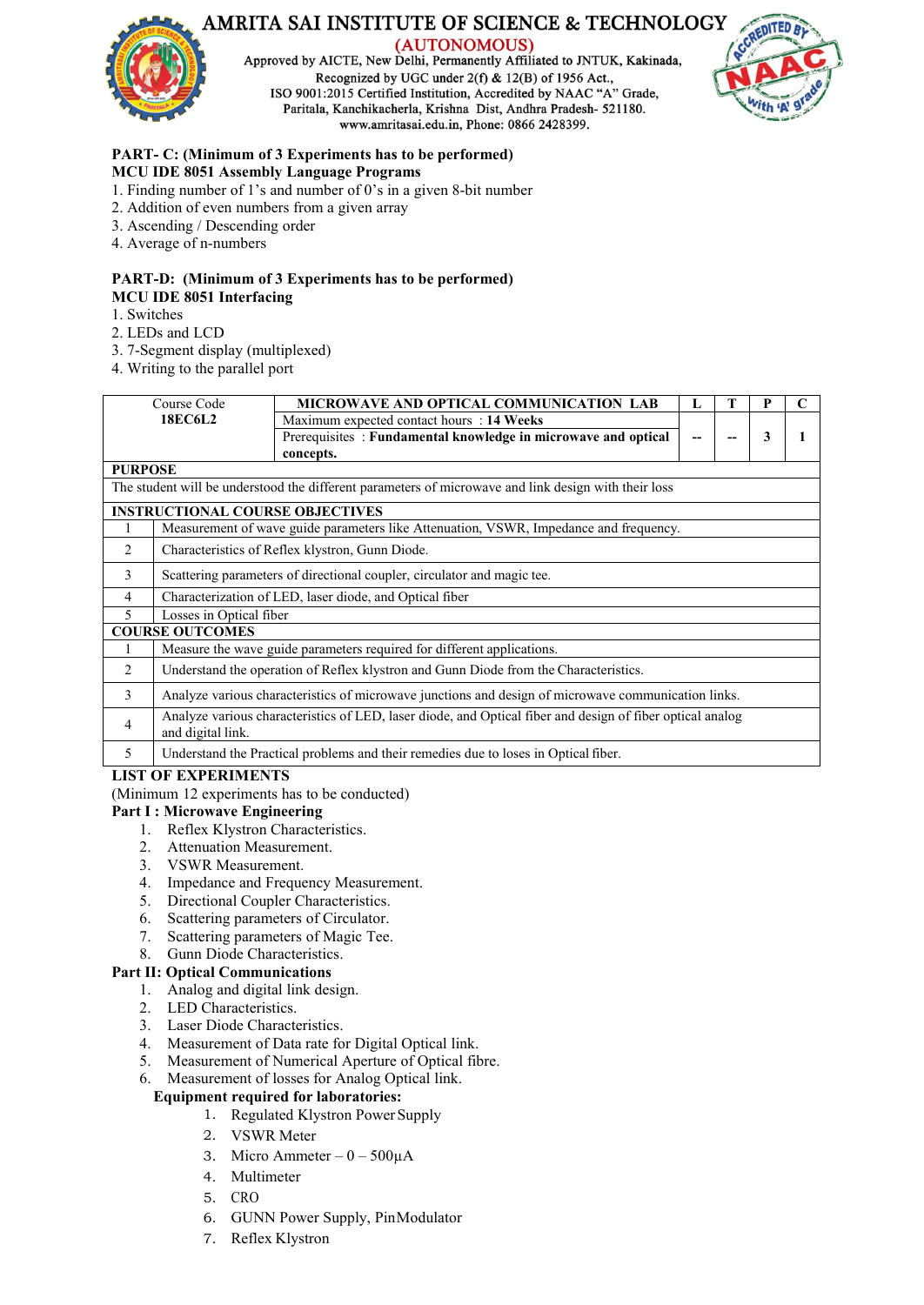**PART- C: (Minimum of 3 Experiments has to be performed)**
**MCU IDE 8051 Assembly Language Programs**

1. Finding number of 1's and number of 0's in a given 8-bit number
2. Addition of even numbers from a given array
3. Ascending / Descending order
4. Average of n-numbers

**PART-D: (Minimum of 3 Experiments has to be performed)**
**MCU IDE 8051 Interfacing**

1. Switches
2. LEDs and LCD
3. 7-Segment display (multiplexed)
4. Writing to the parallel port

| Course Code **18EC6L2** | **MICROWAVE AND OPTICAL COMMUNICATION LAB** | **L** | **T** | **P** | **C** |
|---|---|---|---|---|---|
| | Maximum expected contact hours : **14 Weeks** | | | | |
| | Prerequisites : **Fundamental knowledge in microwave and optical concepts.** | **--** | **--** | **3** | **1** |

**PURPOSE**

The student will be understood the different parameters of microwave and link design with their loss

| **INSTRUCTIONAL COURSE OBJECTIVES** | |
|---|---|
| 1 | Measurement of wave guide parameters like Attenuation, VSWR, Impedance and frequency. |
| 2 | Characteristics of Reflex klystron, Gunn Diode. |
| 3 | Scattering parameters of directional coupler, circulator and magic tee. |
| 4 | Characterization of LED, laser diode, and Optical fiber |
| 5 | Losses in Optical fiber |

| **COURSE OUTCOMES** | |
|---|---|
| 1 | Measure the wave guide parameters required for different applications. |
| 2 | Understand the operation of Reflex klystron and Gunn Diode from the Characteristics. |
| 3 | Analyze various characteristics of microwave junctions and design of microwave communication links. |
| 4 | Analyze various characteristics of LED, laser diode, and Optical fiber and design of fiber optical analog and digital link. |
| 5 | Understand the Practical problems and their remedies due to loses in Optical fiber. |

**LIST OF EXPERIMENTS**

(Minimum 12 experiments has to be conducted)

**Part I : Microwave Engineering**

1. Reflex Klystron Characteristics.
2. Attenuation Measurement.
3. VSWR Measurement.
4. Impedance and Frequency Measurement.
5. Directional Coupler Characteristics.
6. Scattering parameters of Circulator.
7. Scattering parameters of Magic Tee.
8. Gunn Diode Characteristics.

**Part II: Optical Communications**

1. Analog and digital link design.
2. LED Characteristics.
3. Laser Diode Characteristics.
4. Measurement of Data rate for Digital Optical link.
5. Measurement of Numerical Aperture of Optical fibre.
6. Measurement of losses for Analog Optical link.

**Equipment required for laboratories:**

1. Regulated Klystron Power Supply
2. VSWR Meter
3. Micro Ammeter – 0 – 500µA
4. Multimeter
5. CRO
6. GUNN Power Supply, Pin Modulator
7. Reflex Klystron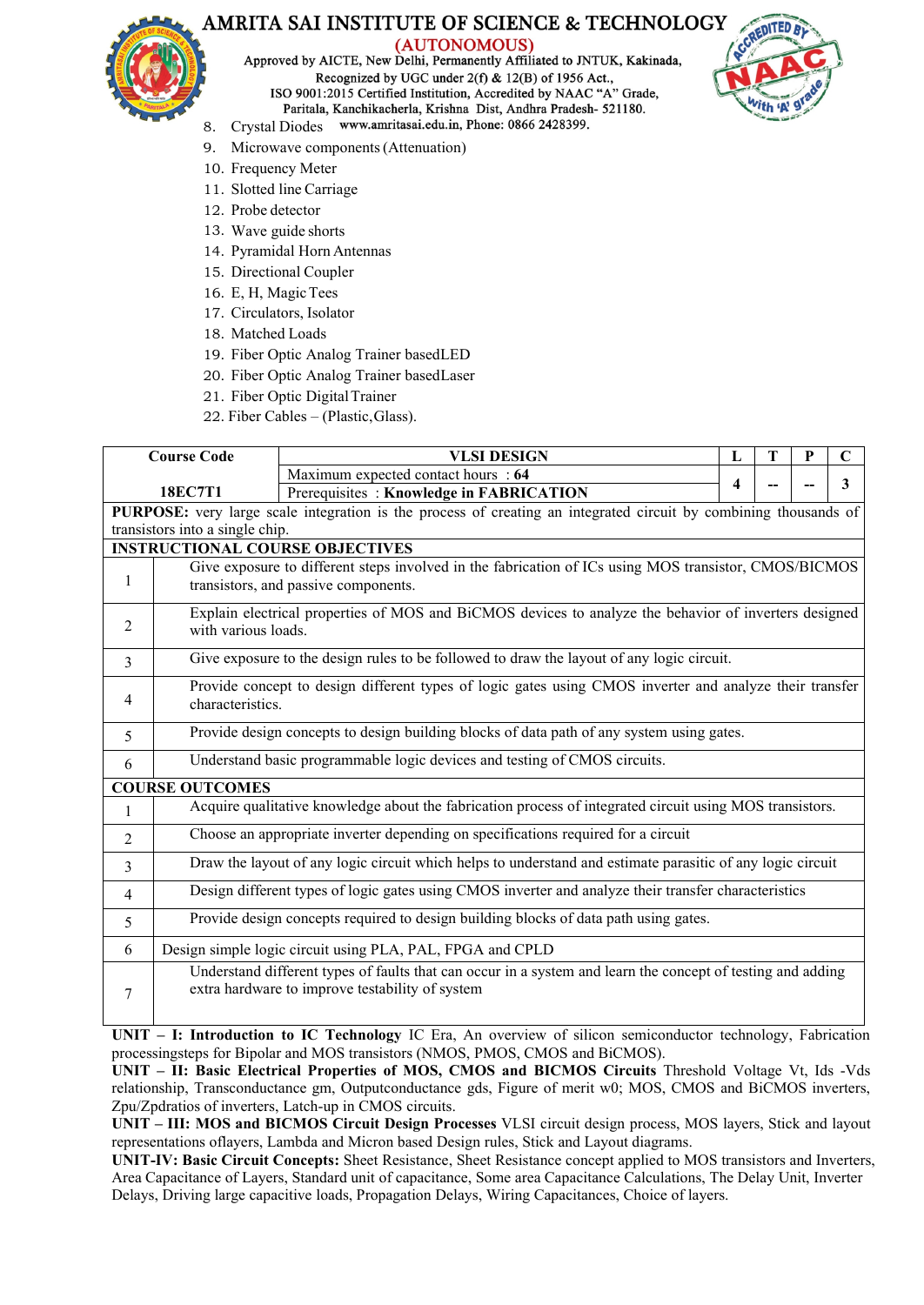8. Crystal Diodes
9. Microwave components (Attenuation)
10. Frequency Meter
11. Slotted line Carriage
12. Probe detector
13. Wave guide shorts
14. Pyramidal Horn Antennas
15. Directional Coupler
16. E, H, Magic Tees
17. Circulators, Isolator
18. Matched Loads
19. Fiber Optic Analog Trainer basedLED
20. Fiber Optic Analog Trainer basedLaser
21. Fiber Optic Digital Trainer
22. Fiber Cables – (Plastic, Glass).

| Course Code | VLSI DESIGN | L | T | P | C |
|---|---|---|---|---|---|
| 18EC7T1 | Maximum expected contact hours : **64**<br>Prerequisites : **Knowledge in FABRICATION** | 4 | -- | -- | 3 |

**PURPOSE:** very large scale integration is the process of creating an integrated circuit by combining thousands of transistors into a single chip.

**INSTRUCTIONAL COURSE OBJECTIVES**

| | |
|---|---|
| 1 | Give exposure to different steps involved in the fabrication of ICs using MOS transistor, CMOS/BICMOS transistors, and passive components. |
| 2 | Explain electrical properties of MOS and BiCMOS devices to analyze the behavior of inverters designed with various loads. |
| 3 | Give exposure to the design rules to be followed to draw the layout of any logic circuit. |
| 4 | Provide concept to design different types of logic gates using CMOS inverter and analyze their transfer characteristics. |
| 5 | Provide design concepts to design building blocks of data path of any system using gates. |
| 6 | Understand basic programmable logic devices and testing of CMOS circuits. |

**COURSE OUTCOMES**

| | |
|---|---|
| 1 | Acquire qualitative knowledge about the fabrication process of integrated circuit using MOS transistors. |
| 2 | Choose an appropriate inverter depending on specifications required for a circuit |
| 3 | Draw the layout of any logic circuit which helps to understand and estimate parasitic of any logic circuit |
| 4 | Design different types of logic gates using CMOS inverter and analyze their transfer characteristics |
| 5 | Provide design concepts required to design building blocks of data path using gates. |
| 6 | Design simple logic circuit using PLA, PAL, FPGA and CPLD |
| 7 | Understand different types of faults that can occur in a system and learn the concept of testing and adding extra hardware to improve testability of system |

**UNIT – I: Introduction to IC Technology** IC Era, An overview of silicon semiconductor technology, Fabrication processingsteps for Bipolar and MOS transistors (NMOS, PMOS, CMOS and BiCMOS).

**UNIT – II: Basic Electrical Properties of MOS, CMOS and BICMOS Circuits** Threshold Voltage Vt, Ids -Vds relationship, Transconductance gm, Outputconductance gds, Figure of merit w0; MOS, CMOS and BiCMOS inverters, Zpu/Zpdratios of inverters, Latch-up in CMOS circuits.

**UNIT – III: MOS and BICMOS Circuit Design Processes** VLSI circuit design process, MOS layers, Stick and layout representations oflayers, Lambda and Micron based Design rules, Stick and Layout diagrams.

**UNIT-IV: Basic Circuit Concepts:** Sheet Resistance, Sheet Resistance concept applied to MOS transistors and Inverters, Area Capacitance of Layers, Standard unit of capacitance, Some area Capacitance Calculations, The Delay Unit, Inverter Delays, Driving large capacitive loads, Propagation Delays, Wiring Capacitances, Choice of layers.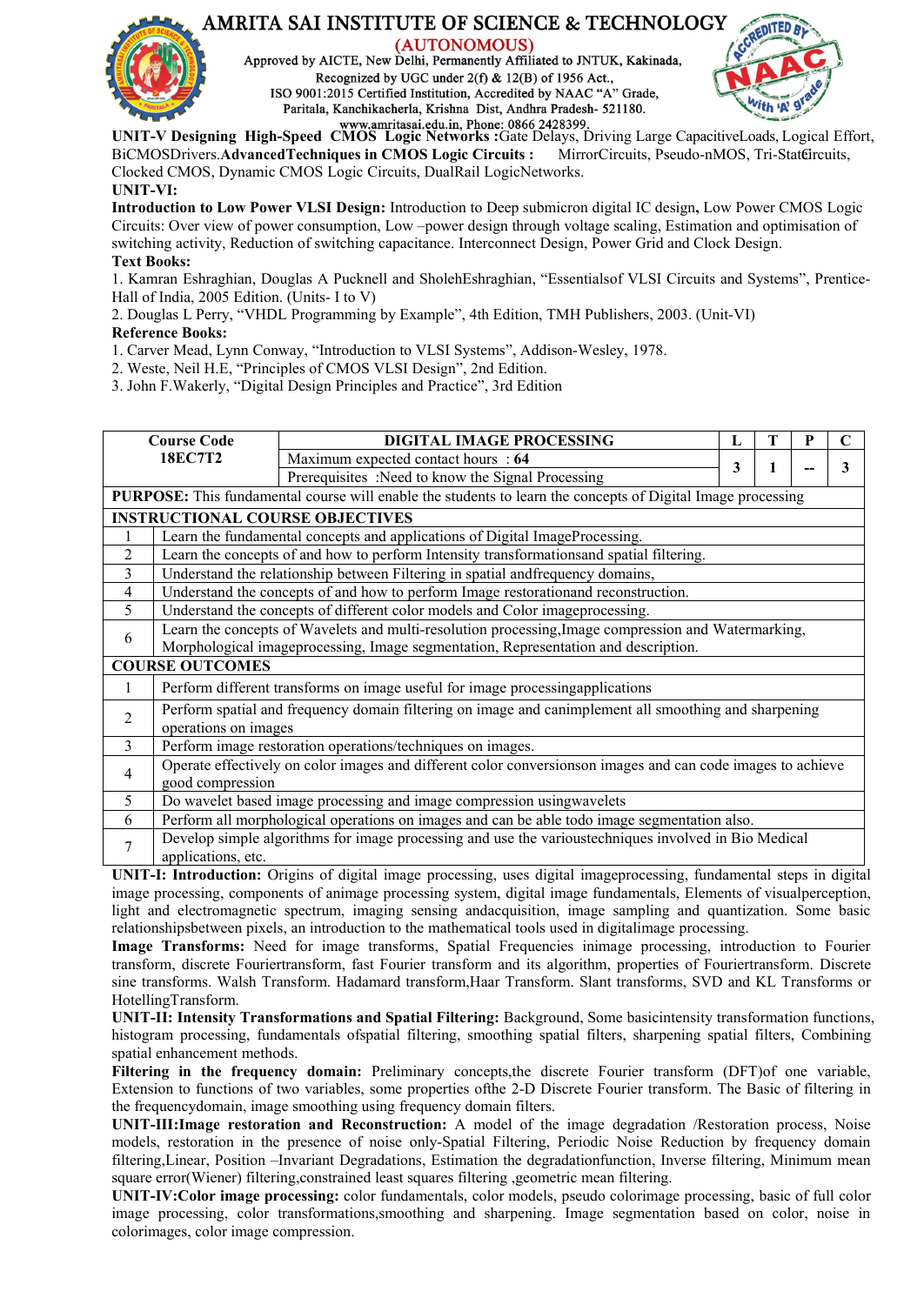**UNIT-V Designing High-Speed CMOS Logic Networks :**Gate Delays, Driving Large CapacitiveLoads, Logical Effort, BiCMOSDrivers.**AdvancedTechniques in CMOS Logic Circuits :** MirrorCircuits, Pseudo-nMOS, Tri-StateCircuits, Clocked CMOS, Dynamic CMOS Logic Circuits, DualRail LogicNetworks.

**UNIT-VI:**

**Introduction to Low Power VLSI Design:** Introduction to Deep submicron digital IC design**,** Low Power CMOS Logic Circuits: Over view of power consumption, Low –power design through voltage scaling, Estimation and optimisation of switching activity, Reduction of switching capacitance. Interconnect Design, Power Grid and Clock Design.

**Text Books:**

1. Kamran Eshraghian, Douglas A Pucknell and SholehEshraghian, "Essentialsof VLSI Circuits and Systems", Prentice-Hall of India, 2005 Edition. (Units- I to V)
2. Douglas L Perry, "VHDL Programming by Example", 4th Edition, TMH Publishers, 2003. (Unit-VI)

**Reference Books:**

1. Carver Mead, Lynn Conway, "Introduction to VLSI Systems", Addison-Wesley, 1978.
2. Weste, Neil H.E, "Principles of CMOS VLSI Design", 2nd Edition.
3. John F.Wakerly, "Digital Design Principles and Practice", 3rd Edition

| Course Code 18EC7T2 | DIGITAL IMAGE PROCESSING | L | T | P | C |
|---|---|---|---|---|---|
| | Maximum expected contact hours : **64** | 3 | 1 | -- | 3 |
| | Prerequisites :Need to know the Signal Processing | | | | |

| **PURPOSE:** This fundamental course will enable the students to learn the concepts of Digital Image processing | |
|---|---|
| **INSTRUCTIONAL COURSE OBJECTIVES** | |
| 1 | Learn the fundamental concepts and applications of Digital ImageProcessing. |
| 2 | Learn the concepts of and how to perform Intensity transformationsand spatial filtering. |
| 3 | Understand the relationship between Filtering in spatial andfrequency domains, |
| 4 | Understand the concepts of and how to perform Image restorationand reconstruction. |
| 5 | Understand the concepts of different color models and Color imageprocessing. |
| 6 | Learn the concepts of Wavelets and multi-resolution processing,Image compression and Watermarking, Morphological imageprocessing, Image segmentation, Representation and description. |
| **COURSE OUTCOMES** | |
| 1 | Perform different transforms on image useful for image processingapplications |
| 2 | Perform spatial and frequency domain filtering on image and canimplement all smoothing and sharpening operations on images |
| 3 | Perform image restoration operations/techniques on images. |
| 4 | Operate effectively on color images and different color conversionson images and can code images to achieve good compression |
| 5 | Do wavelet based image processing and image compression usingwavelets |
| 6 | Perform all morphological operations on images and can be able todo image segmentation also. |
| 7 | Develop simple algorithms for image processing and use the varioustechniques involved in Bio Medical applications, etc. |

**UNIT-I: Introduction:** Origins of digital image processing, uses digital imageprocessing, fundamental steps in digital image processing, components of animage processing system, digital image fundamentals, Elements of visualperception, light and electromagnetic spectrum, imaging sensing andacquisition, image sampling and quantization. Some basic relationshipsbetween pixels, an introduction to the mathematical tools used in digitalimage processing.

**Image Transforms:** Need for image transforms, Spatial Frequencies inimage processing, introduction to Fourier transform, discrete Fouriertransform, fast Fourier transform and its algorithm, properties of Fouriertransform. Discrete sine transforms. Walsh Transform. Hadamard transform,Haar Transform. Slant transforms, SVD and KL Transforms or HotellingTransform.

**UNIT-II: Intensity Transformations and Spatial Filtering:** Background, Some basicintensity transformation functions, histogram processing, fundamentals ofspatial filtering, smoothing spatial filters, sharpening spatial filters, Combining spatial enhancement methods.

**Filtering in the frequency domain:** Preliminary concepts,the discrete Fourier transform (DFT)of one variable, Extension to functions of two variables, some properties ofthe 2-D Discrete Fourier transform. The Basic of filtering in the frequencydomain, image smoothing using frequency domain filters.

**UNIT-III:Image restoration and Reconstruction:** A model of the image degradation /Restoration process, Noise models, restoration in the presence of noise only-Spatial Filtering, Periodic Noise Reduction by frequency domain filtering,Linear, Position –Invariant Degradations, Estimation the degradationfunction, Inverse filtering, Minimum mean square error(Wiener) filtering,constrained least squares filtering ,geometric mean filtering.

**UNIT-IV:Color image processing:** color fundamentals, color models, pseudo colorimage processing, basic of full color image processing, color transformations,smoothing and sharpening. Image segmentation based on color, noise in colorimages, color image compression.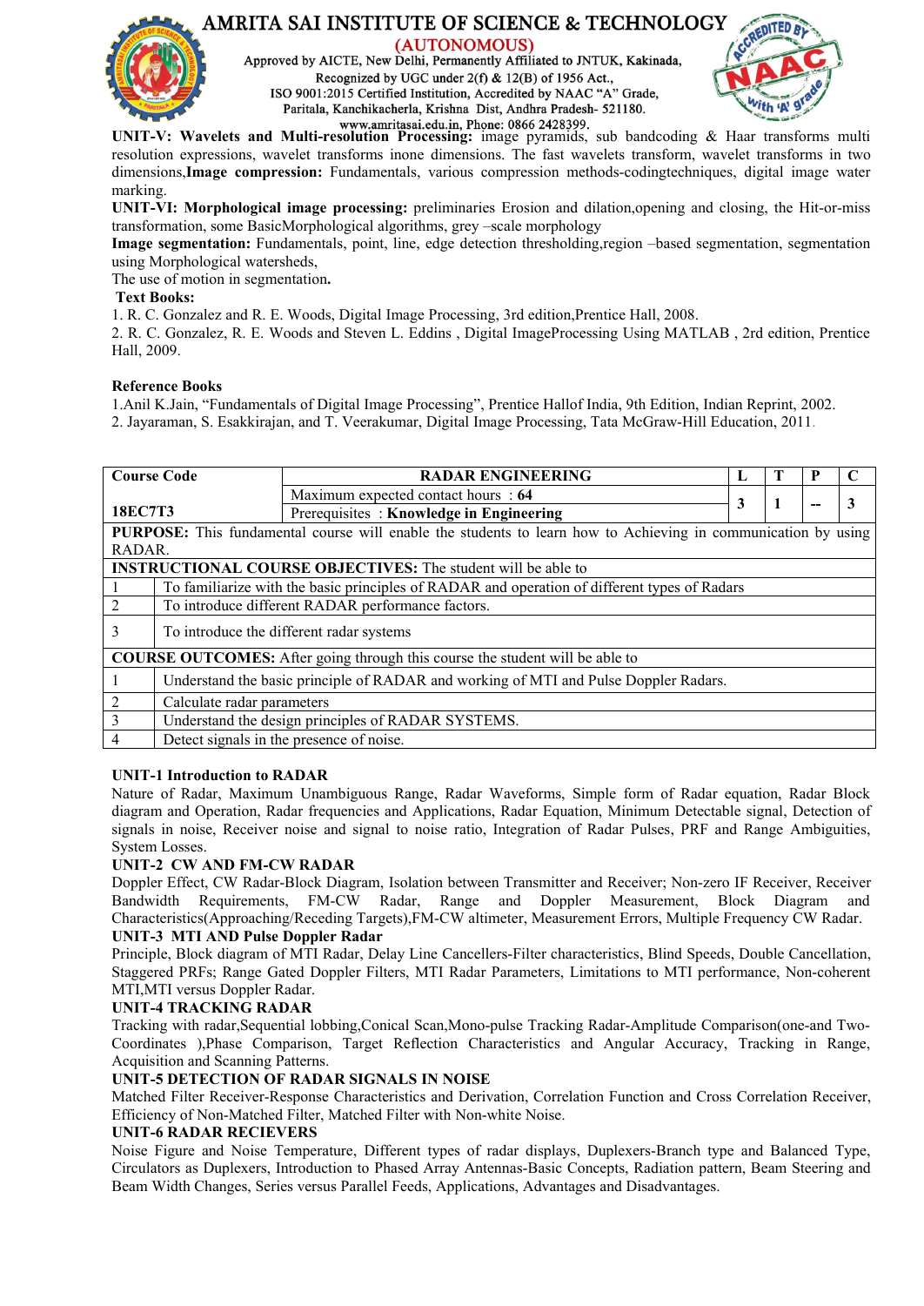**UNIT-V: Wavelets and Multi-resolution Processing:** image pyramids, sub bandcoding & Haar transforms multi resolution expressions, wavelet transforms inone dimensions. The fast wavelets transform, wavelet transforms in two dimensions,**Image compression:** Fundamentals, various compression methods-codingtechniques, digital image water marking.

**UNIT-VI: Morphological image processing:** preliminaries Erosion and dilation,opening and closing, the Hit-or-miss transformation, some BasicMorphological algorithms, grey –scale morphology

**Image segmentation:** Fundamentals, point, line, edge detection thresholding,region –based segmentation, segmentation using Morphological watersheds,

The use of motion in segmentation**.**

**Text Books:**

1. R. C. Gonzalez and R. E. Woods, Digital Image Processing, 3rd edition,Prentice Hall, 2008.
2. R. C. Gonzalez, R. E. Woods and Steven L. Eddins , Digital ImageProcessing Using MATLAB , 2rd edition, Prentice Hall, 2009.

**Reference Books**

1.Anil K.Jain, "Fundamentals of Digital Image Processing", Prentice Hallof India, 9th Edition, Indian Reprint, 2002.
2. Jayaraman, S. Esakkirajan, and T. Veerakumar, Digital Image Processing, Tata McGraw-Hill Education, 2011.

| **Course Code** | **RADAR ENGINEERING** | **L** | **T** | **P** | **C** |
|---|---|---|---|---|---|
| **18EC7T3** | Maximum expected contact hours : **64** | 3 | 1 | -- | 3 |
| | Prerequisites : **Knowledge in Engineering** | | | | |

**PURPOSE:** This fundamental course will enable the students to learn how to Achieving in communication by using RADAR.

**INSTRUCTIONAL COURSE OBJECTIVES:** The student will be able to

| | |
|---|---|
| 1 | To familiarize with the basic principles of RADAR and operation of different types of Radars |
| 2 | To introduce different RADAR performance factors. |
| 3 | To introduce the different radar systems |

**COURSE OUTCOMES:** After going through this course the student will be able to

| | |
|---|---|
| 1 | Understand the basic principle of RADAR and working of MTI and Pulse Doppler Radars. |
| 2 | Calculate radar parameters |
| 3 | Understand the design principles of RADAR SYSTEMS. |
| 4 | Detect signals in the presence of noise. |

**UNIT-1 Introduction to RADAR**

Nature of Radar, Maximum Unambiguous Range, Radar Waveforms, Simple form of Radar equation, Radar Block diagram and Operation, Radar frequencies and Applications, Radar Equation, Minimum Detectable signal, Detection of signals in noise, Receiver noise and signal to noise ratio, Integration of Radar Pulses, PRF and Range Ambiguities, System Losses.

**UNIT-2 CW AND FM-CW RADAR**

Doppler Effect, CW Radar-Block Diagram, Isolation between Transmitter and Receiver; Non-zero IF Receiver, Receiver Bandwidth Requirements, FM-CW Radar, Range and Doppler Measurement, Block Diagram and Characteristics(Approaching/Receding Targets),FM-CW altimeter, Measurement Errors, Multiple Frequency CW Radar.

**UNIT-3 MTI AND Pulse Doppler Radar**

Principle, Block diagram of MTI Radar, Delay Line Cancellers-Filter characteristics, Blind Speeds, Double Cancellation, Staggered PRFs; Range Gated Doppler Filters, MTI Radar Parameters, Limitations to MTI performance, Non-coherent MTI,MTI versus Doppler Radar.

**UNIT-4 TRACKING RADAR**

Tracking with radar,Sequential lobbing,Conical Scan,Mono-pulse Tracking Radar-Amplitude Comparison(one-and Two-Coordinates ),Phase Comparison, Target Reflection Characteristics and Angular Accuracy, Tracking in Range, Acquisition and Scanning Patterns.

**UNIT-5 DETECTION OF RADAR SIGNALS IN NOISE**

Matched Filter Receiver-Response Characteristics and Derivation, Correlation Function and Cross Correlation Receiver, Efficiency of Non-Matched Filter, Matched Filter with Non-white Noise.

**UNIT-6 RADAR RECIEVERS**

Noise Figure and Noise Temperature, Different types of radar displays, Duplexers-Branch type and Balanced Type, Circulators as Duplexers, Introduction to Phased Array Antennas-Basic Concepts, Radiation pattern, Beam Steering and Beam Width Changes, Series versus Parallel Feeds, Applications, Advantages and Disadvantages.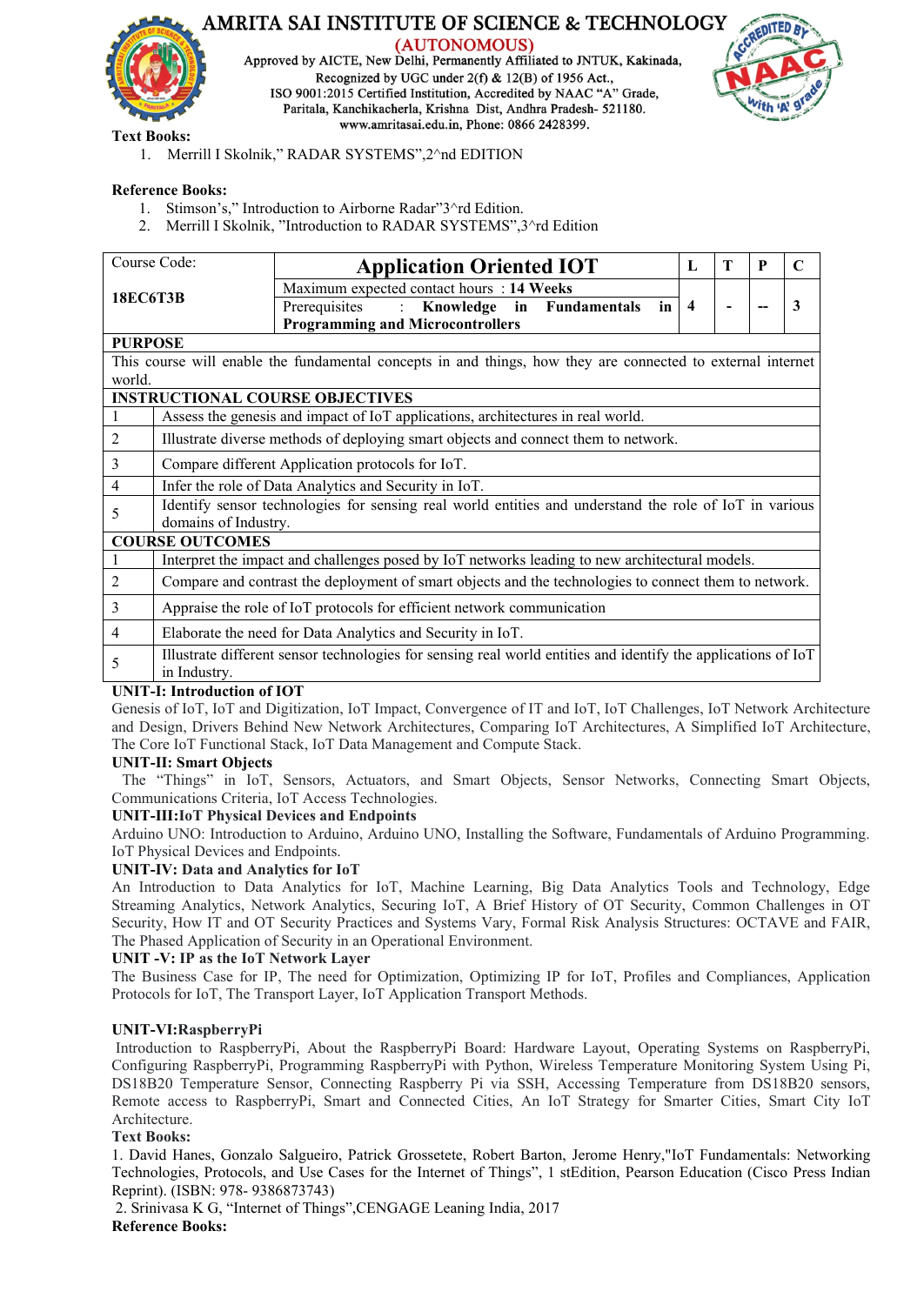**Text Books:**

1. Merrill I Skolnik," RADAR SYSTEMS",2^nd EDITION

**Reference Books:**

1. Stimson's," Introduction to Airborne Radar"3^rd Edition.
2. Merrill I Skolnik, "Introduction to RADAR SYSTEMS",3^rd Edition

| Course Code: | Application Oriented IOT | L | T | P | C |
|---|---|---|---|---|---|
| **18EC6T3B** | Maximum expected contact hours : **14 Weeks**<br>Prerequisites : **Knowledge in Fundamentals in Programming and Microcontrollers** | **4** | **-** | **--** | **3** |

**PURPOSE**

This course will enable the fundamental concepts in and things, how they are connected to external internet world.

| **INSTRUCTIONAL COURSE OBJECTIVES** | |
|---|---|
| 1 | Assess the genesis and impact of IoT applications, architectures in real world. |
| 2 | Illustrate diverse methods of deploying smart objects and connect them to network. |
| 3 | Compare different Application protocols for IoT. |
| 4 | Infer the role of Data Analytics and Security in IoT. |
| 5 | Identify sensor technologies for sensing real world entities and understand the role of IoT in various domains of Industry. |

| **COURSE OUTCOMES** | |
|---|---|
| 1 | Interpret the impact and challenges posed by IoT networks leading to new architectural models. |
| 2 | Compare and contrast the deployment of smart objects and the technologies to connect them to network. |
| 3 | Appraise the role of IoT protocols for efficient network communication |
| 4 | Elaborate the need for Data Analytics and Security in IoT. |
| 5 | Illustrate different sensor technologies for sensing real world entities and identify the applications of IoT in Industry. |

**UNIT-I: Introduction of IOT**

Genesis of IoT, IoT and Digitization, IoT Impact, Convergence of IT and IoT, IoT Challenges, IoT Network Architecture and Design, Drivers Behind New Network Architectures, Comparing IoT Architectures, A Simplified IoT Architecture, The Core IoT Functional Stack, IoT Data Management and Compute Stack.

**UNIT-II: Smart Objects**

The "Things" in IoT, Sensors, Actuators, and Smart Objects, Sensor Networks, Connecting Smart Objects, Communications Criteria, IoT Access Technologies.

**UNIT-III:IoT Physical Devices and Endpoints**

Arduino UNO: Introduction to Arduino, Arduino UNO, Installing the Software, Fundamentals of Arduino Programming. IoT Physical Devices and Endpoints.

**UNIT-IV: Data and Analytics for IoT**

An Introduction to Data Analytics for IoT, Machine Learning, Big Data Analytics Tools and Technology, Edge Streaming Analytics, Network Analytics, Securing IoT, A Brief History of OT Security, Common Challenges in OT Security, How IT and OT Security Practices and Systems Vary, Formal Risk Analysis Structures: OCTAVE and FAIR, The Phased Application of Security in an Operational Environment.

**UNIT -V: IP as the IoT Network Layer**

The Business Case for IP, The need for Optimization, Optimizing IP for IoT, Profiles and Compliances, Application Protocols for IoT, The Transport Layer, IoT Application Transport Methods.

**UNIT-VI:RaspberryPi**

Introduction to RaspberryPi, About the RaspberryPi Board: Hardware Layout, Operating Systems on RaspberryPi, Configuring RaspberryPi, Programming RaspberryPi with Python, Wireless Temperature Monitoring System Using Pi, DS18B20 Temperature Sensor, Connecting Raspberry Pi via SSH, Accessing Temperature from DS18B20 sensors, Remote access to RaspberryPi, Smart and Connected Cities, An IoT Strategy for Smarter Cities, Smart City IoT Architecture.

**Text Books:**

1. David Hanes, Gonzalo Salgueiro, Patrick Grossetete, Robert Barton, Jerome Henry,"IoT Fundamentals: Networking Technologies, Protocols, and Use Cases for the Internet of Things", 1 stEdition, Pearson Education (Cisco Press Indian Reprint). (ISBN: 978- 9386873743)
2. Srinivasa K G, "Internet of Things",CENGAGE Leaning India, 2017

**Reference Books:**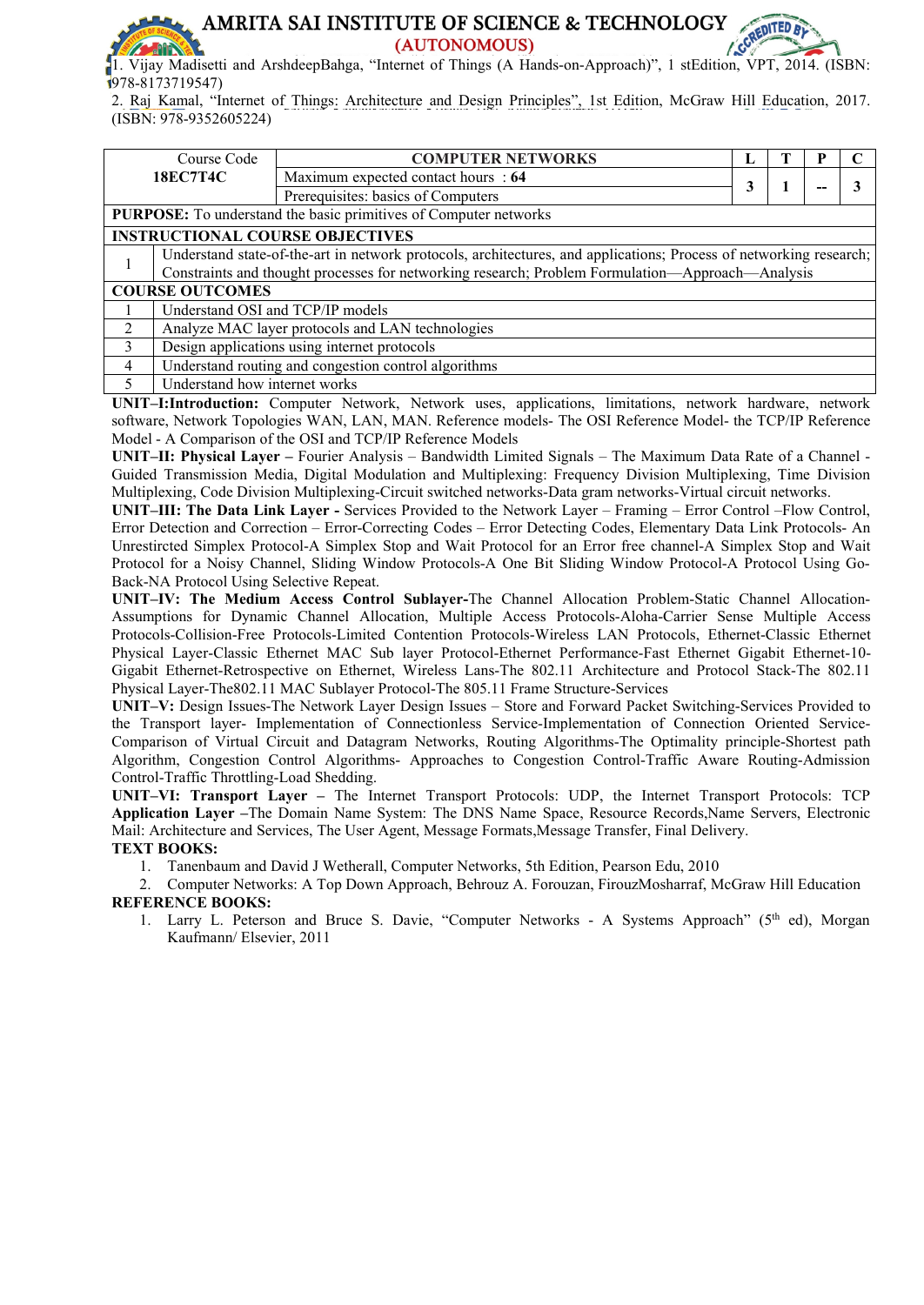1. Vijay Madisetti and ArshdeepBahga, “Internet of Things (A Hands-on-Approach)”, 1 stEdition, VPT, 2014. (ISBN: 978-8173719547)
2. Raj Kamal, “Internet of Things: Architecture and Design Principles”, 1st Edition, McGraw Hill Education, 2017. (ISBN: 978-9352605224)

| Course Code | COMPUTER NETWORKS | L | T | P | C |
|---|---|---|---|---|---|
| **18EC7T4C** | Maximum expected contact hours : **64** | 3 | 1 | -- | 3 |
| | Prerequisites: basics of Computers | | | | |

| | |
|---|---|
| **PURPOSE:** To understand the basic primitives of Computer networks | |
| **INSTRUCTIONAL COURSE OBJECTIVES** | |
| 1 | Understand state-of-the-art in network protocols, architectures, and applications; Process of networking research; Constraints and thought processes for networking research; Problem Formulation—Approach—Analysis |
| **COURSE OUTCOMES** | |
| 1 | Understand OSI and TCP/IP models |
| 2 | Analyze MAC layer protocols and LAN technologies |
| 3 | Design applications using internet protocols |
| 4 | Understand routing and congestion control algorithms |
| 5 | Understand how internet works |

**UNIT–I:Introduction:** Computer Network, Network uses, applications, limitations, network hardware, network software, Network Topologies WAN, LAN, MAN. Reference models- The OSI Reference Model- the TCP/IP Reference Model - A Comparison of the OSI and TCP/IP Reference Models

**UNIT–II: Physical Layer –** Fourier Analysis – Bandwidth Limited Signals – The Maximum Data Rate of a Channel - Guided Transmission Media, Digital Modulation and Multiplexing: Frequency Division Multiplexing, Time Division Multiplexing, Code Division Multiplexing-Circuit switched networks-Data gram networks-Virtual circuit networks.

**UNIT–III: The Data Link Layer -** Services Provided to the Network Layer – Framing – Error Control –Flow Control, Error Detection and Correction – Error-Correcting Codes – Error Detecting Codes, Elementary Data Link Protocols- An Unrestircted Simplex Protocol-A Simplex Stop and Wait Protocol for an Error free channel-A Simplex Stop and Wait Protocol for a Noisy Channel, Sliding Window Protocols-A One Bit Sliding Window Protocol-A Protocol Using Go-Back-NA Protocol Using Selective Repeat.

**UNIT–IV: The Medium Access Control Sublayer-**The Channel Allocation Problem-Static Channel Allocation-Assumptions for Dynamic Channel Allocation, Multiple Access Protocols-Aloha-Carrier Sense Multiple Access Protocols-Collision-Free Protocols-Limited Contention Protocols-Wireless LAN Protocols, Ethernet-Classic Ethernet Physical Layer-Classic Ethernet MAC Sub layer Protocol-Ethernet Performance-Fast Ethernet Gigabit Ethernet-10-Gigabit Ethernet-Retrospective on Ethernet, Wireless Lans-The 802.11 Architecture and Protocol Stack-The 802.11 Physical Layer-The802.11 MAC Sublayer Protocol-The 805.11 Frame Structure-Services

**UNIT–V:** Design Issues-The Network Layer Design Issues – Store and Forward Packet Switching-Services Provided to the Transport layer- Implementation of Connectionless Service-Implementation of Connection Oriented Service-Comparison of Virtual Circuit and Datagram Networks, Routing Algorithms-The Optimality principle-Shortest path Algorithm, Congestion Control Algorithms- Approaches to Congestion Control-Traffic Aware Routing-Admission Control-Traffic Throttling-Load Shedding.

**UNIT–VI: Transport Layer –** The Internet Transport Protocols: UDP, the Internet Transport Protocols: TCP **Application Layer –**The Domain Name System: The DNS Name Space, Resource Records,Name Servers, Electronic Mail: Architecture and Services, The User Agent, Message Formats,Message Transfer, Final Delivery.

**TEXT BOOKS:**

1. Tanenbaum and David J Wetherall, Computer Networks, 5th Edition, Pearson Edu, 2010
2. Computer Networks: A Top Down Approach, Behrouz A. Forouzan, FirouzMosharraf, McGraw Hill Education

**REFERENCE BOOKS:**

1. Larry L. Peterson and Bruce S. Davie, “Computer Networks - A Systems Approach” (5th ed), Morgan Kaufmann/ Elsevier, 2011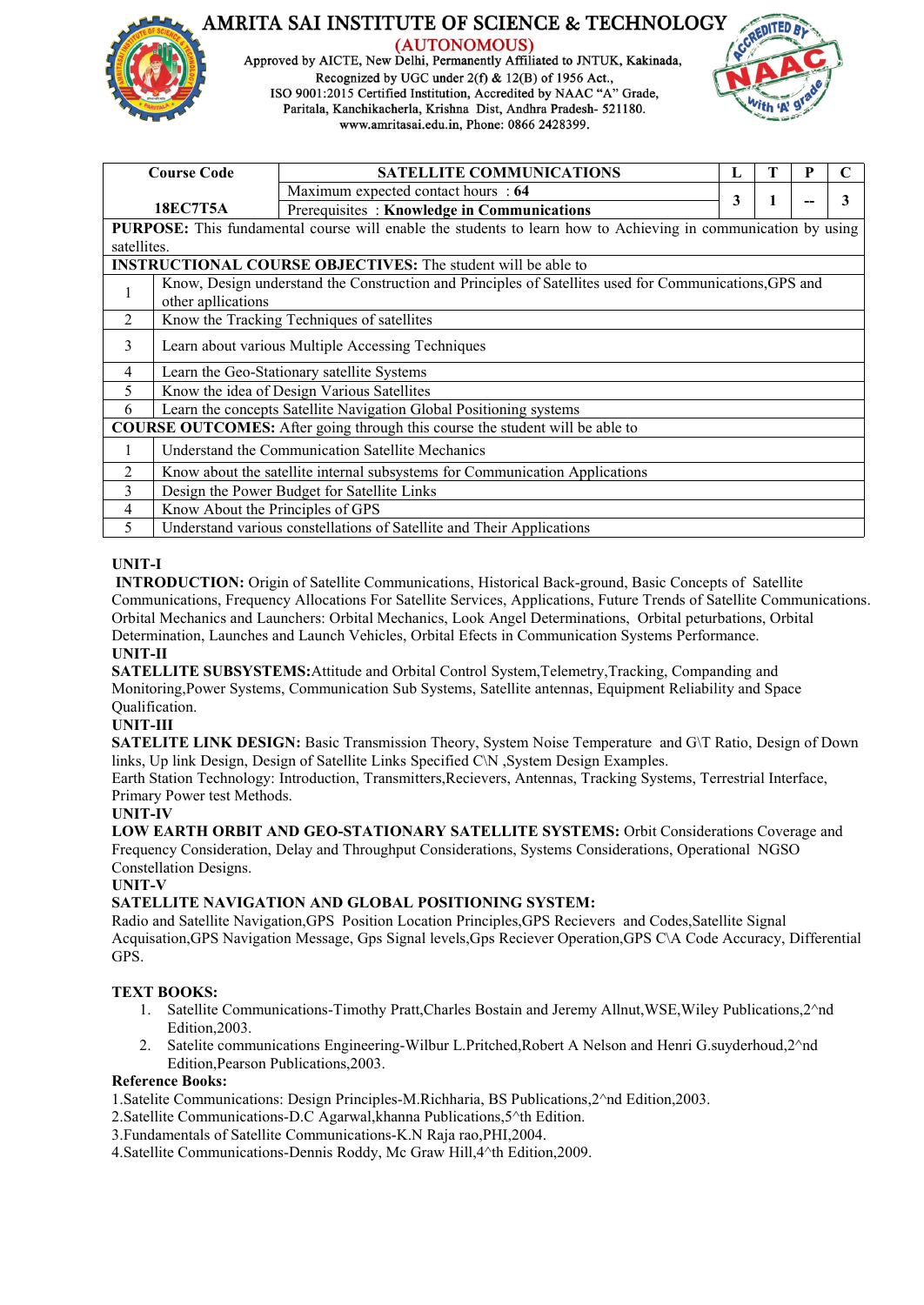# AMRITA SAI INSTITUTE OF SCIENCE & TECHNOLOGY

**(AUTONOMOUS)**

Approved by AICTE, New Delhi, Permanently Affiliated to JNTUK, Kakinada,
Recognized by UGC under 2(f) & 12(B) of 1956 Act.,
ISO 9001:2015 Certified Institution, Accredited by NAAC "A" Grade,
Paritala, Kanchikacherla, Krishna Dist, Andhra Pradesh- 521180.
www.amritasai.edu.in, Phone: 0866 2428399.

| Course Code | SATELLITE COMMUNICATIONS | L | T | P | C |
|---|---|---|---|---|---|
| 18EC7T5A | Maximum expected contact hours : **64** | 3 | 1 | -- | 3 |
| | Prerequisites : **Knowledge in Communications** | | | | |

**PURPOSE:** This fundamental course will enable the students to learn how to Achieving in communication by using satellites.

**INSTRUCTIONAL COURSE OBJECTIVES:** The student will be able to

| | |
|---|---|
| 1 | Know, Design understand the Construction and Principles of Satellites used for Communications,GPS and other apllications |
| 2 | Know the Tracking Techniques of satellites |
| 3 | Learn about various Multiple Accessing Techniques |
| 4 | Learn the Geo-Stationary satellite Systems |
| 5 | Know the idea of Design Various Satellites |
| 6 | Learn the concepts Satellite Navigation Global Positioning systems |

**COURSE OUTCOMES:** After going through this course the student will be able to

| | |
|---|---|
| 1 | Understand the Communication Satellite Mechanics |
| 2 | Know about the satellite internal subsystems for Communication Applications |
| 3 | Design the Power Budget for Satellite Links |
| 4 | Know About the Principles of GPS |
| 5 | Understand various constellations of Satellite and Their Applications |

**UNIT-I**

**INTRODUCTION:** Origin of Satellite Communications, Historical Back-ground, Basic Concepts of Satellite Communications, Frequency Allocations For Satellite Services, Applications, Future Trends of Satellite Communications. Orbital Mechanics and Launchers: Orbital Mechanics, Look Angel Determinations, Orbital peturbations, Orbital Determination, Launches and Launch Vehicles, Orbital Effects in Communication Systems Performance.

**UNIT-II**

**SATELLITE SUBSYSTEMS:**Attitude and Orbital Control System,Telemetry,Tracking, Companding and Monitoring,Power Systems, Communication Sub Systems, Satellite antennas, Equipment Reliability and Space Qualification.

**UNIT-III**

**SATELITE LINK DESIGN:** Basic Transmission Theory, System Noise Temperature and G\T Ratio, Design of Down links, Up link Design, Design of Satellite Links Specified C\N ,System Design Examples.
Earth Station Technology: Introduction, Transmitters,Recievers, Antennas, Tracking Systems, Terrestrial Interface, Primary Power test Methods.

**UNIT-IV**

**LOW EARTH ORBIT AND GEO-STATIONARY SATELLITE SYSTEMS:** Orbit Considerations Coverage and Frequency Consideration, Delay and Throughput Considerations, Systems Considerations, Operational NGSO Constellation Designs.

**UNIT-V**

**SATELLITE NAVIGATION AND GLOBAL POSITIONING SYSTEM:**

Radio and Satellite Navigation,GPS Position Location Principles,GPS Recievers and Codes,Satellite Signal Acquisation,GPS Navigation Message, Gps Signal levels,Gps Reciever Operation,GPS C\A Code Accuracy, Differential GPS.

**TEXT BOOKS:**

1. Satellite Communications-Timothy Pratt,Charles Bostain and Jeremy Allnut,WSE,Wiley Publications,2^nd Edition,2003.
2. Satelite communications Engineering-Wilbur L.Pritched,Robert A Nelson and Henri G.suyderhoud,2^nd Edition,Pearson Publications,2003.

**Reference Books:**

1.Satelite Communications: Design Principles-M.Richharia, BS Publications,2^nd Edition,2003.
2.Satellite Communications-D.C Agarwal,khanna Publications,5^th Edition.
3.Fundamentals of Satellite Communications-K.N Raja rao,PHI,2004.
4.Satellite Communications-Dennis Roddy, Mc Graw Hill,4^th Edition,2009.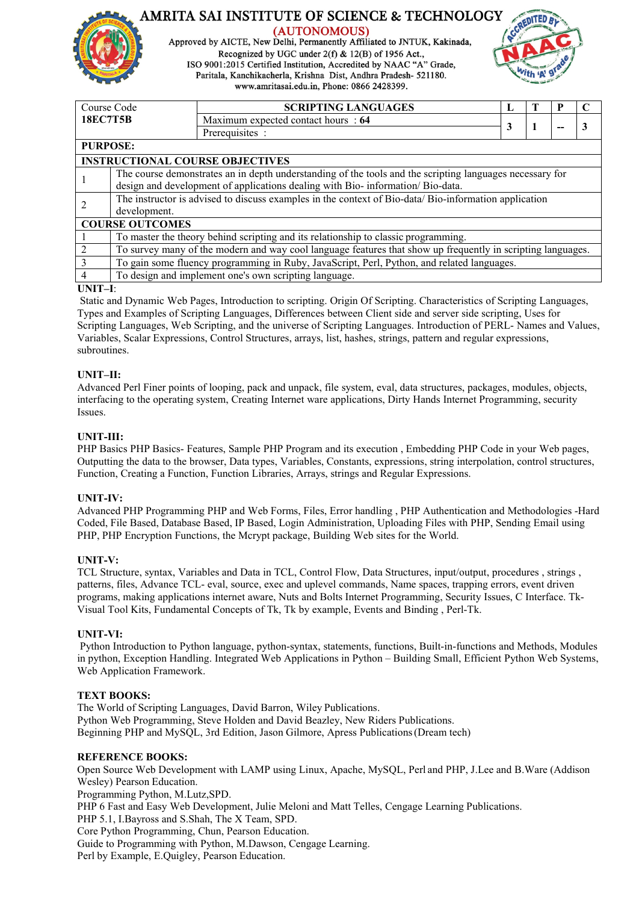# AMRITA SAI INSTITUTE OF SCIENCE & TECHNOLOGY
## (AUTONOMOUS)

Approved by AICTE, New Delhi, Permanently Affiliated to JNTUK, Kakinada, Recognized by UGC under 2(f) & 12(B) of 1956 Act., ISO 9001:2015 Certified Institution, Accredited by NAAC "A" Grade, Paritala, Kanchikacherla, Krishna Dist, Andhra Pradesh- 521180. www.amritasai.edu.in, Phone: 0866 2428399.

| Course Code | SCRIPTING LANGUAGES | L | T | P | C |
|---|---|---|---|---|---|
| **18EC7T5B** | Maximum expected contact hours : **64** | 3 | 1 | -- | 3 |
| | Prerequisites : | | | | |

**PURPOSE:**

**INSTRUCTIONAL COURSE OBJECTIVES**

| | |
|---|---|
| 1 | The course demonstrates an in depth understanding of the tools and the scripting languages necessary for design and development of applications dealing with Bio- information/ Bio-data. |
| 2 | The instructor is advised to discuss examples in the context of Bio-data/ Bio-information application development. |

**COURSE OUTCOMES**

| | |
|---|---|
| 1 | To master the theory behind scripting and its relationship to classic programming. |
| 2 | To survey many of the modern and way cool language features that show up frequently in scripting languages. |
| 3 | To gain some fluency programming in Ruby, JavaScript, Perl, Python, and related languages. |
| 4 | To design and implement one's own scripting language. |

**UNIT–I**:

Static and Dynamic Web Pages, Introduction to scripting. Origin Of Scripting. Characteristics of Scripting Languages, Types and Examples of Scripting Languages, Differences between Client side and server side scripting, Uses for Scripting Languages, Web Scripting, and the universe of Scripting Languages. Introduction of PERL- Names and Values, Variables, Scalar Expressions, Control Structures, arrays, list, hashes, strings, pattern and regular expressions, subroutines.

**UNIT–II:**

Advanced Perl Finer points of looping, pack and unpack, file system, eval, data structures, packages, modules, objects, interfacing to the operating system, Creating Internet ware applications, Dirty Hands Internet Programming, security Issues.

**UNIT-III:**

PHP Basics PHP Basics- Features, Sample PHP Program and its execution , Embedding PHP Code in your Web pages, Outputting the data to the browser, Data types, Variables, Constants, expressions, string interpolation, control structures, Function, Creating a Function, Function Libraries, Arrays, strings and Regular Expressions.

**UNIT-IV:**

Advanced PHP Programming PHP and Web Forms, Files, Error handling , PHP Authentication and Methodologies -Hard Coded, File Based, Database Based, IP Based, Login Administration, Uploading Files with PHP, Sending Email using PHP, PHP Encryption Functions, the Mcrypt package, Building Web sites for the World.

**UNIT-V:**

TCL Structure, syntax, Variables and Data in TCL, Control Flow, Data Structures, input/output, procedures , strings , patterns, files, Advance TCL- eval, source, exec and uplevel commands, Name spaces, trapping errors, event driven programs, making applications internet aware, Nuts and Bolts Internet Programming, Security Issues, C Interface. Tk-Visual Tool Kits, Fundamental Concepts of Tk, Tk by example, Events and Binding , Perl-Tk.

**UNIT-VI:**

Python Introduction to Python language, python-syntax, statements, functions, Built-in-functions and Methods, Modules in python, Exception Handling. Integrated Web Applications in Python – Building Small, Efficient Python Web Systems, Web Application Framework.

**TEXT BOOKS:**

The World of Scripting Languages, David Barron, Wiley Publications.
Python Web Programming, Steve Holden and David Beazley, New Riders Publications.
Beginning PHP and MySQL, 3rd Edition, Jason Gilmore, Apress Publications (Dream tech)

**REFERENCE BOOKS:**

Open Source Web Development with LAMP using Linux, Apache, MySQL, Perl and PHP, J.Lee and B.Ware (Addison Wesley) Pearson Education.
Programming Python, M.Lutz,SPD.
PHP 6 Fast and Easy Web Development, Julie Meloni and Matt Telles, Cengage Learning Publications.
PHP 5.1, I.Bayross and S.Shah, The X Team, SPD.
Core Python Programming, Chun, Pearson Education.
Guide to Programming with Python, M.Dawson, Cengage Learning.
Perl by Example, E.Quigley, Pearson Education.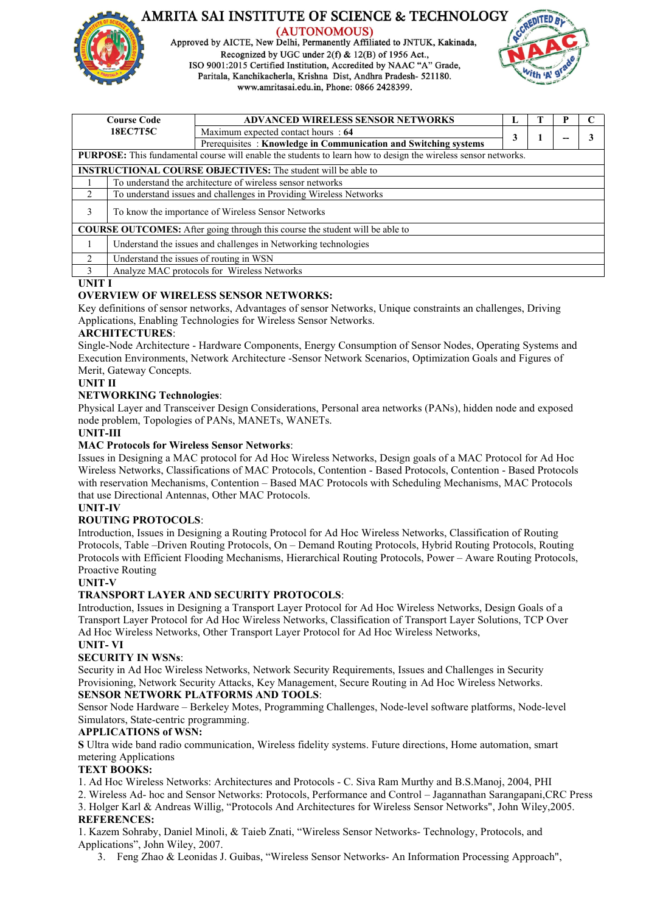# AMRITA SAI INSTITUTE OF SCIENCE & TECHNOLOGY
(AUTONOMOUS)
Approved by AICTE, New Delhi, Permanently Affiliated to JNTUK, Kakinada,
Recognized by UGC under 2(f) & 12(B) of 1956 Act.,
ISO 9001:2015 Certified Institution, Accredited by NAAC "A" Grade,
Paritala, Kanchikacherla, Krishna Dist, Andhra Pradesh- 521180.
www.amritasai.edu.in, Phone: 0866 2428399.

| Course Code 18EC7T5C | ADVANCED WIRELESS SENSOR NETWORKS | L | T | P | C |
|---|---|---|---|---|---|
| | Maximum expected contact hours : 64 | 3 | 1 | -- | 3 |
| | Prerequisites : **Knowledge in Communication and Switching systems** | | | | |

**PURPOSE:** This fundamental course will enable the students to learn how to design the wireless sensor networks.

| **INSTRUCTIONAL COURSE OBJECTIVES:** The student will be able to | |
|---|---|
| 1 | To understand the architecture of wireless sensor networks |
| 2 | To understand issues and challenges in Providing Wireless Networks |
| 3 | To know the importance of Wireless Sensor Networks |

| **COURSE OUTCOMES:** After going through this course the student will be able to | |
|---|---|
| 1 | Understand the issues and challenges in Networking technologies |
| 2 | Understand the issues of routing in WSN |
| 3 | Analyze MAC protocols for Wireless Networks |

**UNIT I**

**OVERVIEW OF WIRELESS SENSOR NETWORKS:**
Key definitions of sensor networks, Advantages of sensor Networks, Unique constraints an challenges, Driving Applications, Enabling Technologies for Wireless Sensor Networks.

**ARCHITECTURES**:
Single-Node Architecture - Hardware Components, Energy Consumption of Sensor Nodes, Operating Systems and Execution Environments, Network Architecture -Sensor Network Scenarios, Optimization Goals and Figures of Merit, Gateway Concepts.

**UNIT II**

**NETWORKING Technologies**:
Physical Layer and Transceiver Design Considerations, Personal area networks (PANs), hidden node and exposed node problem, Topologies of PANs, MANETs, WANETs.

**UNIT-III**

**MAC Protocols for Wireless Sensor Networks**:
Issues in Designing a MAC protocol for Ad Hoc Wireless Networks, Design goals of a MAC Protocol for Ad Hoc Wireless Networks, Classifications of MAC Protocols, Contention - Based Protocols, Contention - Based Protocols with reservation Mechanisms, Contention – Based MAC Protocols with Scheduling Mechanisms, MAC Protocols that use Directional Antennas, Other MAC Protocols.

**UNIT-IV**

**ROUTING PROTOCOLS**:
Introduction, Issues in Designing a Routing Protocol for Ad Hoc Wireless Networks, Classification of Routing Protocols, Table –Driven Routing Protocols, On – Demand Routing Protocols, Hybrid Routing Protocols, Routing Protocols with Efficient Flooding Mechanisms, Hierarchical Routing Protocols, Power – Aware Routing Protocols, Proactive Routing

**UNIT-V**

**TRANSPORT LAYER AND SECURITY PROTOCOLS**:
Introduction, Issues in Designing a Transport Layer Protocol for Ad Hoc Wireless Networks, Design Goals of a Transport Layer Protocol for Ad Hoc Wireless Networks, Classification of Transport Layer Solutions, TCP Over Ad Hoc Wireless Networks, Other Transport Layer Protocol for Ad Hoc Wireless Networks,

**UNIT- VI**

**SECURITY IN WSNs**:
Security in Ad Hoc Wireless Networks, Network Security Requirements, Issues and Challenges in Security Provisioning, Network Security Attacks, Key Management, Secure Routing in Ad Hoc Wireless Networks.

**SENSOR NETWORK PLATFORMS AND TOOLS**:
Sensor Node Hardware – Berkeley Motes, Programming Challenges, Node-level software platforms, Node-level Simulators, State-centric programming.

**APPLICATIONS of WSN:**
**S** Ultra wide band radio communication, Wireless fidelity systems. Future directions, Home automation, smart metering Applications

**TEXT BOOKS:**
1. Ad Hoc Wireless Networks: Architectures and Protocols - C. Siva Ram Murthy and B.S.Manoj, 2004, PHI
2. Wireless Ad- hoc and Sensor Networks: Protocols, Performance and Control – Jagannathan Sarangapani,CRC Press
3. Holger Karl & Andreas Willig, "Protocols And Architectures for Wireless Sensor Networks", John Wiley,2005.

**REFERENCES:**
1. Kazem Sohraby, Daniel Minoli, & Taieb Znati, "Wireless Sensor Networks- Technology, Protocols, and Applications", John Wiley, 2007.
3. Feng Zhao & Leonidas J. Guibas, "Wireless Sensor Networks- An Information Processing Approach",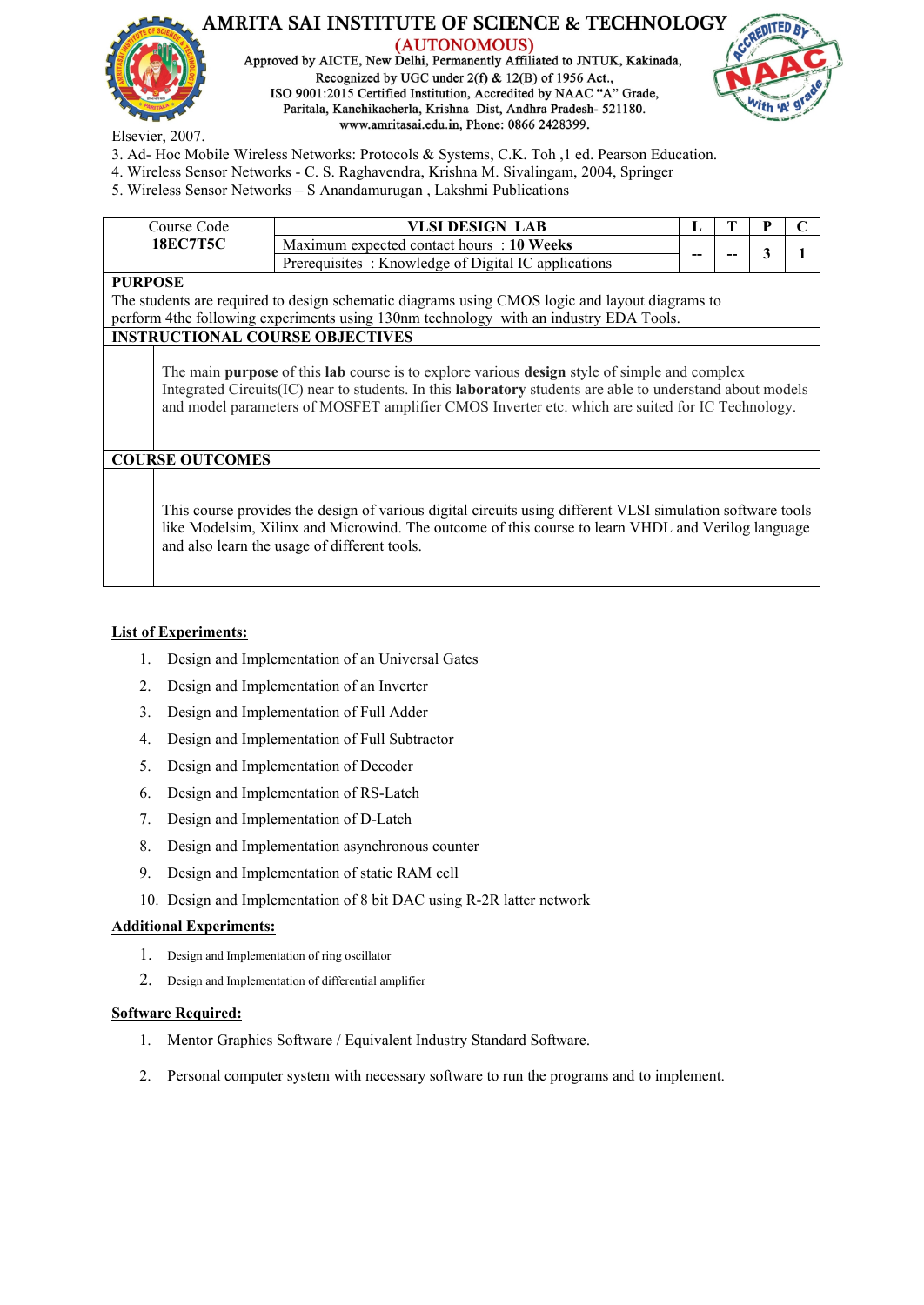Elsevier, 2007.

3. Ad- Hoc Mobile Wireless Networks: Protocols & Systems, C.K. Toh ,1 ed. Pearson Education.
4. Wireless Sensor Networks - C. S. Raghavendra, Krishna M. Sivalingam, 2004, Springer
5. Wireless Sensor Networks – S Anandamurugan , Lakshmi Publications

| Course Code **18EC7T5C** | **VLSI DESIGN LAB** | **L** | **T** | **P** | **C** |
|---|---|---|---|---|---|
| | Maximum expected contact hours : **10 Weeks** | **--** | **--** | **3** | **1** |
| | Prerequisites : Knowledge of Digital IC applications | | | | |

**PURPOSE**

The students are required to design schematic diagrams using CMOS logic and layout diagrams to perform 4the following experiments using 130nm technology with an industry EDA Tools.

**INSTRUCTIONAL COURSE OBJECTIVES**

The main **purpose** of this **lab** course is to explore various **design** style of simple and complex Integrated Circuits(IC) near to students. In this **laboratory** students are able to understand about models and model parameters of MOSFET amplifier CMOS Inverter etc. which are suited for IC Technology.

**COURSE OUTCOMES**

This course provides the design of various digital circuits using different VLSI simulation software tools like Modelsim, Xilinx and Microwind. The outcome of this course to learn VHDL and Verilog language and also learn the usage of different tools.

## List of Experiments:

1. Design and Implementation of an Universal Gates
2. Design and Implementation of an Inverter
3. Design and Implementation of Full Adder
4. Design and Implementation of Full Subtractor
5. Design and Implementation of Decoder
6. Design and Implementation of RS-Latch
7. Design and Implementation of D-Latch
8. Design and Implementation asynchronous counter
9. Design and Implementation of static RAM cell
10. Design and Implementation of 8 bit DAC using R-2R latter network

## Additional Experiments:

1. Design and Implementation of ring oscillator
2. Design and Implementation of differential amplifier

## Software Required:

1. Mentor Graphics Software / Equivalent Industry Standard Software.
2. Personal computer system with necessary software to run the programs and to implement.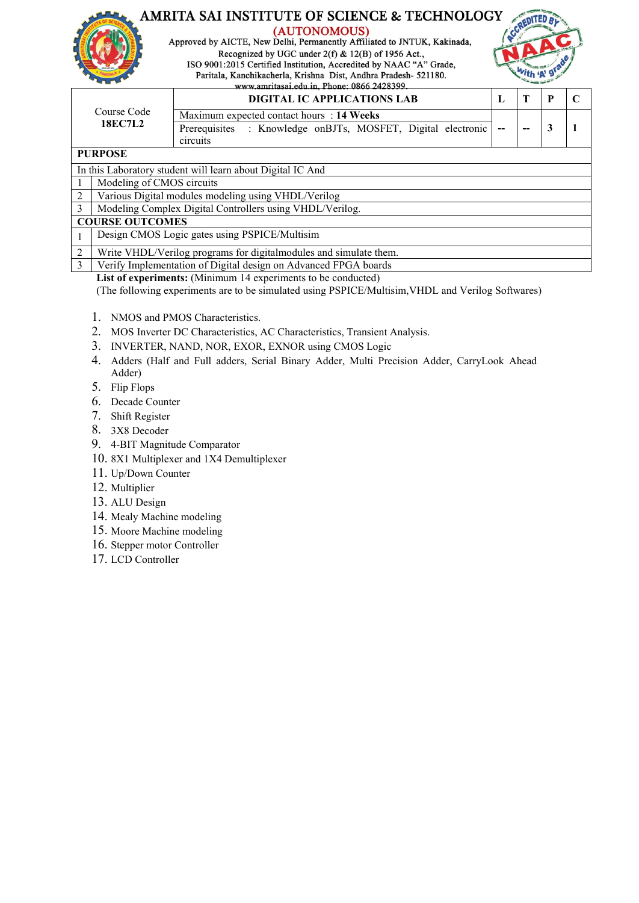# AMRITA SAI INSTITUTE OF SCIENCE & TECHNOLOGY

**(AUTONOMOUS)**

Approved by AICTE, New Delhi, Permanently Affiliated to JNTUK, Kakinada, Recognized by UGC under 2(f) & 12(B) of 1956 Act., ISO 9001:2015 Certified Institution, Accredited by NAAC "A" Grade, Paritala, Kanchikacherla, Krishna Dist, Andhra Pradesh- 521180. www.amritasai.edu.in, Phone: 0866 2428399.

| Course Code **18EC7L2** | **DIGITAL IC APPLICATIONS LAB** | **L** | **T** | **P** | **C** |
|---|---|---|---|---|---|
| | Maximum expected contact hours : **14 Weeks** | -- | -- | 3 | 1 |
| | Prerequisites : Knowledge onBJTs, MOSFET, Digital electronic circuits | | | | |

**PURPOSE**

In this Laboratory student will learn about Digital IC And

| | |
|---|---|
| 1 | Modeling of CMOS circuits |
| 2 | Various Digital modules modeling using VHDL/Verilog |
| 3 | Modeling Complex Digital Controllers using VHDL/Verilog. |

**COURSE OUTCOMES**

| | |
|---|---|
| 1 | Design CMOS Logic gates using PSPICE/Multisim |
| 2 | Write VHDL/Verilog programs for digitalmodules and simulate them. |
| 3 | Verify Implementation of Digital design on Advanced FPGA boards |

**List of experiments:** (Minimum 14 experiments to be conducted)

(The following experiments are to be simulated using PSPICE/Multisim,VHDL and Verilog Softwares)

1. NMOS and PMOS Characteristics.
2. MOS Inverter DC Characteristics, AC Characteristics, Transient Analysis.
3. INVERTER, NAND, NOR, EXOR, EXNOR using CMOS Logic
4. Adders (Half and Full adders, Serial Binary Adder, Multi Precision Adder, CarryLook Ahead Adder)
5. Flip Flops
6. Decade Counter
7. Shift Register
8. 3X8 Decoder
9. 4-BIT Magnitude Comparator
10. 8X1 Multiplexer and 1X4 Demultiplexer
11. Up/Down Counter
12. Multiplier
13. ALU Design
14. Mealy Machine modeling
15. Moore Machine modeling
16. Stepper motor Controller
17. LCD Controller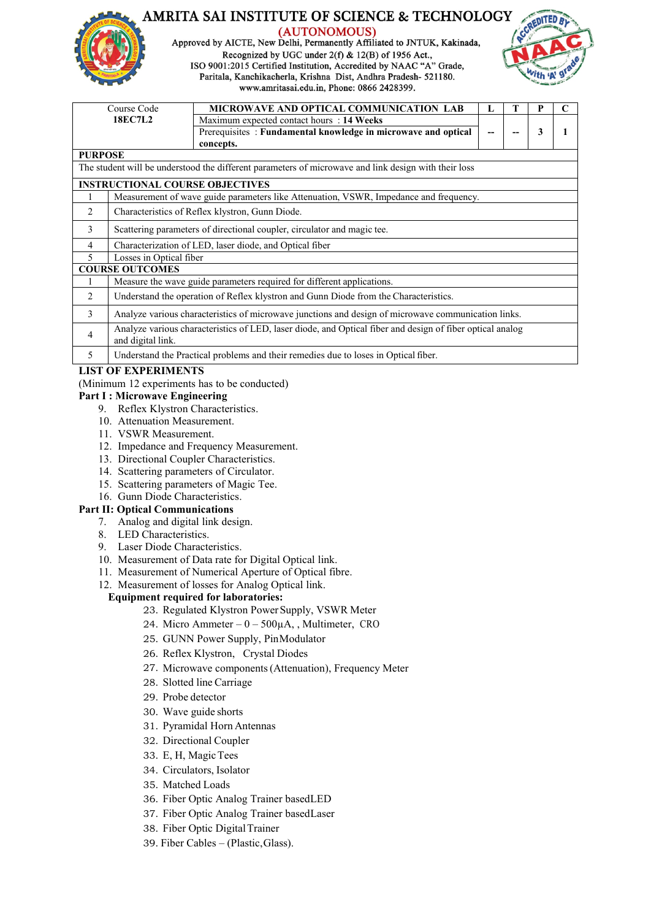# AMRITA SAI INSTITUTE OF SCIENCE & TECHNOLOGY

**(AUTONOMOUS)**

Approved by AICTE, New Delhi, Permanently Affiliated to JNTUK, Kakinada,
Recognized by UGC under 2(f) & 12(B) of 1956 Act.,
ISO 9001:2015 Certified Institution, Accredited by NAAC "A" Grade,
Paritala, Kanchikacherla, Krishna Dist, Andhra Pradesh- 521180.
www.amritasai.edu.in, Phone: 0866 2428399.

| Course Code **18EC7L2** | **MICROWAVE AND OPTICAL COMMUNICATION LAB** | **L** | **T** | **P** | **C** |
|---|---|---|---|---|---|
| | Maximum expected contact hours : **14 Weeks** | -- | -- | 3 | 1 |
| | Prerequisites : **Fundamental knowledge in microwave and optical concepts.** | | | | |

**PURPOSE**

The student will be understood the different parameters of microwave and link design with their loss

**INSTRUCTIONAL COURSE OBJECTIVES**

| | |
|---|---|
| 1 | Measurement of wave guide parameters like Attenuation, VSWR, Impedance and frequency. |
| 2 | Characteristics of Reflex klystron, Gunn Diode. |
| 3 | Scattering parameters of directional coupler, circulator and magic tee. |
| 4 | Characterization of LED, laser diode, and Optical fiber |
| 5 | Losses in Optical fiber |

**COURSE OUTCOMES**

| | |
|---|---|
| 1 | Measure the wave guide parameters required for different applications. |
| 2 | Understand the operation of Reflex klystron and Gunn Diode from the Characteristics. |
| 3 | Analyze various characteristics of microwave junctions and design of microwave communication links. |
| 4 | Analyze various characteristics of LED, laser diode, and Optical fiber and design of fiber optical analog and digital link. |
| 5 | Understand the Practical problems and their remedies due to loses in Optical fiber. |

**LIST OF EXPERIMENTS**

(Minimum 12 experiments has to be conducted)

**Part I : Microwave Engineering**

9. Reflex Klystron Characteristics.
10. Attenuation Measurement.
11. VSWR Measurement.
12. Impedance and Frequency Measurement.
13. Directional Coupler Characteristics.
14. Scattering parameters of Circulator.
15. Scattering parameters of Magic Tee.
16. Gunn Diode Characteristics.

**Part II: Optical Communications**

7. Analog and digital link design.
8. LED Characteristics.
9. Laser Diode Characteristics.
10. Measurement of Data rate for Digital Optical link.
11. Measurement of Numerical Aperture of Optical fibre.
12. Measurement of losses for Analog Optical link.

**Equipment required for laboratories:**

23. Regulated Klystron Power Supply, VSWR Meter
24. Micro Ammeter – 0 – 500µA, , Multimeter, CRO
25. GUNN Power Supply, PinModulator
26. Reflex Klystron, Crystal Diodes
27. Microwave components (Attenuation), Frequency Meter
28. Slotted line Carriage
29. Probe detector
30. Wave guide shorts
31. Pyramidal Horn Antennas
32. Directional Coupler
33. E, H, Magic Tees
34. Circulators, Isolator
35. Matched Loads
36. Fiber Optic Analog Trainer basedLED
37. Fiber Optic Analog Trainer basedLaser
38. Fiber Optic Digital Trainer
39. Fiber Cables – (Plastic, Glass).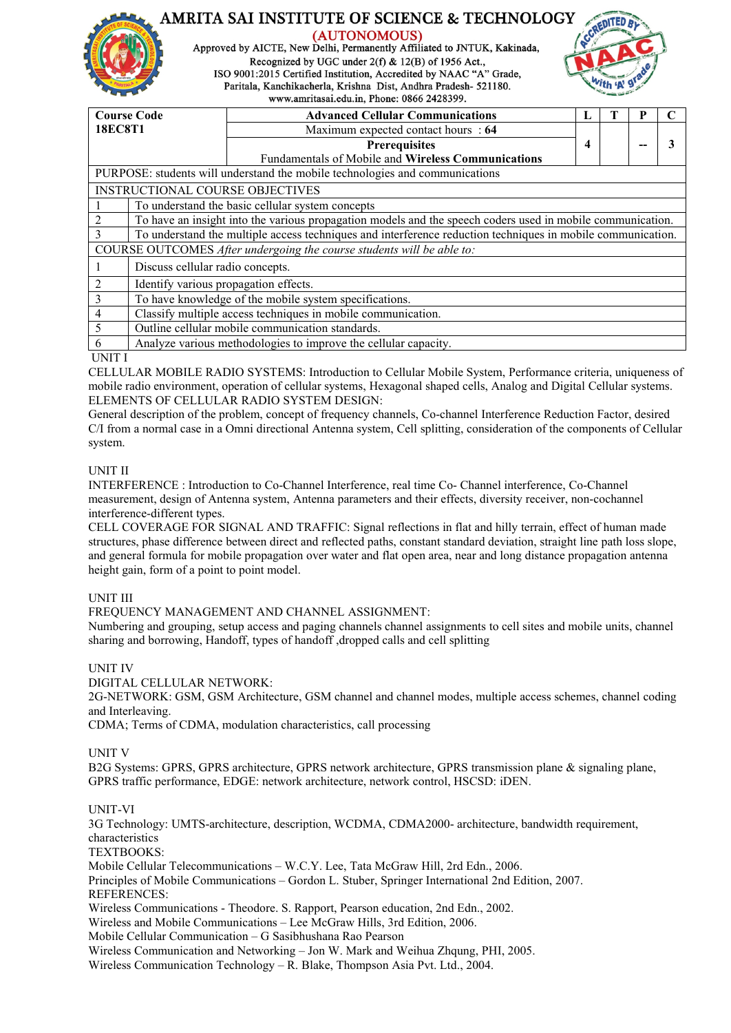# AMRITA SAI INSTITUTE OF SCIENCE & TECHNOLOGY

**(AUTONOMOUS)**

Approved by AICTE, New Delhi, Permanently Affiliated to JNTUK, Kakinada, Recognized by UGC under 2(f) & 12(B) of 1956 Act., ISO 9001:2015 Certified Institution, Accredited by NAAC "A" Grade, Paritala, Kanchikacherla, Krishna Dist, Andhra Pradesh- 521180. www.amritasai.edu.in, Phone: 0866 2428399.

| Course Code | Advanced Cellular Communications | L | T | P | C |
|---|---|---|---|---|---|
| **18EC8T1** | Maximum expected contact hours : **64** | | | | |
| | **Prerequisites** Fundamentals of Mobile and **Wireless Communications** | **4** | | **--** | **3** |

| PURPOSE: students will understand the mobile technologies and communications | |
|---|---|
| **INSTRUCTIONAL COURSE OBJECTIVES** | |
| 1 | To understand the basic cellular system concepts |
| 2 | To have an insight into the various propagation models and the speech coders used in mobile communication. |
| 3 | To understand the multiple access techniques and interference reduction techniques in mobile communication. |
| COURSE OUTCOMES *After undergoing the course students will be able to:* | |
| 1 | Discuss cellular radio concepts. |
| 2 | Identify various propagation effects. |
| 3 | To have knowledge of the mobile system specifications. |
| 4 | Classify multiple access techniques in mobile communication. |
| 5 | Outline cellular mobile communication standards. |
| 6 | Analyze various methodologies to improve the cellular capacity. |

UNIT I

CELLULAR MOBILE RADIO SYSTEMS: Introduction to Cellular Mobile System, Performance criteria, uniqueness of mobile radio environment, operation of cellular systems, Hexagonal shaped cells, Analog and Digital Cellular systems.

ELEMENTS OF CELLULAR RADIO SYSTEM DESIGN:

General description of the problem, concept of frequency channels, Co-channel Interference Reduction Factor, desired C/I from a normal case in a Omni directional Antenna system, Cell splitting, consideration of the components of Cellular system.

UNIT II

INTERFERENCE : Introduction to Co-Channel Interference, real time Co- Channel interference, Co-Channel measurement, design of Antenna system, Antenna parameters and their effects, diversity receiver, non-cochannel interference-different types.

CELL COVERAGE FOR SIGNAL AND TRAFFIC: Signal reflections in flat and hilly terrain, effect of human made structures, phase difference between direct and reflected paths, constant standard deviation, straight line path loss slope, and general formula for mobile propagation over water and flat open area, near and long distance propagation antenna height gain, form of a point to point model.

UNIT III

FREQUENCY MANAGEMENT AND CHANNEL ASSIGNMENT:

Numbering and grouping, setup access and paging channels channel assignments to cell sites and mobile units, channel sharing and borrowing, Handoff, types of handoff ,dropped calls and cell splitting

UNIT IV

DIGITAL CELLULAR NETWORK:

2G-NETWORK: GSM, GSM Architecture, GSM channel and channel modes, multiple access schemes, channel coding and Interleaving.

CDMA; Terms of CDMA, modulation characteristics, call processing

UNIT V

B2G Systems: GPRS, GPRS architecture, GPRS network architecture, GPRS transmission plane & signaling plane, GPRS traffic performance, EDGE: network architecture, network control, HSCSD: iDEN.

UNIT-VI

3G Technology: UMTS-architecture, description, WCDMA, CDMA2000- architecture, bandwidth requirement, characteristics

TEXTBOOKS:

Mobile Cellular Telecommunications – W.C.Y. Lee, Tata McGraw Hill, 2rd Edn., 2006.

Principles of Mobile Communications – Gordon L. Stuber, Springer International 2nd Edition, 2007.

REFERENCES:

Wireless Communications - Theodore. S. Rapport, Pearson education, 2nd Edn., 2002.

Wireless and Mobile Communications – Lee McGraw Hills, 3rd Edition, 2006.

Mobile Cellular Communication – G Sasibhushana Rao Pearson

Wireless Communication and Networking – Jon W. Mark and Weihua Zhqung, PHI, 2005.

Wireless Communication Technology – R. Blake, Thompson Asia Pvt. Ltd., 2004.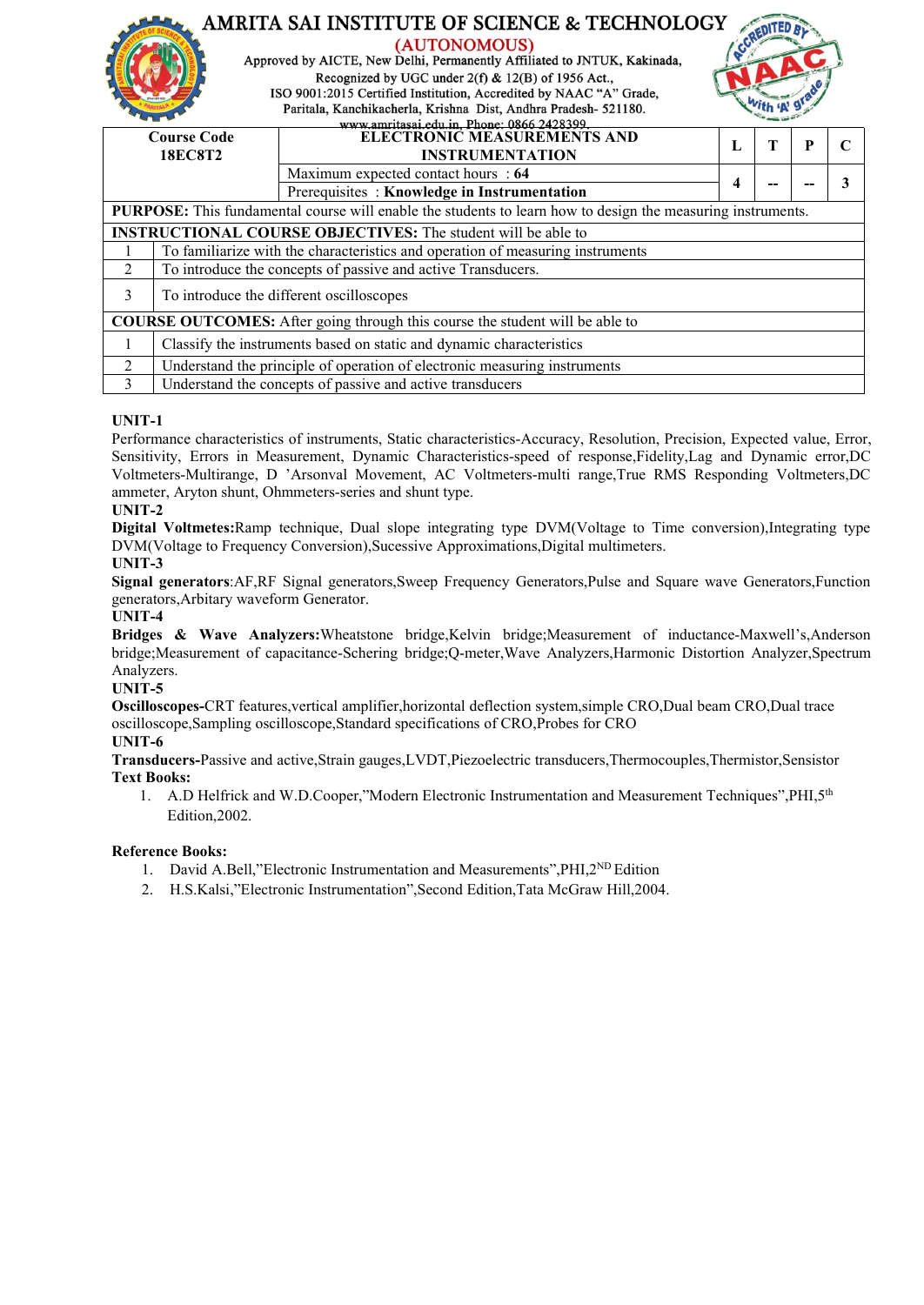# AMRITA SAI INSTITUTE OF SCIENCE & TECHNOLOGY

**(AUTONOMOUS)**

Approved by AICTE, New Delhi, Permanently Affiliated to JNTUK, Kakinada,
Recognized by UGC under 2(f) & 12(B) of 1956 Act.,
ISO 9001:2015 Certified Institution, Accredited by NAAC "A" Grade,
Paritala, Kanchikacherla, Krishna Dist, Andhra Pradesh- 521180.
www.amritasai.edu.in, Phone: 0866 2428399.

| Course Code 18EC8T2 | ELECTRONIC MEASUREMENTS AND INSTRUMENTATION | L | T | P | C |
|---|---|---|---|---|---|
| | Maximum expected contact hours : **64** | 4 | -- | -- | 3 |
| | Prerequisites : **Knowledge in Instrumentation** | | | | |

**PURPOSE:** This fundamental course will enable the students to learn how to design the measuring instruments.

| **INSTRUCTIONAL COURSE OBJECTIVES:** The student will be able to | |
|---|---|
| 1 | To familiarize with the characteristics and operation of measuring instruments |
| 2 | To introduce the concepts of passive and active Transducers. |
| 3 | To introduce the different oscilloscopes |

| **COURSE OUTCOMES:** After going through this course the student will be able to | |
|---|---|
| 1 | Classify the instruments based on static and dynamic characteristics |
| 2 | Understand the principle of operation of electronic measuring instruments |
| 3 | Understand the concepts of passive and active transducers |

**UNIT-1**

Performance characteristics of instruments, Static characteristics-Accuracy, Resolution, Precision, Expected value, Error, Sensitivity, Errors in Measurement, Dynamic Characteristics-speed of response,Fidelity,Lag and Dynamic error,DC Voltmeters-Multirange, D 'Arsonval Movement, AC Voltmeters-multi range,True RMS Responding Voltmeters,DC ammeter, Aryton shunt, Ohmmeters-series and shunt type.

**UNIT-2**

**Digital Voltmetes:**Ramp technique, Dual slope integrating type DVM(Voltage to Time conversion),Integrating type DVM(Voltage to Frequency Conversion),Sucessive Approximations,Digital multimeters.

**UNIT-3**

**Signal generators**:AF,RF Signal generators,Sweep Frequency Generators,Pulse and Square wave Generators,Function generators,Arbitary waveform Generator.

**UNIT-4**

**Bridges & Wave Analyzers:**Wheatstone bridge,Kelvin bridge;Measurement of inductance-Maxwell's,Anderson bridge;Measurement of capacitance-Schering bridge;Q-meter,Wave Analyzers,Harmonic Distortion Analyzer,Spectrum Analyzers.

**UNIT-5**

**Oscilloscopes-**CRT features,vertical amplifier,horizontal deflection system,simple CRO,Dual beam CRO,Dual trace oscilloscope,Sampling oscilloscope,Standard specifications of CRO,Probes for CRO

**UNIT-6**

**Transducers-**Passive and active,Strain gauges,LVDT,Piezoelectric transducers,Thermocouples,Thermistor,Sensistor

**Text Books:**

1. A.D Helfrick and W.D.Cooper,"Modern Electronic Instrumentation and Measurement Techniques",PHI,5th Edition,2002.

**Reference Books:**

1. David A.Bell,"Electronic Instrumentation and Measurements",PHI,2ND Edition
2. H.S.Kalsi,"Electronic Instrumentation",Second Edition,Tata McGraw Hill,2004.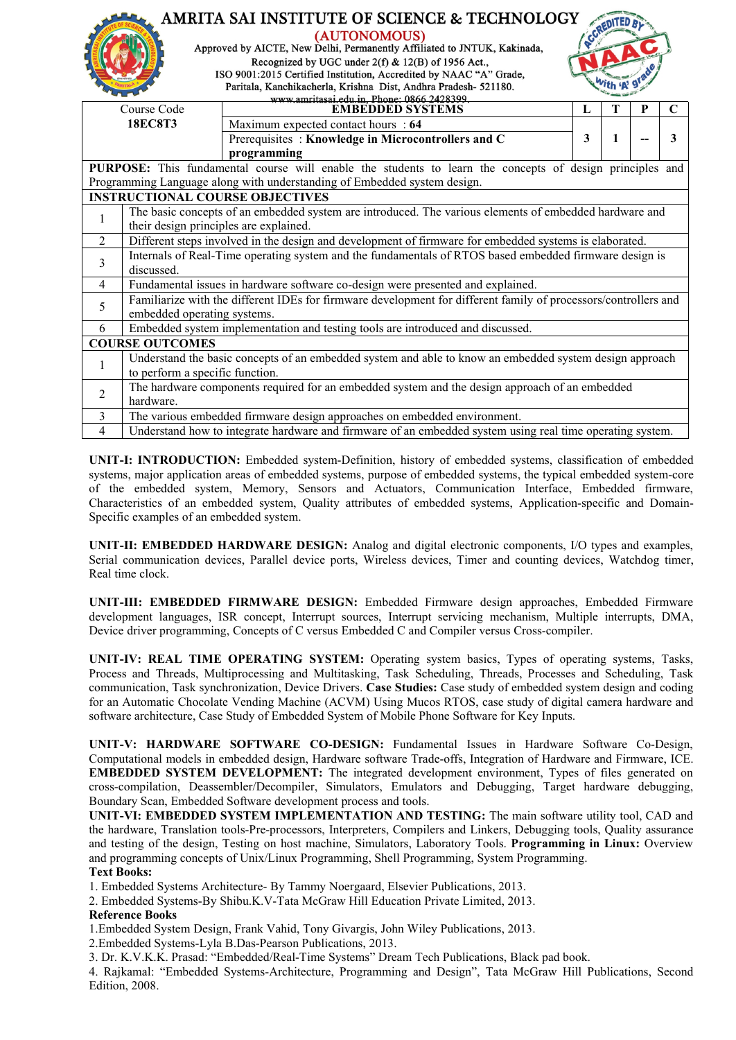# AMRITA SAI INSTITUTE OF SCIENCE & TECHNOLOGY

**(AUTONOMOUS)**

Approved by AICTE, New Delhi, Permanently Affiliated to JNTUK, Kakinada,
Recognized by UGC under 2(f) & 12(B) of 1956 Act.,
ISO 9001:2015 Certified Institution, Accredited by NAAC "A" Grade,
Paritala, Kanchikacherla, Krishna Dist, Andhra Pradesh- 521180.
www.amritasai.edu.in, Phone: 0866 2428399.

| Course Code | EMBEDDED SYSTEMS | L | T | P | C |
|---|---|---|---|---|---|
| **18EC8T3** | Maximum expected contact hours : **64** | 3 | 1 | -- | 3 |
| | Prerequisites : **Knowledge in Microcontrollers and C programming** | | | | |

**PURPOSE:** This fundamental course will enable the students to learn the concepts of design principles and Programming Language along with understanding of Embedded system design.

| INSTRUCTIONAL COURSE OBJECTIVES | |
|---|---|
| 1 | The basic concepts of an embedded system are introduced. The various elements of embedded hardware and their design principles are explained. |
| 2 | Different steps involved in the design and development of firmware for embedded systems is elaborated. |
| 3 | Internals of Real-Time operating system and the fundamentals of RTOS based embedded firmware design is discussed. |
| 4 | Fundamental issues in hardware software co-design were presented and explained. |
| 5 | Familiarize with the different IDEs for firmware development for different family of processors/controllers and embedded operating systems. |
| 6 | Embedded system implementation and testing tools are introduced and discussed. |

| COURSE OUTCOMES | |
|---|---|
| 1 | Understand the basic concepts of an embedded system and able to know an embedded system design approach to perform a specific function. |
| 2 | The hardware components required for an embedded system and the design approach of an embedded hardware. |
| 3 | The various embedded firmware design approaches on embedded environment. |
| 4 | Understand how to integrate hardware and firmware of an embedded system using real time operating system. |

**UNIT-I: INTRODUCTION:** Embedded system-Definition, history of embedded systems, classification of embedded systems, major application areas of embedded systems, purpose of embedded systems, the typical embedded system-core of the embedded system, Memory, Sensors and Actuators, Communication Interface, Embedded firmware, Characteristics of an embedded system, Quality attributes of embedded systems, Application-specific and Domain-Specific examples of an embedded system.

**UNIT-II: EMBEDDED HARDWARE DESIGN:** Analog and digital electronic components, I/O types and examples, Serial communication devices, Parallel device ports, Wireless devices, Timer and counting devices, Watchdog timer, Real time clock.

**UNIT-III: EMBEDDED FIRMWARE DESIGN:** Embedded Firmware design approaches, Embedded Firmware development languages, ISR concept, Interrupt sources, Interrupt servicing mechanism, Multiple interrupts, DMA, Device driver programming, Concepts of C versus Embedded C and Compiler versus Cross-compiler.

**UNIT-IV: REAL TIME OPERATING SYSTEM:** Operating system basics, Types of operating systems, Tasks, Process and Threads, Multiprocessing and Multitasking, Task Scheduling, Threads, Processes and Scheduling, Task communication, Task synchronization, Device Drivers. **Case Studies:** Case study of embedded system design and coding for an Automatic Chocolate Vending Machine (ACVM) Using Mucos RTOS, case study of digital camera hardware and software architecture, Case Study of Embedded System of Mobile Phone Software for Key Inputs.

**UNIT-V: HARDWARE SOFTWARE CO-DESIGN:** Fundamental Issues in Hardware Software Co-Design, Computational models in embedded design, Hardware software Trade-offs, Integration of Hardware and Firmware, ICE. **EMBEDDED SYSTEM DEVELOPMENT:** The integrated development environment, Types of files generated on cross-compilation, Deassembler/Decompiler, Simulators, Emulators and Debugging, Target hardware debugging, Boundary Scan, Embedded Software development process and tools.

**UNIT-VI: EMBEDDED SYSTEM IMPLEMENTATION AND TESTING:** The main software utility tool, CAD and the hardware, Translation tools-Pre-processors, Interpreters, Compilers and Linkers, Debugging tools, Quality assurance and testing of the design, Testing on host machine, Simulators, Laboratory Tools. **Programming in Linux:** Overview and programming concepts of Unix/Linux Programming, Shell Programming, System Programming.

**Text Books:**

1. Embedded Systems Architecture- By Tammy Noergaard, Elsevier Publications, 2013.
2. Embedded Systems-By Shibu.K.V-Tata McGraw Hill Education Private Limited, 2013.

**Reference Books**

1. Embedded System Design, Frank Vahid, Tony Givargis, John Wiley Publications, 2013.
2. Embedded Systems-Lyla B.Das-Pearson Publications, 2013.
3. Dr. K.V.K.K. Prasad: "Embedded/Real-Time Systems" Dream Tech Publications, Black pad book.
4. Rajkamal: "Embedded Systems-Architecture, Programming and Design", Tata McGraw Hill Publications, Second Edition, 2008.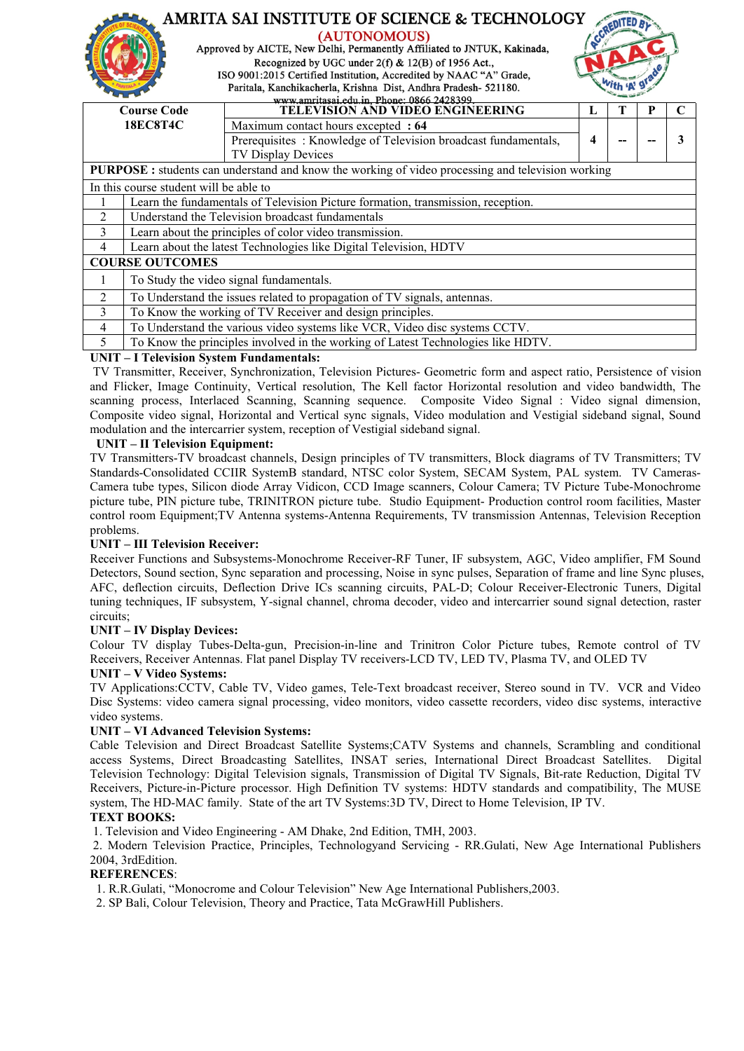# AMRITA SAI INSTITUTE OF SCIENCE & TECHNOLOGY

**(AUTONOMOUS)**

Approved by AICTE, New Delhi, Permanently Affiliated to JNTUK, Kakinada, Recognized by UGC under 2(f) & 12(B) of 1956 Act., ISO 9001:2015 Certified Institution, Accredited by NAAC "A" Grade, Paritala, Kanchikacherla, Krishna Dist, Andhra Pradesh- 521180.

www.amritasai.edu.in, Phone: 0866 2428399.

| Course Code | TELEVISION AND VIDEO ENGINEERING | L | T | P | C |
|---|---|---|---|---|---|
| **18EC8T4C** | Maximum contact hours excepted : **64** | | | | |
| | Prerequisites : Knowledge of Television broadcast fundamentals, TV Display Devices | **4** | **--** | **--** | **3** |

**PURPOSE :** students can understand and know the working of video processing and television working

| In this course student will be able to | |
|---|---|
| 1 | Learn the fundamentals of Television Picture formation, transmission, reception. |
| 2 | Understand the Television broadcast fundamentals |
| 3 | Learn about the principles of color video transmission. |
| 4 | Learn about the latest Technologies like Digital Television, HDTV |

**COURSE OUTCOMES**

| | |
|---|---|
| 1 | To Study the video signal fundamentals. |
| 2 | To Understand the issues related to propagation of TV signals, antennas. |
| 3 | To Know the working of TV Receiver and design principles. |
| 4 | To Understand the various video systems like VCR, Video disc systems CCTV. |
| 5 | To Know the principles involved in the working of Latest Technologies like HDTV. |

**UNIT – I Television System Fundamentals:**

TV Transmitter, Receiver, Synchronization, Television Pictures- Geometric form and aspect ratio, Persistence of vision and Flicker, Image Continuity, Vertical resolution, The Kell factor Horizontal resolution and video bandwidth, The scanning process, Interlaced Scanning, Scanning sequence. Composite Video Signal : Video signal dimension, Composite video signal, Horizontal and Vertical sync signals, Video modulation and Vestigial sideband signal, Sound modulation and the intercarrier system, reception of Vestigial sideband signal.

**UNIT – II Television Equipment:**

TV Transmitters-TV broadcast channels, Design principles of TV transmitters, Block diagrams of TV Transmitters; TV Standards-Consolidated CCIIR SystemB standard, NTSC color System, SECAM System, PAL system. TV Cameras-Camera tube types, Silicon diode Array Vidicon, CCD Image scanners, Colour Camera; TV Picture Tube-Monochrome picture tube, PIN picture tube, TRINITRON picture tube. Studio Equipment- Production control room facilities, Master control room Equipment;TV Antenna systems-Antenna Requirements, TV transmission Antennas, Television Reception problems.

**UNIT – III Television Receiver:**

Receiver Functions and Subsystems-Monochrome Receiver-RF Tuner, IF subsystem, AGC, Video amplifier, FM Sound Detectors, Sound section, Sync separation and processing, Noise in sync pulses, Separation of frame and line Sync pluses, AFC, deflection circuits, Deflection Drive ICs scanning circuits, PAL-D; Colour Receiver-Electronic Tuners, Digital tuning techniques, IF subsystem, Y-signal channel, chroma decoder, video and intercarrier sound signal detection, raster circuits;

**UNIT – IV Display Devices:**

Colour TV display Tubes-Delta-gun, Precision-in-line and Trinitron Color Picture tubes, Remote control of TV Receivers, Receiver Antennas. Flat panel Display TV receivers-LCD TV, LED TV, Plasma TV, and OLED TV

**UNIT – V Video Systems:**

TV Applications:CCTV, Cable TV, Video games, Tele-Text broadcast receiver, Stereo sound in TV. VCR and Video Disc Systems: video camera signal processing, video monitors, video cassette recorders, video disc systems, interactive video systems.

**UNIT – VI Advanced Television Systems:**

Cable Television and Direct Broadcast Satellite Systems;CATV Systems and channels, Scrambling and conditional access Systems, Direct Broadcasting Satellites, INSAT series, International Direct Broadcast Satellites. Digital Television Technology: Digital Television signals, Transmission of Digital TV Signals, Bit-rate Reduction, Digital TV Receivers, Picture-in-Picture processor. High Definition TV systems: HDTV standards and compatibility, The MUSE system, The HD-MAC family. State of the art TV Systems:3D TV, Direct to Home Television, IP TV.

**TEXT BOOKS:**

1. Television and Video Engineering - AM Dhake, 2nd Edition, TMH, 2003.
2. Modern Television Practice, Principles, Technologyand Servicing - RR.Gulati, New Age International Publishers 2004, 3rdEdition.

**REFERENCES**:

1. R.R.Gulati, "Monocrome and Colour Television" New Age International Publishers,2003.
2. SP Bali, Colour Television, Theory and Practice, Tata McGrawHill Publishers.